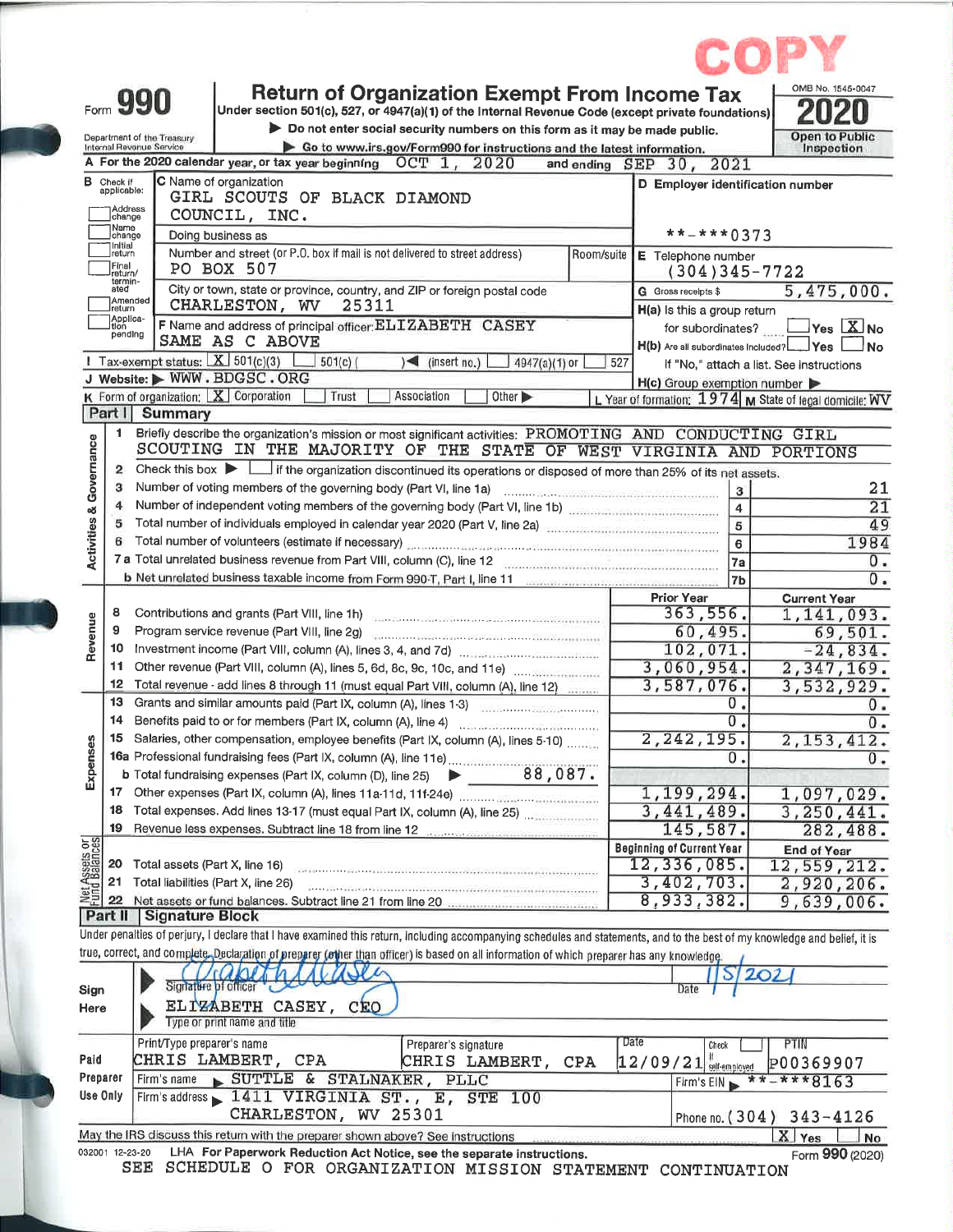COPY

Form **990**

# Return of Organization Exempt From Income Tax

Under section 501(c), 527, or 4947(a)(1) of the Internal Revenue Code (except private foundations)

▶ Do not enter social security numbers on this form as it may be made public.

▶ Go to www.irs.gov/Form990 for instructions and the latest information.

Department of the Treasury
Internal Revenue Service

OMB No. 1545-0047

**2020**

Open to Public Inspection

**A** For the 2020 calendar year, or tax year beginning OCT 1, 2020 and ending SEP 30, 2021

**B** Check if applicable: Address change / Name change / Initial return / Final return/terminated / Amended return / Application pending

**C** Name of organization: GIRL SCOUTS OF BLACK DIAMOND COUNCIL, INC.

Doing business as

Number and street (or P.O. box if mail is not delivered to street address): PO BOX 507 | Room/suite

City or town, state or province, country, and ZIP or foreign postal code: CHARLESTON, WV 25311

**D** Employer identification number: **-***0373

**E** Telephone number: (304)345-7722

**G** Gross receipts $ 5,475,000.

**F** Name and address of principal officer: ELIZABETH CASEY, SAME AS C ABOVE

**H(a)** Is this a group return for subordinates? ☐ Yes ☒ No

**H(b)** Are all subordinates included? ☐ Yes ☐ No
If "No," attach a list. See instructions

**H(c)** Group exemption number ▶

**I** Tax-exempt status: ☒ 501(c)(3) ☐ 501(c) ( ) ◀ (insert no.) ☐ 4947(a)(1) or ☐ 527

**J** Website: ▶ WWW.BDGSC.ORG

**K** Form of organization: ☒ Corporation ☐ Trust ☐ Association ☐ Other ▶

**L** Year of formation: 1974 **M** State of legal domicile: WV

## Part I Summary

**Activities & Governance**

1. Briefly describe the organization's mission or most significant activities: PROMOTING AND CONDUCTING GIRL SCOUTING IN THE MAJORITY OF THE STATE OF WEST VIRGINIA AND PORTIONS
2. Check this box ▶ ☐ if the organization discontinued its operations or disposed of more than 25% of its net assets.

| | | | |
|---|---|---|---|
| 3 | Number of voting members of the governing body (Part VI, line 1a) | 3 | 21 |
| 4 | Number of independent voting members of the governing body (Part VI, line 1b) | 4 | 21 |
| 5 | Total number of individuals employed in calendar year 2020 (Part V, line 2a) | 5 | 49 |
| 6 | Total number of volunteers (estimate if necessary) | 6 | 1984 |
| 7a | Total unrelated business revenue from Part VIII, column (C), line 12 | 7a | 0. |
| 7b | Net unrelated business taxable income from Form 990-T, Part I, line 11 | 7b | 0. |

| | | Prior Year | Current Year |
|---|---|---|---|
| **Revenue** | | | |
| 8 | Contributions and grants (Part VIII, line 1h) | 363,556. | 1,141,093. |
| 9 | Program service revenue (Part VIII, line 2g) | 60,495. | 69,501. |
| 10 | Investment income (Part VIII, column (A), lines 3, 4, and 7d) | 102,071. | -24,834. |
| 11 | Other revenue (Part VIII, column (A), lines 5, 6d, 8c, 9c, 10c, and 11e) | 3,060,954. | 2,347,169. |
| 12 | Total revenue - add lines 8 through 11 (must equal Part VIII, column (A), line 12) | 3,587,076. | 3,532,929. |
| **Expenses** | | | |
| 13 | Grants and similar amounts paid (Part IX, column (A), lines 1-3) | 0. | 0. |
| 14 | Benefits paid to or for members (Part IX, column (A), line 4) | 0. | 0. |
| 15 | Salaries, other compensation, employee benefits (Part IX, column (A), lines 5-10) | 2,242,195. | 2,153,412. |
| 16a | Professional fundraising fees (Part IX, column (A), line 11e) | 0. | 0. |
| b | Total fundraising expenses (Part IX, column (D), line 25) ▶ 88,087. | | |
| 17 | Other expenses (Part IX, column (A), lines 11a-11d, 11f-24e) | 1,199,294. | 1,097,029. |
| 18 | Total expenses. Add lines 13-17 (must equal Part IX, column (A), line 25) | 3,441,489. | 3,250,441. |
| 19 | Revenue less expenses. Subtract line 18 from line 12 | 145,587. | 282,488. |

| | | Beginning of Current Year | End of Year |
|---|---|---|---|
| **Net Assets or Fund Balances** | | | |
| 20 | Total assets (Part X, line 16) | 12,336,085. | 12,559,212. |
| 21 | Total liabilities (Part X, line 26) | 3,402,703. | 2,920,206. |
| 22 | Net assets or fund balances. Subtract line 21 from line 20 | 8,933,382. | 9,639,006. |

## Part II Signature Block

Under penalties of perjury, I declare that I have examined this return, including accompanying schedules and statements, and to the best of my knowledge and belief, it is true, correct, and complete. Declaration of preparer (other than officer) is based on all information of which preparer has any knowledge.

**Sign Here**

Signature of officer: Elizabeth Casey | Date: 1/5/2021

ELIZABETH CASEY, CEO
Type or print name and title

**Paid Preparer Use Only**

| Print/Type preparer's name | Preparer's signature | Date | Check ☐ if self-employed | PTIN |
|---|---|---|---|---|
| CHRIS LAMBERT, CPA | CHRIS LAMBERT, CPA | 12/09/21 | | P00369907 |

Firm's name ▶ SUTTLE & STALNAKER, PLLC — Firm's EIN ▶ **-***8163

Firm's address ▶ 1411 VIRGINIA ST., E, STE 100, CHARLESTON, WV 25301 — Phone no. (304) 343-4126

May the IRS discuss this return with the preparer shown above? See instructions ☒ Yes ☐ No

032001 12-23-20 LHA For Paperwork Reduction Act Notice, see the separate instructions. Form **990** (2020)

SEE SCHEDULE O FOR ORGANIZATION MISSION STATEMENT CONTINUATION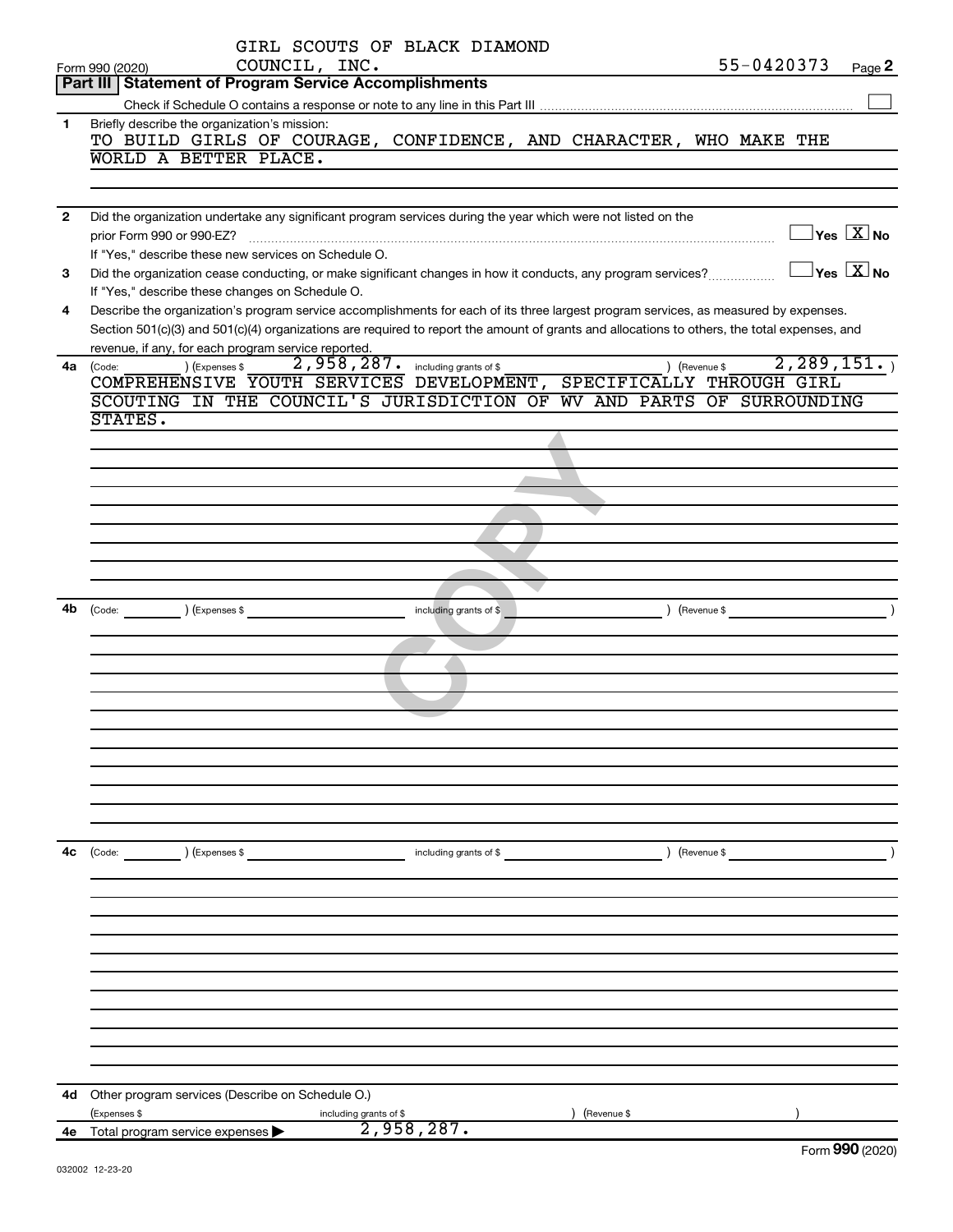GIRL SCOUTS OF BLACK DIAMOND COUNCIL, INC. 55-0420373

Form 990 (2020)

## Part III | Statement of Program Service Accomplishments

Check if Schedule O contains a response or note to any line in this Part III ☐

**1** Briefly describe the organization's mission:

TO BUILD GIRLS OF COURAGE, CONFIDENCE, AND CHARACTER, WHO MAKE THE WORLD A BETTER PLACE.

**2** Did the organization undertake any significant program services during the year which were not listed on the prior Form 990 or 990-EZ? ☐ Yes ☒ No

If "Yes," describe these new services on Schedule O.

**3** Did the organization cease conducting, or make significant changes in how it conducts, any program services? ☐ Yes ☒ No

If "Yes," describe these changes on Schedule O.

**4** Describe the organization's program service accomplishments for each of its three largest program services, as measured by expenses. Section 501(c)(3) and 501(c)(4) organizations are required to report the amount of grants and allocations to others, the total expenses, and revenue, if any, for each program service reported.

**4a** (Code: ) (Expenses $ 2,958,287. including grants of $ ) (Revenue $ 2,289,151. )

COMPREHENSIVE YOUTH SERVICES DEVELOPMENT, SPECIFICALLY THROUGH GIRL SCOUTING IN THE COUNCIL'S JURISDICTION OF WV AND PARTS OF SURROUNDING STATES.

**4b** (Code: ) (Expenses $ including grants of $ ) (Revenue $ )

**4c** (Code: ) (Expenses $ including grants of $ ) (Revenue $ )

**4d** Other program services (Describe on Schedule O.)

(Expenses $ including grants of $ ) (Revenue $ )

**4e** Total program service expenses ▶ 2,958,287.

Form 990 (2020)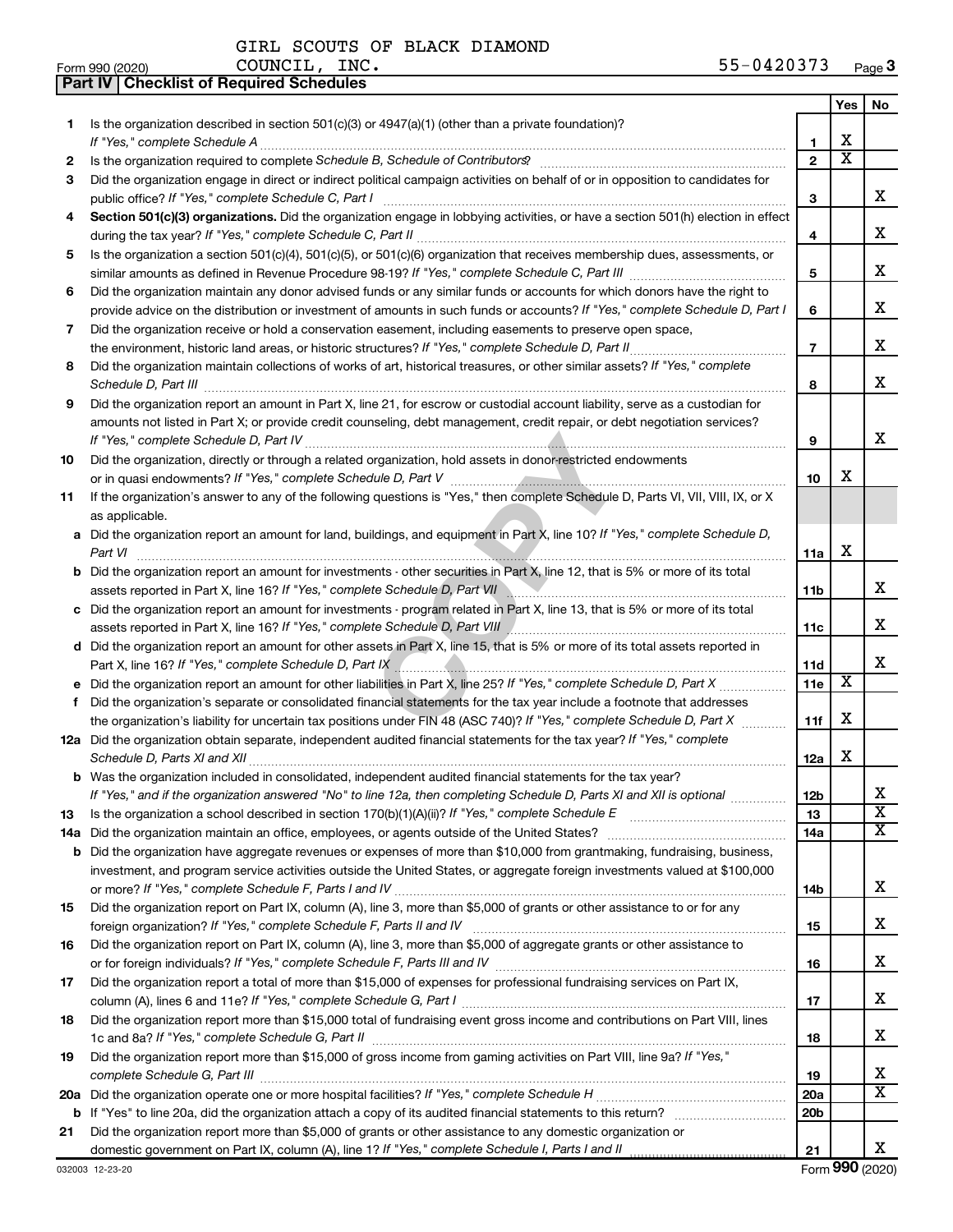GIRL SCOUTS OF BLACK DIAMOND COUNCIL, INC. 55-0420373

Form 990 (2020)

## Part IV | Checklist of Required Schedules

| | | | Yes | No |
|---|---|---|---|---|
| 1 | Is the organization described in section 501(c)(3) or 4947(a)(1) (other than a private foundation)? *If "Yes," complete Schedule A* | 1 | X | |
| 2 | Is the organization required to complete *Schedule B, Schedule of Contributors* ? | 2 | X | |
| 3 | Did the organization engage in direct or indirect political campaign activities on behalf of or in opposition to candidates for public office? *If "Yes," complete Schedule C, Part I* | 3 | | X |
| 4 | **Section 501(c)(3) organizations.** Did the organization engage in lobbying activities, or have a section 501(h) election in effect during the tax year? *If "Yes," complete Schedule C, Part II* | 4 | | X |
| 5 | Is the organization a section 501(c)(4), 501(c)(5), or 501(c)(6) organization that receives membership dues, assessments, or similar amounts as defined in Revenue Procedure 98-19? *If "Yes," complete Schedule C, Part III* | 5 | | X |
| 6 | Did the organization maintain any donor advised funds or any similar funds or accounts for which donors have the right to provide advice on the distribution or investment of amounts in such funds or accounts? *If "Yes," complete Schedule D, Part I* | 6 | | X |
| 7 | Did the organization receive or hold a conservation easement, including easements to preserve open space, the environment, historic land areas, or historic structures? *If "Yes," complete Schedule D, Part II* | 7 | | X |
| 8 | Did the organization maintain collections of works of art, historical treasures, or other similar assets? *If "Yes," complete Schedule D, Part III* | 8 | | X |
| 9 | Did the organization report an amount in Part X, line 21, for escrow or custodial account liability, serve as a custodian for amounts not listed in Part X; or provide credit counseling, debt management, credit repair, or debt negotiation services? *If "Yes," complete Schedule D, Part IV* | 9 | | X |
| 10 | Did the organization, directly or through a related organization, hold assets in donor-restricted endowments or in quasi endowments? *If "Yes," complete Schedule D, Part V* | 10 | X | |
| 11 | If the organization's answer to any of the following questions is "Yes," then complete Schedule D, Parts VI, VII, VIII, IX, or X as applicable. | | | |
| a | Did the organization report an amount for land, buildings, and equipment in Part X, line 10? *If "Yes," complete Schedule D, Part VI* | 11a | X | |
| b | Did the organization report an amount for investments - other securities in Part X, line 12, that is 5% or more of its total assets reported in Part X, line 16? *If "Yes," complete Schedule D, Part VII* | 11b | | X |
| c | Did the organization report an amount for investments - program related in Part X, line 13, that is 5% or more of its total assets reported in Part X, line 16? *If "Yes," complete Schedule D, Part VIII* | 11c | | X |
| d | Did the organization report an amount for other assets in Part X, line 15, that is 5% or more of its total assets reported in Part X, line 16? *If "Yes," complete Schedule D, Part IX* | 11d | | X |
| e | Did the organization report an amount for other liabilities in Part X, line 25? *If "Yes," complete Schedule D, Part X* | 11e | X | |
| f | Did the organization's separate or consolidated financial statements for the tax year include a footnote that addresses the organization's liability for uncertain tax positions under FIN 48 (ASC 740)? *If "Yes," complete Schedule D, Part X* | 11f | X | |
| 12a | Did the organization obtain separate, independent audited financial statements for the tax year? *If "Yes," complete Schedule D, Parts XI and XII* | 12a | X | |
| b | Was the organization included in consolidated, independent audited financial statements for the tax year? *If "Yes," and if the organization answered "No" to line 12a, then completing Schedule D, Parts XI and XII is optional* | 12b | | X |
| 13 | Is the organization a school described in section 170(b)(1)(A)(ii)? *If "Yes," complete Schedule E* | 13 | | X |
| 14a | Did the organization maintain an office, employees, or agents outside of the United States? | 14a | | X |
| b | Did the organization have aggregate revenues or expenses of more than $10,000 from grantmaking, fundraising, business, investment, and program service activities outside the United States, or aggregate foreign investments valued at $100,000 or more? *If "Yes," complete Schedule F, Parts I and IV* | 14b | | X |
| 15 | Did the organization report on Part IX, column (A), line 3, more than $5,000 of grants or other assistance to or for any foreign organization? *If "Yes," complete Schedule F, Parts II and IV* | 15 | | X |
| 16 | Did the organization report on Part IX, column (A), line 3, more than $5,000 of aggregate grants or other assistance to or for foreign individuals? *If "Yes," complete Schedule F, Parts III and IV* | 16 | | X |
| 17 | Did the organization report a total of more than $15,000 of expenses for professional fundraising services on Part IX, column (A), lines 6 and 11e? *If "Yes," complete Schedule G, Part I* | 17 | | X |
| 18 | Did the organization report more than $15,000 total of fundraising event gross income and contributions on Part VIII, lines 1c and 8a? *If "Yes," complete Schedule G, Part II* | 18 | | X |
| 19 | Did the organization report more than $15,000 of gross income from gaming activities on Part VIII, line 9a? *If "Yes," complete Schedule G, Part III* | 19 | | X |
| 20a | Did the organization operate one or more hospital facilities? *If "Yes," complete Schedule H* | 20a | | X |
| b | If "Yes" to line 20a, did the organization attach a copy of its audited financial statements to this return? | 20b | | |
| 21 | Did the organization report more than $5,000 of grants or other assistance to any domestic organization or domestic government on Part IX, column (A), line 1? *If "Yes," complete Schedule I, Parts I and II* | 21 | | X |

032003 12-23-20

Form **990** (2020)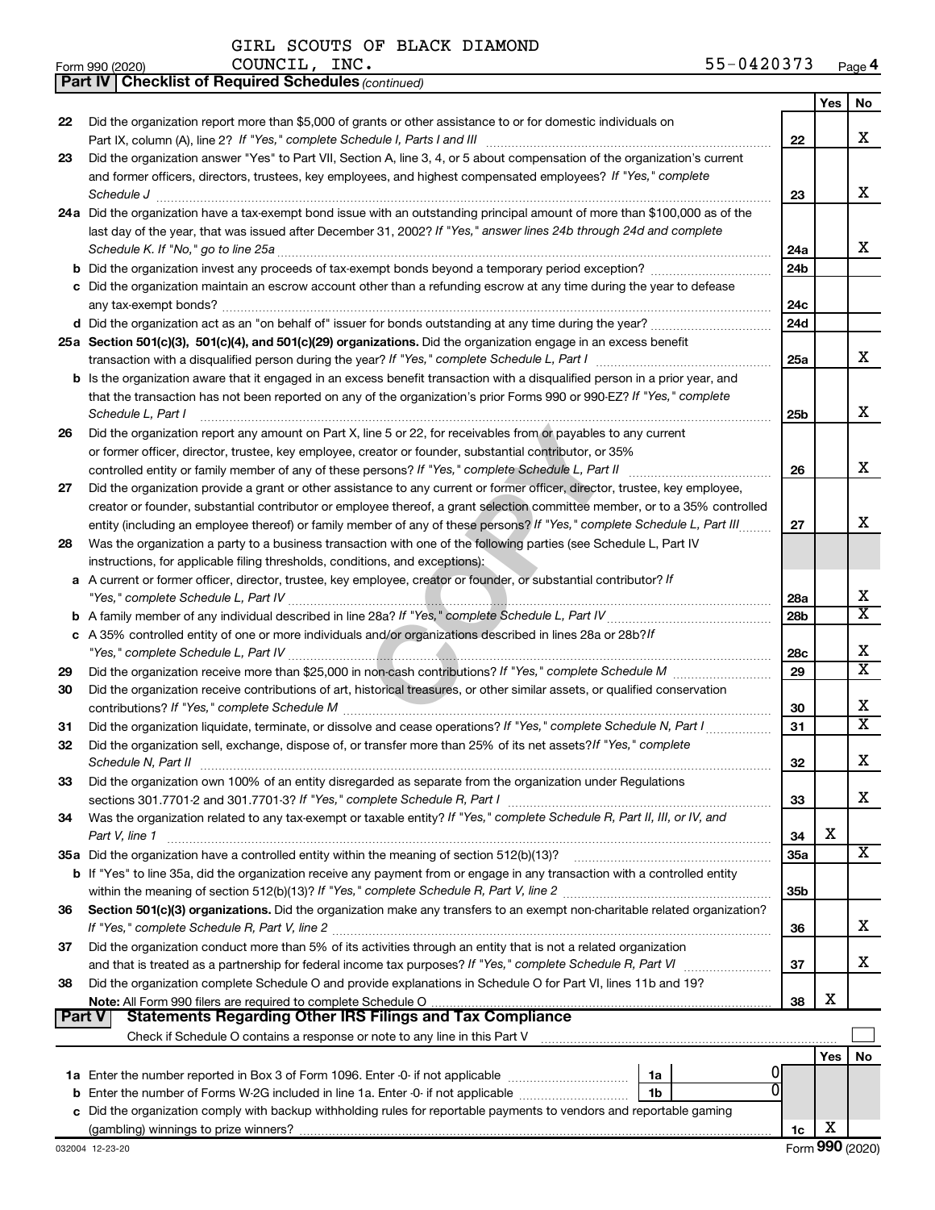GIRL SCOUTS OF BLACK DIAMOND COUNCIL, INC. 55-0420373

Form 990 (2020)

**Part IV | Checklist of Required Schedules** *(continued)*

| | | | Yes | No |
|---|---|---|---|---|
| 22 | Did the organization report more than $5,000 of grants or other assistance to or for domestic individuals on Part IX, column (A), line 2? *If "Yes," complete Schedule I, Parts I and III* | 22 | | X |
| 23 | Did the organization answer "Yes" to Part VII, Section A, line 3, 4, or 5 about compensation of the organization's current and former officers, directors, trustees, key employees, and highest compensated employees? *If "Yes," complete Schedule J* | 23 | | X |
| 24a | Did the organization have a tax-exempt bond issue with an outstanding principal amount of more than $100,000 as of the last day of the year, that was issued after December 31, 2002? *If "Yes," answer lines 24b through 24d and complete Schedule K. If "No," go to line 25a* | 24a | | X |
| b | Did the organization invest any proceeds of tax-exempt bonds beyond a temporary period exception? | 24b | | |
| c | Did the organization maintain an escrow account other than a refunding escrow at any time during the year to defease any tax-exempt bonds? | 24c | | |
| d | Did the organization act as an "on behalf of" issuer for bonds outstanding at any time during the year? | 24d | | |
| 25a | **Section 501(c)(3), 501(c)(4), and 501(c)(29) organizations.** Did the organization engage in an excess benefit transaction with a disqualified person during the year? *If "Yes," complete Schedule L, Part I* | 25a | | X |
| b | Is the organization aware that it engaged in an excess benefit transaction with a disqualified person in a prior year, and that the transaction has not been reported on any of the organization's prior Forms 990 or 990-EZ? *If "Yes," complete Schedule L, Part I* | 25b | | X |
| 26 | Did the organization report any amount on Part X, line 5 or 22, for receivables from or payables to any current or former officer, director, trustee, key employee, creator or founder, substantial contributor, or 35% controlled entity or family member of any of these persons? *If "Yes," complete Schedule L, Part II* | 26 | | X |
| 27 | Did the organization provide a grant or other assistance to any current or former officer, director, trustee, key employee, creator or founder, substantial contributor or employee thereof, a grant selection committee member, or to a 35% controlled entity (including an employee thereof) or family member of any of these persons? *If "Yes," complete Schedule L, Part III* | 27 | | X |
| 28 | Was the organization a party to a business transaction with one of the following parties (see Schedule L, Part IV instructions, for applicable filing thresholds, conditions, and exceptions): | | | |
| a | A current or former officer, director, trustee, key employee, creator or founder, or substantial contributor? *If "Yes," complete Schedule L, Part IV* | 28a | | X |
| b | A family member of any individual described in line 28a? *If "Yes," complete Schedule L, Part IV* | 28b | | X |
| c | A 35% controlled entity of one or more individuals and/or organizations described in lines 28a or 28b? *If "Yes," complete Schedule L, Part IV* | 28c | | X |
| 29 | Did the organization receive more than $25,000 in non-cash contributions? *If "Yes," complete Schedule M* | 29 | | X |
| 30 | Did the organization receive contributions of art, historical treasures, or other similar assets, or qualified conservation contributions? *If "Yes," complete Schedule M* | 30 | | X |
| 31 | Did the organization liquidate, terminate, or dissolve and cease operations? *If "Yes," complete Schedule N, Part I* | 31 | | X |
| 32 | Did the organization sell, exchange, dispose of, or transfer more than 25% of its net assets? *If "Yes," complete Schedule N, Part II* | 32 | | X |
| 33 | Did the organization own 100% of an entity disregarded as separate from the organization under Regulations sections 301.7701-2 and 301.7701-3? *If "Yes," complete Schedule R, Part I* | 33 | | X |
| 34 | Was the organization related to any tax-exempt or taxable entity? *If "Yes," complete Schedule R, Part II, III, or IV, and Part V, line 1* | 34 | X | |
| 35a | Did the organization have a controlled entity within the meaning of section 512(b)(13)? | 35a | | X |
| b | If "Yes" to line 35a, did the organization receive any payment from or engage in any transaction with a controlled entity within the meaning of section 512(b)(13)? *If "Yes," complete Schedule R, Part V, line 2* | 35b | | |
| 36 | **Section 501(c)(3) organizations.** Did the organization make any transfers to an exempt non-charitable related organization? *If "Yes," complete Schedule R, Part V, line 2* | 36 | | X |
| 37 | Did the organization conduct more than 5% of its activities through an entity that is not a related organization and that is treated as a partnership for federal income tax purposes? *If "Yes," complete Schedule R, Part VI* | 37 | | X |
| 38 | Did the organization complete Schedule O and provide explanations in Schedule O for Part VI, lines 11b and 19? **Note:** All Form 990 filers are required to complete Schedule O | 38 | X | |

**Part V | Statements Regarding Other IRS Filings and Tax Compliance**

Check if Schedule O contains a response or note to any line in this Part V

| | | | | Yes | No |
|---|---|---|---|---|---|
| 1a | Enter the number reported in Box 3 of Form 1096. Enter -0- if not applicable | 1a | 0 | | |
| b | Enter the number of Forms W-2G included in line 1a. Enter -0- if not applicable | 1b | 0 | | |
| c | Did the organization comply with backup withholding rules for reportable payments to vendors and reportable gaming (gambling) winnings to prize winners? | 1c | | X | |

032004 12-23-20 Form **990** (2020)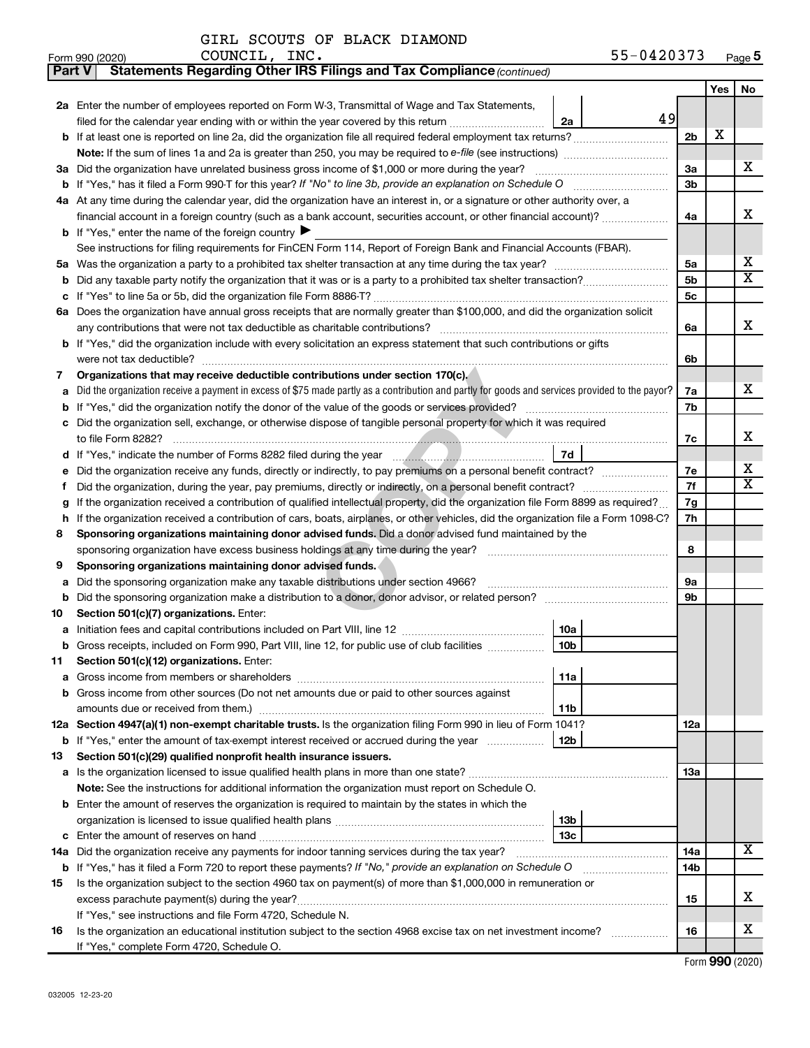GIRL SCOUTS OF BLACK DIAMOND COUNCIL, INC. 55-0420373

Form 990 (2020) Page **5**

**Part V** **Statements Regarding Other IRS Filings and Tax Compliance** *(continued)*

| | | | | | Yes | No |
|---|---|---|---|---|---|---|
| **2a** | Enter the number of employees reported on Form W-3, Transmittal of Wage and Tax Statements, filed for the calendar year ending with or within the year covered by this return | 2a | 49 | | | |
| **b** | If at least one is reported on line 2a, did the organization file all required federal employment tax returns? | | | 2b | X | |
| | **Note:** If the sum of lines 1a and 2a is greater than 250, you may be required to *e-file* (see instructions) | | | | | |
| **3a** | Did the organization have unrelated business gross income of $1,000 or more during the year? | | | 3a | | X |
| **b** | If "Yes," has it filed a Form 990-T for this year? *If "No" to line 3b, provide an explanation on Schedule O* | | | 3b | | |
| **4a** | At any time during the calendar year, did the organization have an interest in, or a signature or other authority over, a financial account in a foreign country (such as a bank account, securities account, or other financial account)? | | | 4a | | X |
| **b** | If "Yes," enter the name of the foreign country ▶ | | | | | |
| | See instructions for filing requirements for FinCEN Form 114, Report of Foreign Bank and Financial Accounts (FBAR). | | | | | |
| **5a** | Was the organization a party to a prohibited tax shelter transaction at any time during the tax year? | | | 5a | | X |
| **b** | Did any taxable party notify the organization that it was or is a party to a prohibited tax shelter transaction? | | | 5b | | X |
| **c** | If "Yes" to line 5a or 5b, did the organization file Form 8886-T? | | | 5c | | |
| **6a** | Does the organization have annual gross receipts that are normally greater than $100,000, and did the organization solicit any contributions that were not tax deductible as charitable contributions? | | | 6a | | X |
| **b** | If "Yes," did the organization include with every solicitation an express statement that such contributions or gifts were not tax deductible? | | | 6b | | |
| **7** | **Organizations that may receive deductible contributions under section 170(c).** | | | | | |
| **a** | Did the organization receive a payment in excess of $75 made partly as a contribution and partly for goods and services provided to the payor? | | | 7a | | X |
| **b** | If "Yes," did the organization notify the donor of the value of the goods or services provided? | | | 7b | | |
| **c** | Did the organization sell, exchange, or otherwise dispose of tangible personal property for which it was required to file Form 8282? | | | 7c | | X |
| **d** | If "Yes," indicate the number of Forms 8282 filed during the year | 7d | | | | |
| **e** | Did the organization receive any funds, directly or indirectly, to pay premiums on a personal benefit contract? | | | 7e | | X |
| **f** | Did the organization, during the year, pay premiums, directly or indirectly, on a personal benefit contract? | | | 7f | | X |
| **g** | If the organization received a contribution of qualified intellectual property, did the organization file Form 8899 as required? | | | 7g | | |
| **h** | If the organization received a contribution of cars, boats, airplanes, or other vehicles, did the organization file a Form 1098-C? | | | 7h | | |
| **8** | **Sponsoring organizations maintaining donor advised funds.** Did a donor advised fund maintained by the sponsoring organization have excess business holdings at any time during the year? | | | 8 | | |
| **9** | **Sponsoring organizations maintaining donor advised funds.** | | | | | |
| **a** | Did the sponsoring organization make any taxable distributions under section 4966? | | | 9a | | |
| **b** | Did the sponsoring organization make a distribution to a donor, donor advisor, or related person? | | | 9b | | |
| **10** | **Section 501(c)(7) organizations.** Enter: | | | | | |
| **a** | Initiation fees and capital contributions included on Part VIII, line 12 | 10a | | | | |
| **b** | Gross receipts, included on Form 990, Part VIII, line 12, for public use of club facilities | 10b | | | | |
| **11** | **Section 501(c)(12) organizations.** Enter: | | | | | |
| **a** | Gross income from members or shareholders | 11a | | | | |
| **b** | Gross income from other sources (Do not net amounts due or paid to other sources against amounts due or received from them.) | 11b | | | | |
| **12a** | **Section 4947(a)(1) non-exempt charitable trusts.** Is the organization filing Form 990 in lieu of Form 1041? | | | 12a | | |
| **b** | If "Yes," enter the amount of tax-exempt interest received or accrued during the year | 12b | | | | |
| **13** | **Section 501(c)(29) qualified nonprofit health insurance issuers.** | | | | | |
| **a** | Is the organization licensed to issue qualified health plans in more than one state? | | | 13a | | |
| | **Note:** See the instructions for additional information the organization must report on Schedule O. | | | | | |
| **b** | Enter the amount of reserves the organization is required to maintain by the states in which the organization is licensed to issue qualified health plans | 13b | | | | |
| **c** | Enter the amount of reserves on hand | 13c | | | | |
| **14a** | Did the organization receive any payments for indoor tanning services during the tax year? | | | 14a | | X |
| **b** | If "Yes," has it filed a Form 720 to report these payments? *If "No," provide an explanation on Schedule O* | | | 14b | | |
| **15** | Is the organization subject to the section 4960 tax on payment(s) of more than $1,000,000 in remuneration or excess parachute payment(s) during the year? | | | 15 | | X |
| | If "Yes," see instructions and file Form 4720, Schedule N. | | | | | |
| **16** | Is the organization an educational institution subject to the section 4968 excise tax on net investment income? | | | 16 | | X |
| | If "Yes," complete Form 4720, Schedule O. | | | | | |

Form **990** (2020)

032005 12-23-20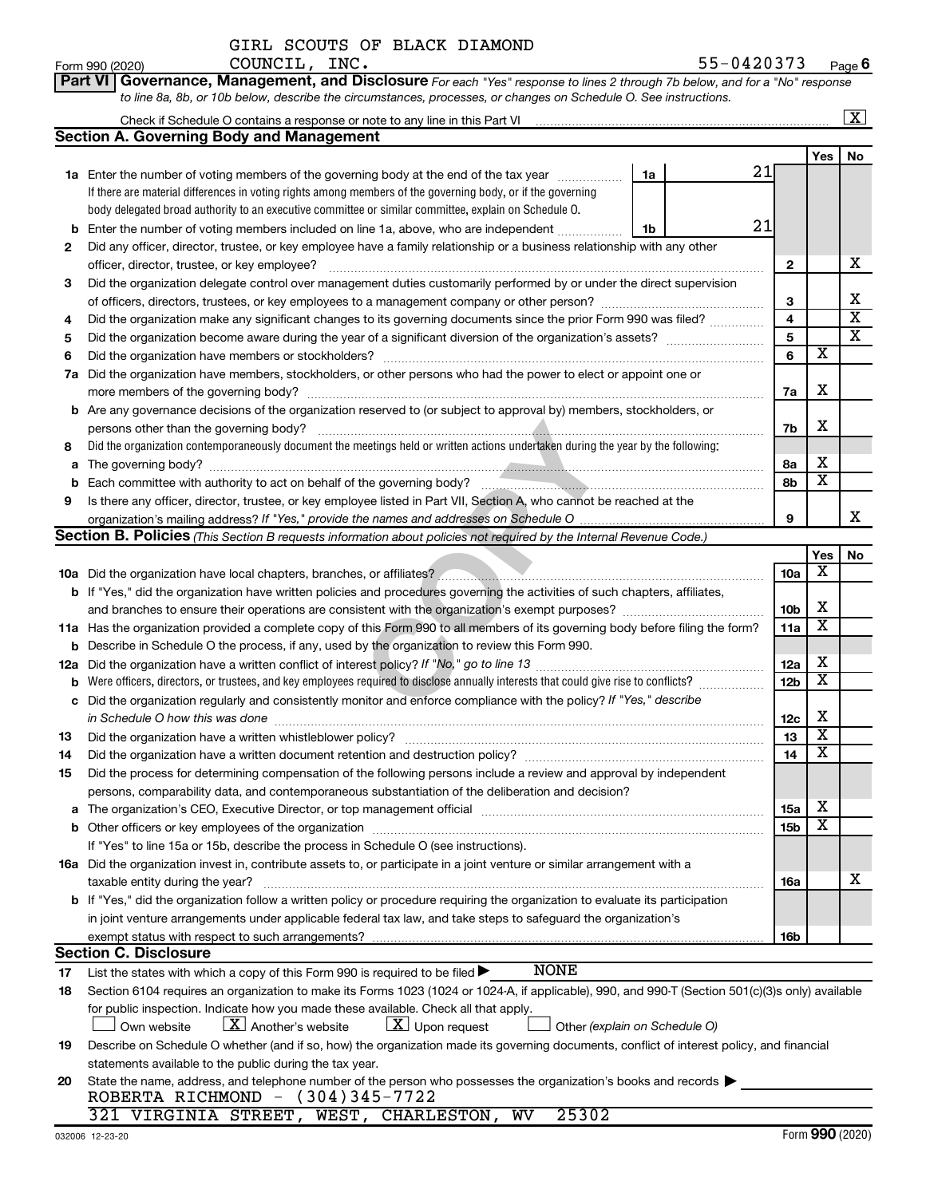GIRL SCOUTS OF BLACK DIAMOND COUNCIL, INC. 55-0420373

Form 990 (2020) Page 6

**Part VI Governance, Management, and Disclosure** *For each "Yes" response to lines 2 through 7b below, and for a "No" response to line 8a, 8b, or 10b below, describe the circumstances, processes, or changes on Schedule O. See instructions.*

Check if Schedule O contains a response or note to any line in this Part VI ..... [X]

## Section A. Governing Body and Management

| | | | | Yes | No |
|---|---|---|---|---|---|
| **1a** | Enter the number of voting members of the governing body at the end of the tax year ..... If there are material differences in voting rights among members of the governing body, or if the governing body delegated broad authority to an executive committee or similar committee, explain on Schedule O. | 1a: 21 | | | |
| **b** | Enter the number of voting members included on line 1a, above, who are independent ..... | 1b: 21 | | | |
| **2** | Did any officer, director, trustee, or key employee have a family relationship or a business relationship with any other officer, director, trustee, or key employee? | | 2 | | X |
| **3** | Did the organization delegate control over management duties customarily performed by or under the direct supervision of officers, directors, trustees, or key employees to a management company or other person? | | 3 | | X |
| **4** | Did the organization make any significant changes to its governing documents since the prior Form 990 was filed? | | 4 | | X |
| **5** | Did the organization become aware during the year of a significant diversion of the organization's assets? | | 5 | | X |
| **6** | Did the organization have members or stockholders? | | 6 | X | |
| **7a** | Did the organization have members, stockholders, or other persons who had the power to elect or appoint one or more members of the governing body? | | 7a | X | |
| **b** | Are any governance decisions of the organization reserved to (or subject to approval by) members, stockholders, or persons other than the governing body? | | 7b | X | |
| **8** | Did the organization contemporaneously document the meetings held or written actions undertaken during the year by the following: | | | | |
| **a** | The governing body? | | 8a | X | |
| **b** | Each committee with authority to act on behalf of the governing body? | | 8b | X | |
| **9** | Is there any officer, director, trustee, or key employee listed in Part VII, Section A, who cannot be reached at the organization's mailing address? *If "Yes," provide the names and addresses on Schedule O* | | 9 | | X |

## Section B. Policies *(This Section B requests information about policies not required by the Internal Revenue Code.)*

| | | | Yes | No |
|---|---|---|---|---|
| **10a** | Did the organization have local chapters, branches, or affiliates? | 10a | X | |
| **b** | If "Yes," did the organization have written policies and procedures governing the activities of such chapters, affiliates, and branches to ensure their operations are consistent with the organization's exempt purposes? | 10b | X | |
| **11a** | Has the organization provided a complete copy of this Form 990 to all members of its governing body before filing the form? | 11a | X | |
| **b** | Describe in Schedule O the process, if any, used by the organization to review this Form 990. | | | |
| **12a** | Did the organization have a written conflict of interest policy? *If "No," go to line 13* | 12a | X | |
| **b** | Were officers, directors, or trustees, and key employees required to disclose annually interests that could give rise to conflicts? | 12b | X | |
| **c** | Did the organization regularly and consistently monitor and enforce compliance with the policy? *If "Yes," describe in Schedule O how this was done* | 12c | X | |
| **13** | Did the organization have a written whistleblower policy? | 13 | X | |
| **14** | Did the organization have a written document retention and destruction policy? | 14 | X | |
| **15** | Did the process for determining compensation of the following persons include a review and approval by independent persons, comparability data, and contemporaneous substantiation of the deliberation and decision? | | | |
| **a** | The organization's CEO, Executive Director, or top management official | 15a | X | |
| **b** | Other officers or key employees of the organization | 15b | X | |
| | If "Yes" to line 15a or 15b, describe the process in Schedule O (see instructions). | | | |
| **16a** | Did the organization invest in, contribute assets to, or participate in a joint venture or similar arrangement with a taxable entity during the year? | 16a | | X |
| **b** | If "Yes," did the organization follow a written policy or procedure requiring the organization to evaluate its participation in joint venture arrangements under applicable federal tax law, and take steps to safeguard the organization's exempt status with respect to such arrangements? | 16b | | |

## Section C. Disclosure

**17** List the states with which a copy of this Form 990 is required to be filed ▶ NONE

**18** Section 6104 requires an organization to make its Forms 1023 (1024 or 1024-A, if applicable), 990, and 990-T (Section 501(c)(3)s only) available for public inspection. Indicate how you made these available. Check all that apply.

[ ] Own website [X] Another's website [X] Upon request [ ] Other *(explain on Schedule O)*

**19** Describe on Schedule O whether (and if so, how) the organization made its governing documents, conflict of interest policy, and financial statements available to the public during the tax year.

**20** State the name, address, and telephone number of the person who possesses the organization's books and records ▶

ROBERTA RICHMOND - (304)345-7722
321 VIRGINIA STREET, WEST, CHARLESTON, WV 25302

032006 12-23-20 Form **990** (2020)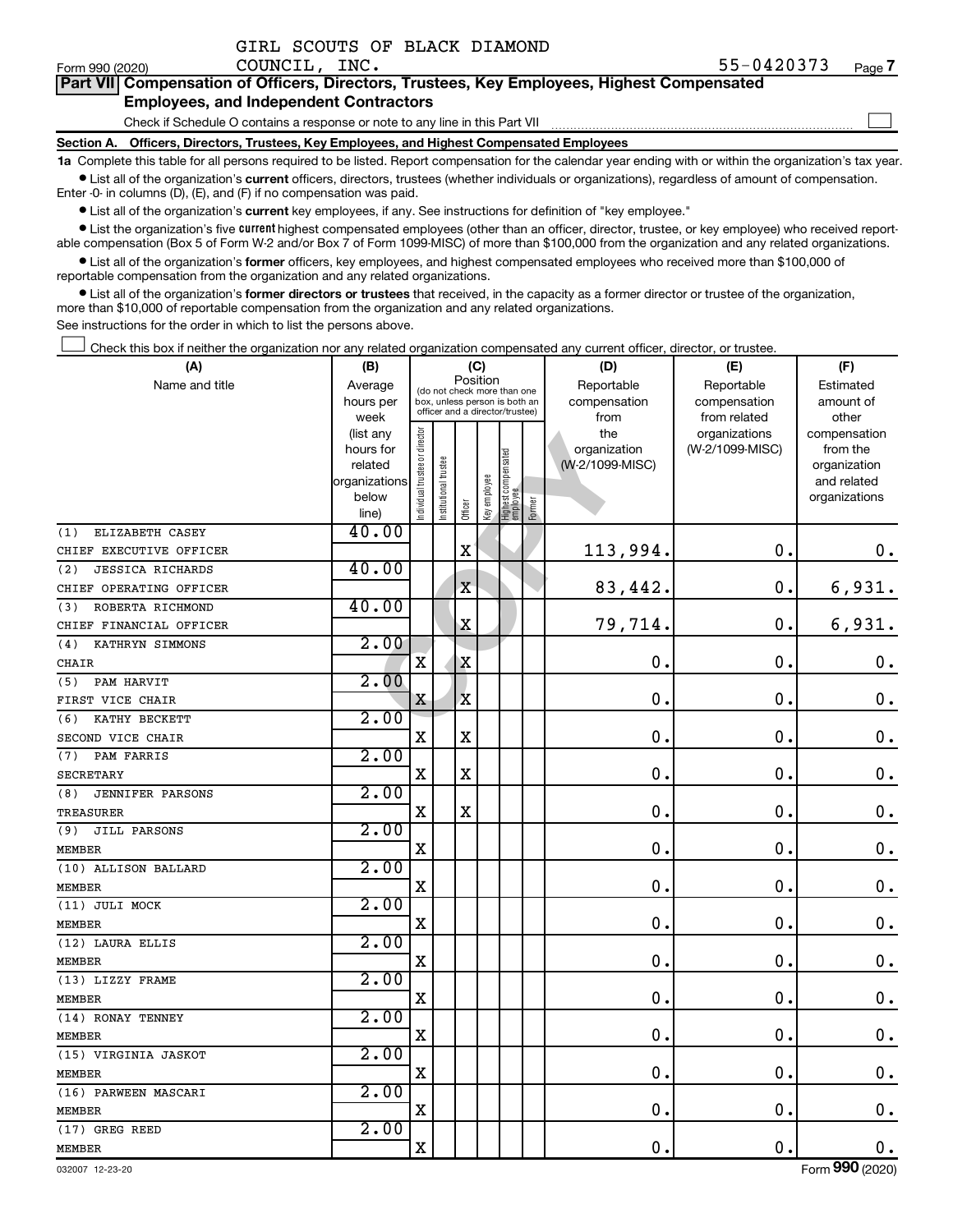GIRL SCOUTS OF BLACK DIAMOND COUNCIL, INC.

Form 990 (2020) 55-0420373 Page 7

**Part VII Compensation of Officers, Directors, Trustees, Key Employees, Highest Compensated Employees, and Independent Contractors**

Check if Schedule O contains a response or note to any line in this Part VII ☐

**Section A. Officers, Directors, Trustees, Key Employees, and Highest Compensated Employees**

**1a** Complete this table for all persons required to be listed. Report compensation for the calendar year ending with or within the organization's tax year.

- List all of the organization's **current** officers, directors, trustees (whether individuals or organizations), regardless of amount of compensation. Enter -0- in columns (D), (E), and (F) if no compensation was paid.
- List all of the organization's **current** key employees, if any. See instructions for definition of "key employee."
- List the organization's five **current** highest compensated employees (other than an officer, director, trustee, or key employee) who received reportable compensation (Box 5 of Form W-2 and/or Box 7 of Form 1099-MISC) of more than $100,000 from the organization and any related organizations.
- List all of the organization's **former** officers, key employees, and highest compensated employees who received more than $100,000 of reportable compensation from the organization and any related organizations.
- List all of the organization's **former directors or trustees** that received, in the capacity as a former director or trustee of the organization, more than $10,000 of reportable compensation from the organization and any related organizations.

See instructions for the order in which to list the persons above.

☐ Check this box if neither the organization nor any related organization compensated any current officer, director, or trustee.

| (A) Name and title | (B) Average hours per week (list any hours for related organizations below line) | (C) Individual trustee or director | Institutional trustee | Officer | Key employee | Highest compensated employee | Former | (D) Reportable compensation from the organization (W-2/1099-MISC) | (E) Reportable compensation from related organizations (W-2/1099-MISC) | (F) Estimated amount of other compensation from the organization and related organizations |
|---|---|---|---|---|---|---|---|---|---|---|
| (1) ELIZABETH CASEY<br>CHIEF EXECUTIVE OFFICER | 40.00 | | | X | | | | 113,994. | 0. | 0. |
| (2) JESSICA RICHARDS<br>CHIEF OPERATING OFFICER | 40.00 | | | X | | | | 83,442. | 0. | 6,931. |
| (3) ROBERTA RICHMOND<br>CHIEF FINANCIAL OFFICER | 40.00 | | | X | | | | 79,714. | 0. | 6,931. |
| (4) KATHRYN SIMMONS<br>CHAIR | 2.00 | X | | X | | | | 0. | 0. | 0. |
| (5) PAM HARVIT<br>FIRST VICE CHAIR | 2.00 | X | | X | | | | 0. | 0. | 0. |
| (6) KATHY BECKETT<br>SECOND VICE CHAIR | 2.00 | X | | X | | | | 0. | 0. | 0. |
| (7) PAM FARRIS<br>SECRETARY | 2.00 | X | | X | | | | 0. | 0. | 0. |
| (8) JENNIFER PARSONS<br>TREASURER | 2.00 | X | | X | | | | 0. | 0. | 0. |
| (9) JILL PARSONS<br>MEMBER | 2.00 | X | | | | | | 0. | 0. | 0. |
| (10) ALLISON BALLARD<br>MEMBER | 2.00 | X | | | | | | 0. | 0. | 0. |
| (11) JULI MOCK<br>MEMBER | 2.00 | X | | | | | | 0. | 0. | 0. |
| (12) LAURA ELLIS<br>MEMBER | 2.00 | X | | | | | | 0. | 0. | 0. |
| (13) LIZZY FRAME<br>MEMBER | 2.00 | X | | | | | | 0. | 0. | 0. |
| (14) RONAY TENNEY<br>MEMBER | 2.00 | X | | | | | | 0. | 0. | 0. |
| (15) VIRGINIA JASKOT<br>MEMBER | 2.00 | X | | | | | | 0. | 0. | 0. |
| (16) PARWEEN MASCARI<br>MEMBER | 2.00 | X | | | | | | 0. | 0. | 0. |
| (17) GREG REED<br>MEMBER | 2.00 | X | | | | | | 0. | 0. | 0. |

032007 12-23-20 Form 990 (2020)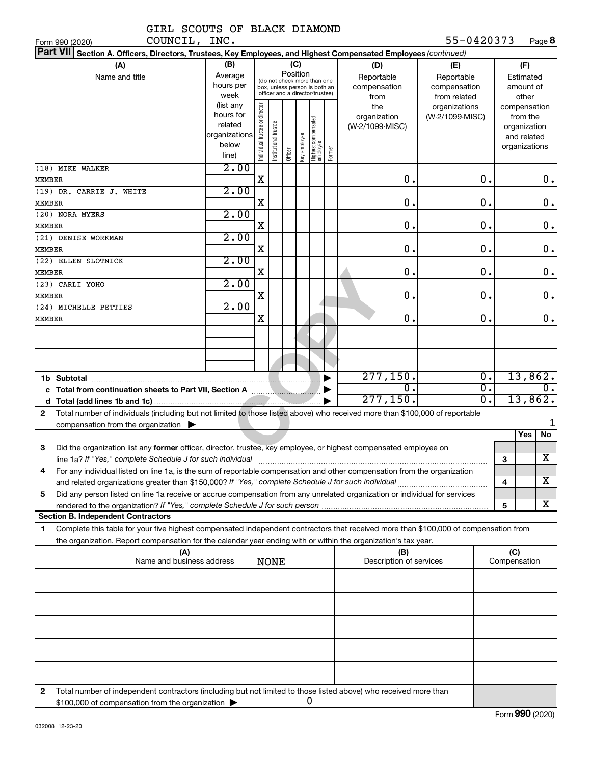GIRL SCOUTS OF BLACK DIAMOND COUNCIL, INC. 55-0420373

Form 990 (2020) Page **8**

**Part VII Section A. Officers, Directors, Trustees, Key Employees, and Highest Compensated Employees** *(continued)*

| (A) Name and title | (B) Average hours per week (list any hours for related organizations below line) | (C) Position: Individual trustee or director | Institutional trustee | Officer | Key employee | Highest compensated employee | Former | (D) Reportable compensation from the organization (W-2/1099-MISC) | (E) Reportable compensation from related organizations (W-2/1099-MISC) | (F) Estimated amount of other compensation from the organization and related organizations |
|---|---|---|---|---|---|---|---|---|---|---|
| (18) MIKE WALKER<br>MEMBER | 2.00 | X | | | | | | 0. | 0. | 0. |
| (19) DR. CARRIE J. WHITE<br>MEMBER | 2.00 | X | | | | | | 0. | 0. | 0. |
| (20) NORA MYERS<br>MEMBER | 2.00 | X | | | | | | 0. | 0. | 0. |
| (21) DENISE WORKMAN<br>MEMBER | 2.00 | X | | | | | | 0. | 0. | 0. |
| (22) ELLEN SLOTNICK<br>MEMBER | 2.00 | X | | | | | | 0. | 0. | 0. |
| (23) CARLI YOHO<br>MEMBER | 2.00 | X | | | | | | 0. | 0. | 0. |
| (24) MICHELLE PETTIES<br>MEMBER | 2.00 | X | | | | | | 0. | 0. | 0. |
| | | | | | | | | | | |
| | | | | | | | | | | |
| **1b Subtotal** | | | | | | | | 277,150. | 0. | 13,862. |
| **c Total from continuation sheets to Part VII, Section A** | | | | | | | | 0. | 0. | 0. |
| **d Total (add lines 1b and 1c)** | | | | | | | | 277,150. | 0. | 13,862. |

**2** Total number of individuals (including but not limited to those listed above) who received more than $100,000 of reportable compensation from the organization ▶ 1

| | | Yes | No |
|---|---|---|---|
| **3** Did the organization list any **former** officer, director, trustee, key employee, or highest compensated employee on line 1a? *If "Yes," complete Schedule J for such individual* | 3 | | X |
| **4** For any individual listed on line 1a, is the sum of reportable compensation and other compensation from the organization and related organizations greater than $150,000? *If "Yes," complete Schedule J for such individual* | 4 | | X |
| **5** Did any person listed on line 1a receive or accrue compensation from any unrelated organization or individual for services rendered to the organization? *If "Yes," complete Schedule J for such person* | 5 | | X |

**Section B. Independent Contractors**

**1** Complete this table for your five highest compensated independent contractors that received more than $100,000 of compensation from the organization. Report compensation for the calendar year ending with or within the organization's tax year.

| (A) Name and business address | (B) Description of services | (C) Compensation |
|---|---|---|
| NONE | | |
| | | |
| | | |
| | | |
| | | |

**2** Total number of independent contractors (including but not limited to those listed above) who received more than $100,000 of compensation from the organization ▶ 0

Form **990** (2020)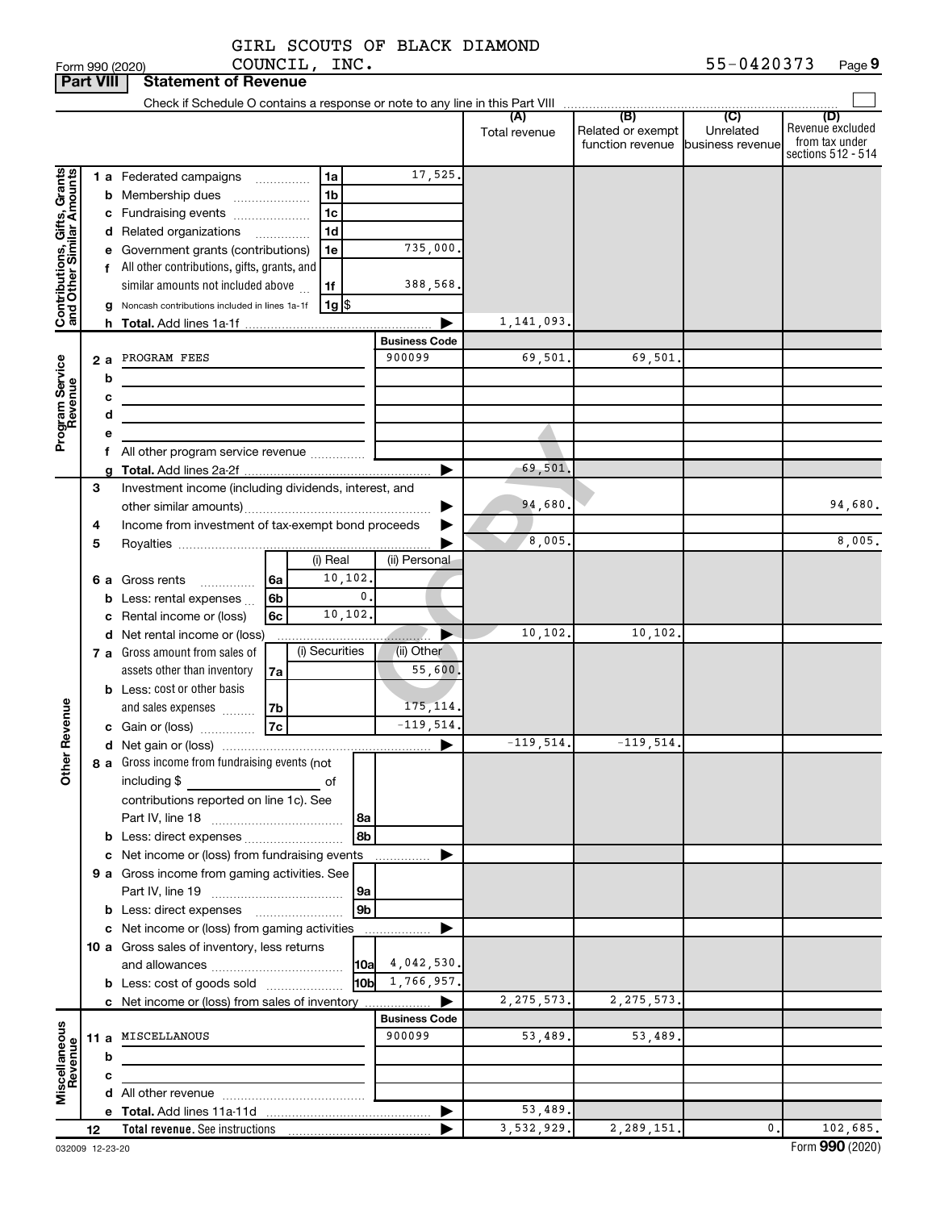GIRL SCOUTS OF BLACK DIAMOND COUNCIL, INC.

Form 990 (2020) 55-0420373 Page 9

**Part VIII Statement of Revenue**

Check if Schedule O contains a response or note to any line in this Part VIII

| | | | | (A) Total revenue | (B) Related or exempt function revenue | (C) Unrelated business revenue | (D) Revenue excluded from tax under sections 512 - 514 |
|---|---|---|---|---|---|---|---|
| Contributions, Gifts, Grants and Other Similar Amounts | 1 a Federated campaigns | 1a | 17,525. | | | | |
| | b Membership dues | 1b | | | | | |
| | c Fundraising events | 1c | | | | | |
| | d Related organizations | 1d | | | | | |
| | e Government grants (contributions) | 1e | 735,000. | | | | |
| | f All other contributions, gifts, grants, and similar amounts not included above | 1f | 388,568. | | | | |
| | g Noncash contributions included in lines 1a-1f | 1g $ | | | | | |
| | h Total. Add lines 1a-1f | | | 1,141,093. | | | |
| Program Service Revenue | | | Business Code | | | | |
| | 2 a PROGRAM FEES | | 900099 | 69,501. | 69,501. | | |
| | b | | | | | | |
| | c | | | | | | |
| | d | | | | | | |
| | e | | | | | | |
| | f All other program service revenue | | | | | | |
| | g Total. Add lines 2a-2f | | | 69,501. | | | |
| | 3 Investment income (including dividends, interest, and other similar amounts) | | | 94,680. | | | 94,680. |
| | 4 Income from investment of tax-exempt bond proceeds | | | | | | |
| | 5 Royalties | | | 8,005. | | | 8,005. |
| Other Revenue | | (i) Real | (ii) Personal | | | | |
| | 6 a Gross rents | 6a 10,102. | | | | | |
| | b Less: rental expenses | 6b 0. | | | | | |
| | c Rental income or (loss) | 6c 10,102. | | | | | |
| | d Net rental income or (loss) | | | 10,102. | 10,102. | | |
| | | (i) Securities | (ii) Other | | | | |
| | 7 a Gross amount from sales of assets other than inventory | 7a | 55,600. | | | | |
| | b Less: cost or other basis and sales expenses | 7b | 175,114. | | | | |
| | c Gain or (loss) | 7c | -119,514. | | | | |
| | d Net gain or (loss) | | | -119,514. | -119,514. | | |
| | 8 a Gross income from fundraising events (not including $ of contributions reported on line 1c). See Part IV, line 18 | 8a | | | | | |
| | b Less: direct expenses | 8b | | | | | |
| | c Net income or (loss) from fundraising events | | | | | | |
| | 9 a Gross income from gaming activities. See Part IV, line 19 | 9a | | | | | |
| | b Less: direct expenses | 9b | | | | | |
| | c Net income or (loss) from gaming activities | | | | | | |
| | 10 a Gross sales of inventory, less returns and allowances | 10a | 4,042,530. | | | | |
| | b Less: cost of goods sold | 10b | 1,766,957. | | | | |
| | c Net income or (loss) from sales of inventory | | | 2,275,573. | 2,275,573. | | |
| Miscellaneous Revenue | | | Business Code | | | | |
| | 11 a MISCELLANEOUS | | 900099 | 53,489. | 53,489. | | |
| | b | | | | | | |
| | c | | | | | | |
| | d All other revenue | | | | | | |
| | e Total. Add lines 11a-11d | | | 53,489. | | | |
| | 12 Total revenue. See instructions | | | 3,532,929. | 2,289,151. | 0. | 102,685. |

032009 12-23-20 Form 990 (2020)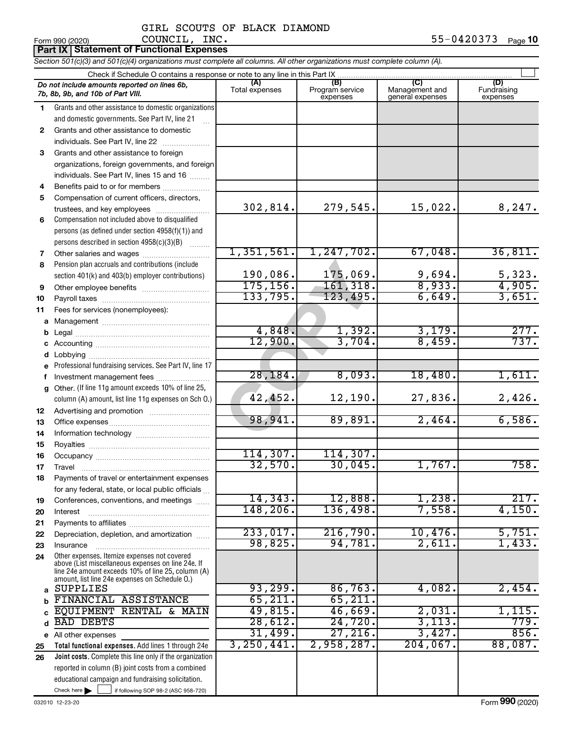GIRL SCOUTS OF BLACK DIAMOND COUNCIL, INC.

Form 990 (2020) 55-0420373 Page 10

**Part IX Statement of Functional Expenses**

*Section 501(c)(3) and 501(c)(4) organizations must complete all columns. All other organizations must complete column (A).*

Check if Schedule O contains a response or note to any line in this Part IX

| *Do not include amounts reported on lines 6b, 7b, 8b, 9b, and 10b of Part VIII.* | (A) Total expenses | (B) Program service expenses | (C) Management and general expenses | (D) Fundraising expenses |
|---|---|---|---|---|
| 1 Grants and other assistance to domestic organizations and domestic governments. See Part IV, line 21 | | | | |
| 2 Grants and other assistance to domestic individuals. See Part IV, line 22 | | | | |
| 3 Grants and other assistance to foreign organizations, foreign governments, and foreign individuals. See Part IV, lines 15 and 16 | | | | |
| 4 Benefits paid to or for members | | | | |
| 5 Compensation of current officers, directors, trustees, and key employees | 302,814. | 279,545. | 15,022. | 8,247. |
| 6 Compensation not included above to disqualified persons (as defined under section 4958(f)(1)) and persons described in section 4958(c)(3)(B) | | | | |
| 7 Other salaries and wages | 1,351,561. | 1,247,702. | 67,048. | 36,811. |
| 8 Pension plan accruals and contributions (include section 401(k) and 403(b) employer contributions) | 190,086. | 175,069. | 9,694. | 5,323. |
| 9 Other employee benefits | 175,156. | 161,318. | 8,933. | 4,905. |
| 10 Payroll taxes | 133,795. | 123,495. | 6,649. | 3,651. |
| 11 Fees for services (nonemployees): | | | | |
| a Management | | | | |
| b Legal | 4,848. | 1,392. | 3,179. | 277. |
| c Accounting | 12,900. | 3,704. | 8,459. | 737. |
| d Lobbying | | | | |
| e Professional fundraising services. See Part IV, line 17 | | | | |
| f Investment management fees | 28,184. | 8,093. | 18,480. | 1,611. |
| g Other. (If line 11g amount exceeds 10% of line 25, column (A) amount, list line 11g expenses on Sch O.) | 42,452. | 12,190. | 27,836. | 2,426. |
| 12 Advertising and promotion | | | | |
| 13 Office expenses | 98,941. | 89,891. | 2,464. | 6,586. |
| 14 Information technology | | | | |
| 15 Royalties | | | | |
| 16 Occupancy | 114,307. | 114,307. | | |
| 17 Travel | 32,570. | 30,045. | 1,767. | 758. |
| 18 Payments of travel or entertainment expenses for any federal, state, or local public officials | | | | |
| 19 Conferences, conventions, and meetings | 14,343. | 12,888. | 1,238. | 217. |
| 20 Interest | 148,206. | 136,498. | 7,558. | 4,150. |
| 21 Payments to affiliates | | | | |
| 22 Depreciation, depletion, and amortization | 233,017. | 216,790. | 10,476. | 5,751. |
| 23 Insurance | 98,825. | 94,781. | 2,611. | 1,433. |
| 24 Other expenses. Itemize expenses not covered above (List miscellaneous expenses on line 24e. If line 24e amount exceeds 10% of line 25, column (A) amount, list line 24e expenses on Schedule O.) | | | | |
| a SUPPLIES | 93,299. | 86,763. | 4,082. | 2,454. |
| b FINANCIAL ASSISTANCE | 65,211. | 65,211. | | |
| c EQUIPMENT RENTAL & MAIN | 49,815. | 46,669. | 2,031. | 1,115. |
| d BAD DEBTS | 28,612. | 24,720. | 3,113. | 779. |
| e All other expenses | 31,499. | 27,216. | 3,427. | 856. |
| 25 **Total functional expenses.** Add lines 1 through 24e | 3,250,441. | 2,958,287. | 204,067. | 88,087. |
| 26 **Joint costs.** Complete this line only if the organization reported in column (B) joint costs from a combined educational campaign and fundraising solicitation. Check here ☐ if following SOP 98-2 (ASC 958-720) | | | | |

032010 12-23-20

Form **990** (2020)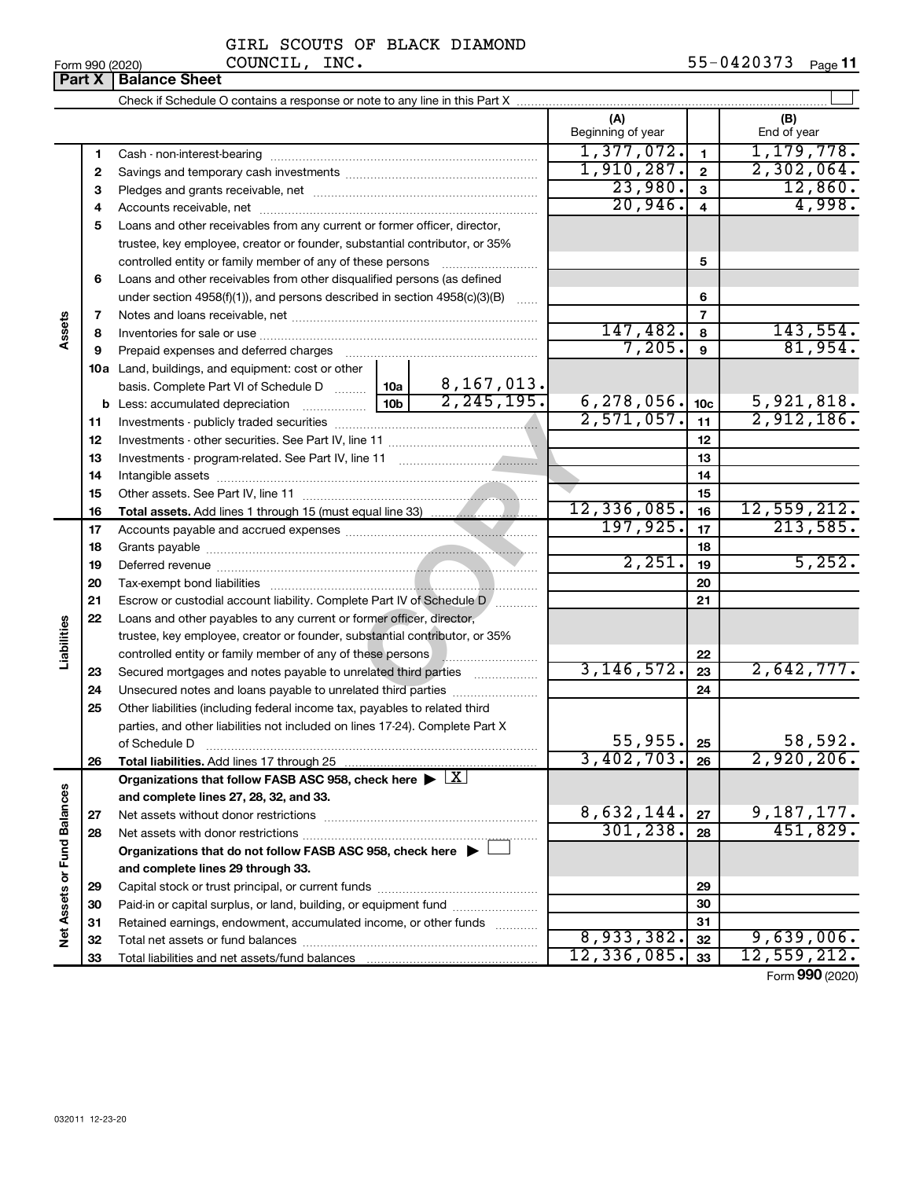GIRL SCOUTS OF BLACK DIAMOND COUNCIL, INC.

Form 990 (2020) 55-0420373 Page 11

## Part X | Balance Sheet

Check if Schedule O contains a response or note to any line in this Part X ☐

| | | Description | | | (A) Beginning of year | | (B) End of year |
|---|---|---|---|---|---|---|---|
| Assets | 1 | Cash - non-interest-bearing | | | 1,377,072. | 1 | 1,179,778. |
| | 2 | Savings and temporary cash investments | | | 1,910,287. | 2 | 2,302,064. |
| | 3 | Pledges and grants receivable, net | | | 23,980. | 3 | 12,860. |
| | 4 | Accounts receivable, net | | | 20,946. | 4 | 4,998. |
| | 5 | Loans and other receivables from any current or former officer, director, trustee, key employee, creator or founder, substantial contributor, or 35% controlled entity or family member of any of these persons | | | | 5 | |
| | 6 | Loans and other receivables from other disqualified persons (as defined under section 4958(f)(1)), and persons described in section 4958(c)(3)(B) | | | | 6 | |
| | 7 | Notes and loans receivable, net | | | | 7 | |
| | 8 | Inventories for sale or use | | | 147,482. | 8 | 143,554. |
| | 9 | Prepaid expenses and deferred charges | | | 7,205. | 9 | 81,954. |
| | 10a | Land, buildings, and equipment: cost or other basis. Complete Part VI of Schedule D | 10a | 8,167,013. | | | |
| | b | Less: accumulated depreciation | 10b | 2,245,195. | 6,278,056. | 10c | 5,921,818. |
| | 11 | Investments - publicly traded securities | | | 2,571,057. | 11 | 2,912,186. |
| | 12 | Investments - other securities. See Part IV, line 11 | | | | 12 | |
| | 13 | Investments - program-related. See Part IV, line 11 | | | | 13 | |
| | 14 | Intangible assets | | | | 14 | |
| | 15 | Other assets. See Part IV, line 11 | | | | 15 | |
| | 16 | **Total assets.** Add lines 1 through 15 (must equal line 33) | | | 12,336,085. | 16 | 12,559,212. |
| Liabilities | 17 | Accounts payable and accrued expenses | | | 197,925. | 17 | 213,585. |
| | 18 | Grants payable | | | | 18 | |
| | 19 | Deferred revenue | | | 2,251. | 19 | 5,252. |
| | 20 | Tax-exempt bond liabilities | | | | 20 | |
| | 21 | Escrow or custodial account liability. Complete Part IV of Schedule D | | | | 21 | |
| | 22 | Loans and other payables to any current or former officer, director, trustee, key employee, creator or founder, substantial contributor, or 35% controlled entity or family member of any of these persons | | | | 22 | |
| | 23 | Secured mortgages and notes payable to unrelated third parties | | | 3,146,572. | 23 | 2,642,777. |
| | 24 | Unsecured notes and loans payable to unrelated third parties | | | | 24 | |
| | 25 | Other liabilities (including federal income tax, payables to related third parties, and other liabilities not included on lines 17-24). Complete Part X of Schedule D | | | 55,955. | 25 | 58,592. |
| | 26 | **Total liabilities.** Add lines 17 through 25 | | | 3,402,703. | 26 | 2,920,206. |
| Net Assets or Fund Balances | | **Organizations that follow FASB ASC 958, check here ▶ ☒ and complete lines 27, 28, 32, and 33.** | | | | | |
| | 27 | Net assets without donor restrictions | | | 8,632,144. | 27 | 9,187,177. |
| | 28 | Net assets with donor restrictions | | | 301,238. | 28 | 451,829. |
| | | **Organizations that do not follow FASB ASC 958, check here ▶ ☐ and complete lines 29 through 33.** | | | | | |
| | 29 | Capital stock or trust principal, or current funds | | | | 29 | |
| | 30 | Paid-in or capital surplus, or land, building, or equipment fund | | | | 30 | |
| | 31 | Retained earnings, endowment, accumulated income, or other funds | | | | 31 | |
| | 32 | Total net assets or fund balances | | | 8,933,382. | 32 | 9,639,006. |
| | 33 | Total liabilities and net assets/fund balances | | | 12,336,085. | 33 | 12,559,212. |

Form **990** (2020)

032011 12-23-20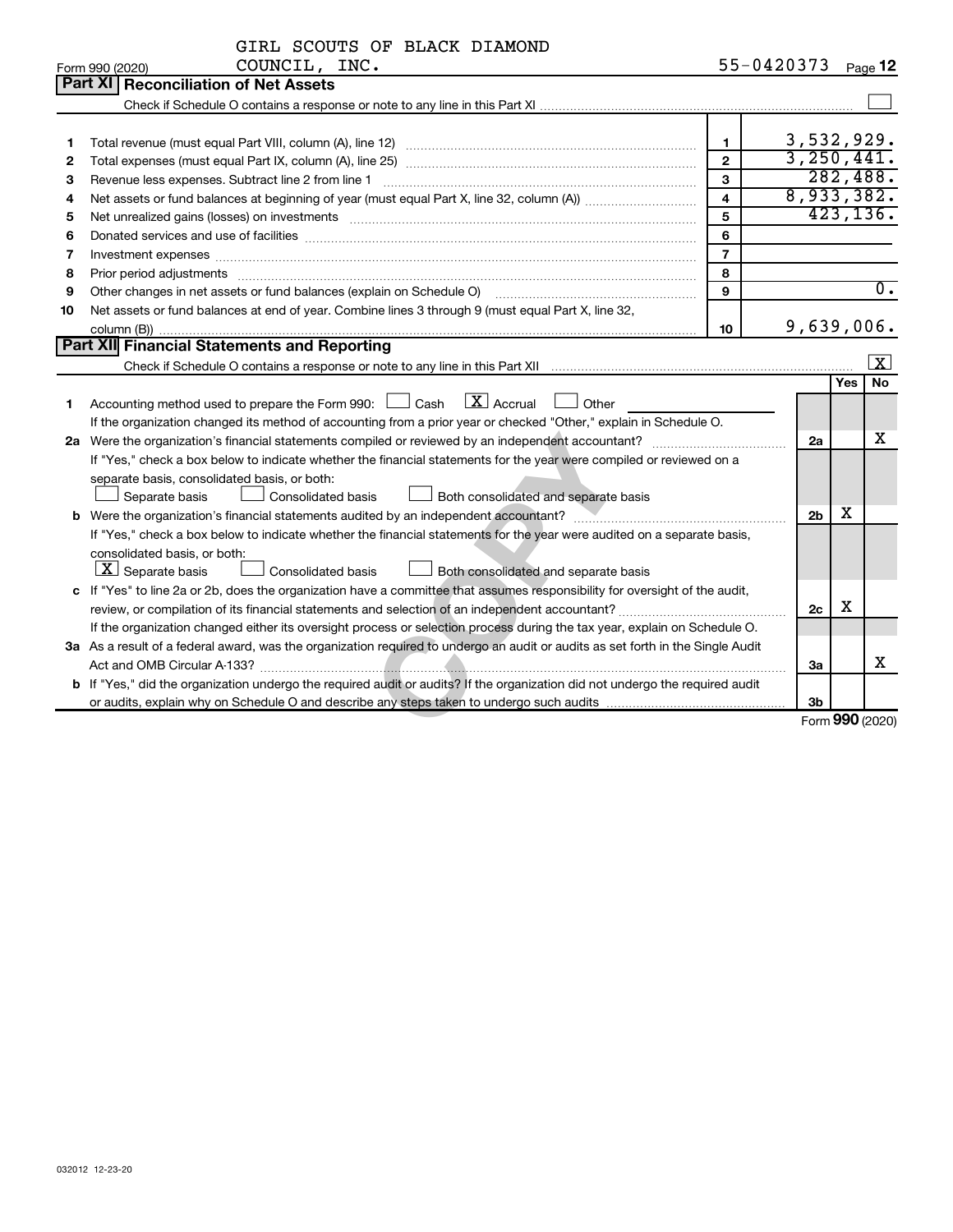GIRL SCOUTS OF BLACK DIAMOND COUNCIL, INC. 55-0420373

Form 990 (2020)

## Part XI Reconciliation of Net Assets

Check if Schedule O contains a response or note to any line in this Part XI ☐

| | | | |
|---|---|---|---|
| 1 | Total revenue (must equal Part VIII, column (A), line 12) | 1 | 3,532,929. |
| 2 | Total expenses (must equal Part IX, column (A), line 25) | 2 | 3,250,441. |
| 3 | Revenue less expenses. Subtract line 2 from line 1 | 3 | 282,488. |
| 4 | Net assets or fund balances at beginning of year (must equal Part X, line 32, column (A)) | 4 | 8,933,382. |
| 5 | Net unrealized gains (losses) on investments | 5 | 423,136. |
| 6 | Donated services and use of facilities | 6 | |
| 7 | Investment expenses | 7 | |
| 8 | Prior period adjustments | 8 | |
| 9 | Other changes in net assets or fund balances (explain on Schedule O) | 9 | 0. |
| 10 | Net assets or fund balances at end of year. Combine lines 3 through 9 (must equal Part X, line 32, column (B)) | 10 | 9,639,006. |

## Part XII Financial Statements and Reporting

Check if Schedule O contains a response or note to any line in this Part XII ☒

| | | | Yes | No |
|---|---|---|---|---|
| 1 | Accounting method used to prepare the Form 990: ☐ Cash ☒ Accrual ☐ Other<br>If the organization changed its method of accounting from a prior year or checked "Other," explain in Schedule O. | | | |
| 2a | Were the organization's financial statements compiled or reviewed by an independent accountant?<br>If "Yes," check a box below to indicate whether the financial statements for the year were compiled or reviewed on a separate basis, consolidated basis, or both:<br>☐ Separate basis ☐ Consolidated basis ☐ Both consolidated and separate basis | 2a | | X |
| b | Were the organization's financial statements audited by an independent accountant?<br>If "Yes," check a box below to indicate whether the financial statements for the year were audited on a separate basis, consolidated basis, or both:<br>☒ Separate basis ☐ Consolidated basis ☐ Both consolidated and separate basis | 2b | X | |
| c | If "Yes" to line 2a or 2b, does the organization have a committee that assumes responsibility for oversight of the audit, review, or compilation of its financial statements and selection of an independent accountant?<br>If the organization changed either its oversight process or selection process during the tax year, explain on Schedule O. | 2c | X | |
| 3a | As a result of a federal award, was the organization required to undergo an audit or audits as set forth in the Single Audit Act and OMB Circular A-133? | 3a | | X |
| b | If "Yes," did the organization undergo the required audit or audits? If the organization did not undergo the required audit or audits, explain why on Schedule O and describe any steps taken to undergo such audits | 3b | | |

Form 990 (2020)

032012 12-23-20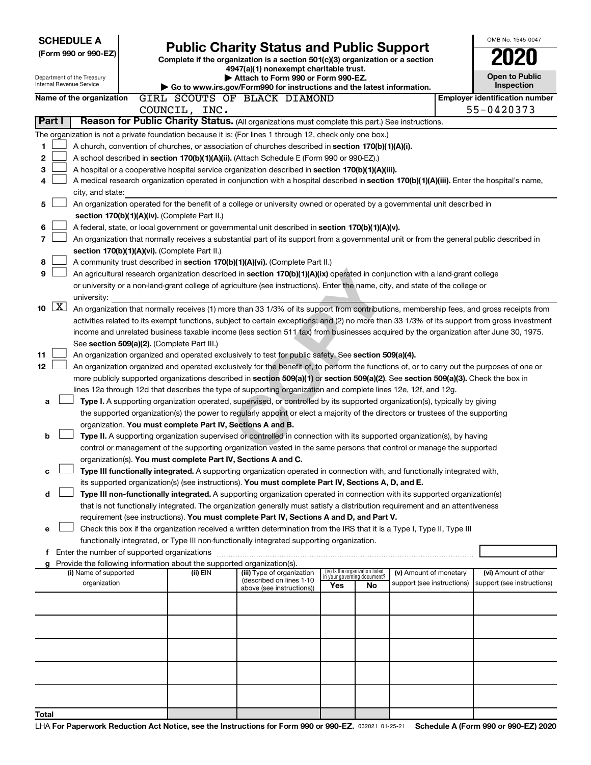**SCHEDULE A**
**(Form 990 or 990-EZ)**

Department of the Treasury
Internal Revenue Service

# Public Charity Status and Public Support

**Complete if the organization is a section 501(c)(3) organization or a section 4947(a)(1) nonexempt charitable trust.**
**▶ Attach to Form 990 or Form 990-EZ.**
**▶ Go to www.irs.gov/Form990 for instructions and the latest information.**

OMB No. 1545-0047

**2020**

**Open to Public Inspection**

**Name of the organization** GIRL SCOUTS OF BLACK DIAMOND COUNCIL, INC.

**Employer identification number** 55-0420373

**Part I** **Reason for Public Charity Status.** (All organizations must complete this part.) See instructions.

The organization is not a private foundation because it is: (For lines 1 through 12, check only one box.)

1 ☐ A church, convention of churches, or association of churches described in **section 170(b)(1)(A)(i).**

2 ☐ A school described in **section 170(b)(1)(A)(ii).** (Attach Schedule E (Form 990 or 990-EZ).)

3 ☐ A hospital or a cooperative hospital service organization described in **section 170(b)(1)(A)(iii).**

4 ☐ A medical research organization operated in conjunction with a hospital described in **section 170(b)(1)(A)(iii).** Enter the hospital's name, city, and state:

5 ☐ An organization operated for the benefit of a college or university owned or operated by a governmental unit described in **section 170(b)(1)(A)(iv).** (Complete Part II.)

6 ☐ A federal, state, or local government or governmental unit described in **section 170(b)(1)(A)(v).**

7 ☐ An organization that normally receives a substantial part of its support from a governmental unit or from the general public described in **section 170(b)(1)(A)(vi).** (Complete Part II.)

8 ☐ A community trust described in **section 170(b)(1)(A)(vi).** (Complete Part II.)

9 ☐ An agricultural research organization described in **section 170(b)(1)(A)(ix)** operated in conjunction with a land-grant college or university or a non-land-grant college of agriculture (see instructions). Enter the name, city, and state of the college or university:

10 ☒ An organization that normally receives (1) more than 33 1/3% of its support from contributions, membership fees, and gross receipts from activities related to its exempt functions, subject to certain exceptions; and (2) no more than 33 1/3% of its support from gross investment income and unrelated business taxable income (less section 511 tax) from businesses acquired by the organization after June 30, 1975. See **section 509(a)(2).** (Complete Part III.)

11 ☐ An organization organized and operated exclusively to test for public safety. See **section 509(a)(4).**

12 ☐ An organization organized and operated exclusively for the benefit of, to perform the functions of, or to carry out the purposes of one or more publicly supported organizations described in **section 509(a)(1)** or **section 509(a)(2).** See **section 509(a)(3).** Check the box in lines 12a through 12d that describes the type of supporting organization and complete lines 12e, 12f, and 12g.

a ☐ **Type I.** A supporting organization operated, supervised, or controlled by its supported organization(s), typically by giving the supported organization(s) the power to regularly appoint or elect a majority of the directors or trustees of the supporting organization. **You must complete Part IV, Sections A and B.**

b ☐ **Type II.** A supporting organization supervised or controlled in connection with its supported organization(s), by having control or management of the supporting organization vested in the same persons that control or manage the supported organization(s). **You must complete Part IV, Sections A and C.**

c ☐ **Type III functionally integrated.** A supporting organization operated in connection with, and functionally integrated with, its supported organization(s) (see instructions). **You must complete Part IV, Sections A, D, and E.**

d ☐ **Type III non-functionally integrated.** A supporting organization operated in connection with its supported organization(s) that is not functionally integrated. The organization generally must satisfy a distribution requirement and an attentiveness requirement (see instructions). **You must complete Part IV, Sections A and D, and Part V.**

e ☐ Check this box if the organization received a written determination from the IRS that it is a Type I, Type II, Type III functionally integrated, or Type III non-functionally integrated supporting organization.

f Enter the number of supported organizations

g Provide the following information about the supported organization(s).

| (i) Name of supported organization | (ii) EIN | (iii) Type of organization (described on lines 1-10 above (see instructions)) | (iv) Is the organization listed in your governing document? Yes | No | (v) Amount of monetary support (see instructions) | (vi) Amount of other support (see instructions) |
|---|---|---|---|---|---|---|
| | | | | | | |
| | | | | | | |
| | | | | | | |
| | | | | | | |
| | | | | | | |
| **Total** | | | | | | |

LHA **For Paperwork Reduction Act Notice, see the Instructions for Form 990 or 990-EZ.** 032021 01-25-21 **Schedule A (Form 990 or 990-EZ) 2020**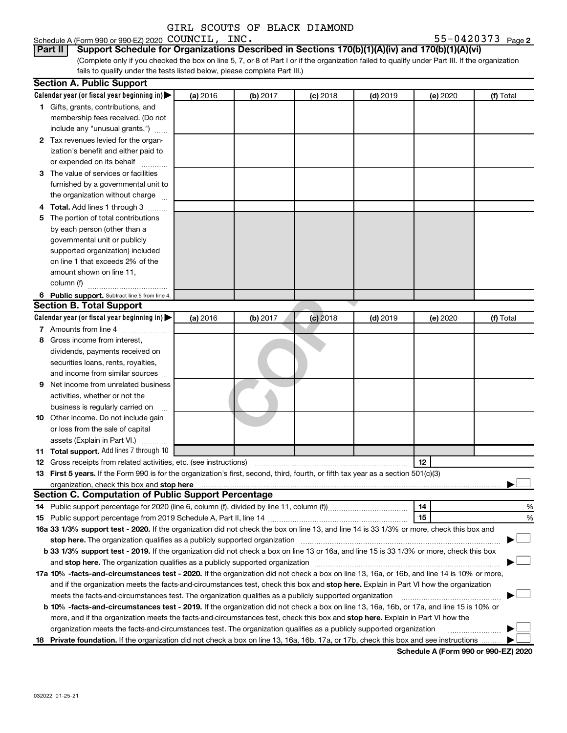GIRL SCOUTS OF BLACK DIAMOND

Schedule A (Form 990 or 990-EZ) 2020 COUNCIL, INC. 55-0420373 Page 2

**Part II | Support Schedule for Organizations Described in Sections 170(b)(1)(A)(iv) and 170(b)(1)(A)(vi)**

(Complete only if you checked the box on line 5, 7, or 8 of Part I or if the organization failed to qualify under Part III. If the organization fails to qualify under the tests listed below, please complete Part III.)

**Section A. Public Support**

| Calendar year (or fiscal year beginning in) ▶ | (a) 2016 | (b) 2017 | (c) 2018 | (d) 2019 | (e) 2020 | (f) Total |
|---|---|---|---|---|---|---|
| **1** Gifts, grants, contributions, and membership fees received. (Do not include any "unusual grants.") | | | | | | |
| **2** Tax revenues levied for the organization's benefit and either paid to or expended on its behalf | | | | | | |
| **3** The value of services or facilities furnished by a governmental unit to the organization without charge | | | | | | |
| **4 Total.** Add lines 1 through 3 | | | | | | |
| **5** The portion of total contributions by each person (other than a governmental unit or publicly supported organization) included on line 1 that exceeds 2% of the amount shown on line 11, column (f) | | | | | | |
| **6 Public support.** Subtract line 5 from line 4. | | | | | | |

**Section B. Total Support**

| Calendar year (or fiscal year beginning in) ▶ | (a) 2016 | (b) 2017 | (c) 2018 | (d) 2019 | (e) 2020 | (f) Total |
|---|---|---|---|---|---|---|
| **7** Amounts from line 4 | | | | | | |
| **8** Gross income from interest, dividends, payments received on securities loans, rents, royalties, and income from similar sources | | | | | | |
| **9** Net income from unrelated business activities, whether or not the business is regularly carried on | | | | | | |
| **10** Other income. Do not include gain or loss from the sale of capital assets (Explain in Part VI.) | | | | | | |
| **11 Total support.** Add lines 7 through 10 | | | | | | |

**12** Gross receipts from related activities, etc. (see instructions) | **12** |

**13 First 5 years.** If the Form 990 is for the organization's first, second, third, fourth, or fifth tax year as a section 501(c)(3) organization, check this box and **stop here** ▶ ☐

**Section C. Computation of Public Support Percentage**

**14** Public support percentage for 2020 (line 6, column (f), divided by line 11, column (f)) | **14** | %

**15** Public support percentage from 2019 Schedule A, Part II, line 14 | **15** | %

**16a 33 1/3% support test - 2020.** If the organization did not check the box on line 13, and line 14 is 33 1/3% or more, check this box and **stop here.** The organization qualifies as a publicly supported organization ▶ ☐

**b 33 1/3% support test - 2019.** If the organization did not check a box on line 13 or 16a, and line 15 is 33 1/3% or more, check this box and **stop here.** The organization qualifies as a publicly supported organization ▶ ☐

**17a 10% -facts-and-circumstances test - 2020.** If the organization did not check a box on line 13, 16a, or 16b, and line 14 is 10% or more, and if the organization meets the facts-and-circumstances test, check this box and **stop here.** Explain in Part VI how the organization meets the facts-and-circumstances test. The organization qualifies as a publicly supported organization ▶ ☐

**b 10% -facts-and-circumstances test - 2019.** If the organization did not check a box on line 13, 16a, 16b, or 17a, and line 15 is 10% or more, and if the organization meets the facts-and-circumstances test, check this box and **stop here.** Explain in Part VI how the organization meets the facts-and-circumstances test. The organization qualifies as a publicly supported organization ▶ ☐

**18 Private foundation.** If the organization did not check a box on line 13, 16a, 16b, 17a, or 17b, check this box and see instructions ▶ ☐

**Schedule A (Form 990 or 990-EZ) 2020**

032022 01-25-21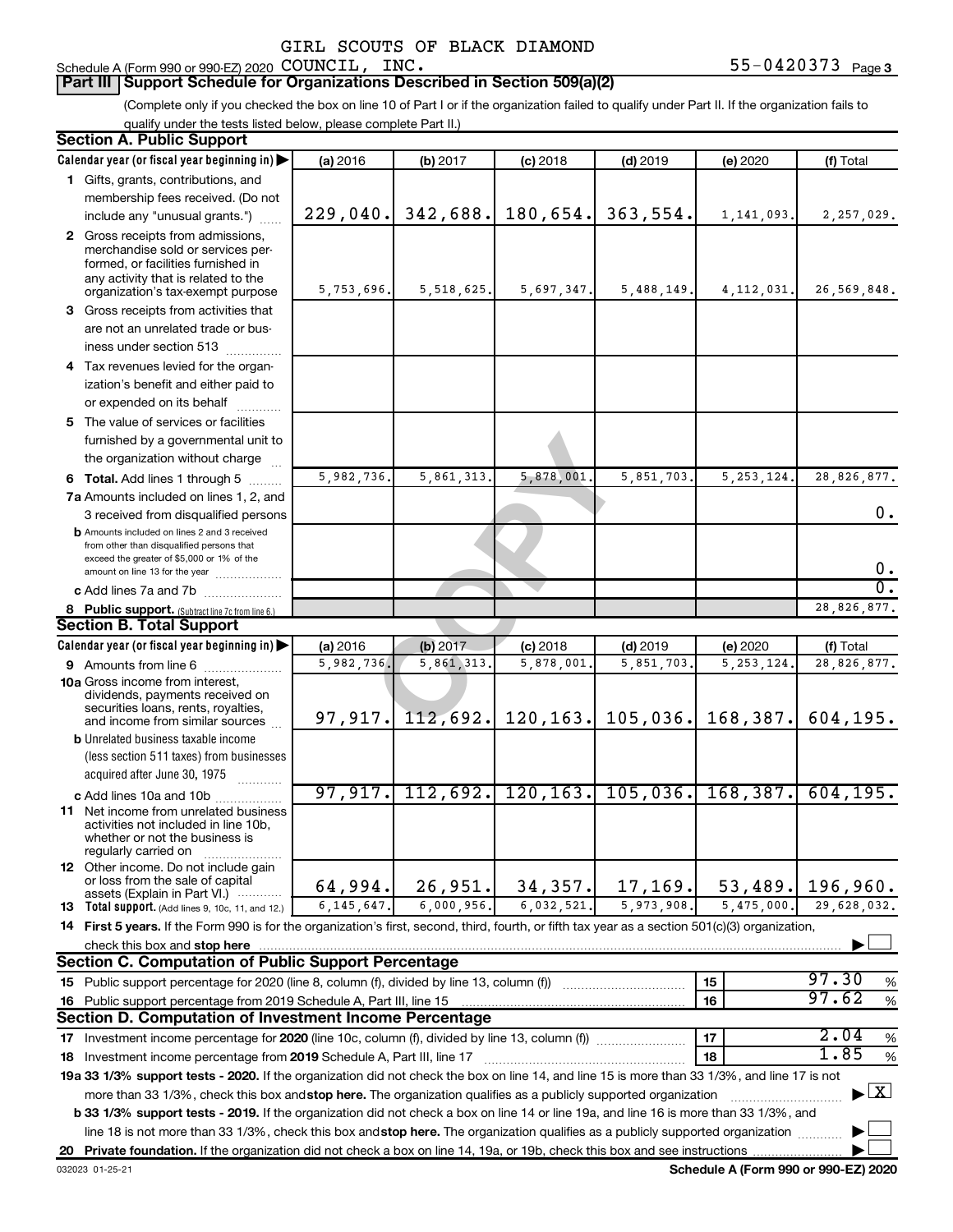GIRL SCOUTS OF BLACK DIAMOND

Schedule A (Form 990 or 990-EZ) 2020 COUNCIL, INC. 55-0420373 Page 3

## Part III Support Schedule for Organizations Described in Section 509(a)(2)

(Complete only if you checked the box on line 10 of Part I or if the organization failed to qualify under Part II. If the organization fails to qualify under the tests listed below, please complete Part II.)

### Section A. Public Support

| Calendar year (or fiscal year beginning in) | (a) 2016 | (b) 2017 | (c) 2018 | (d) 2019 | (e) 2020 | (f) Total |
|---|---|---|---|---|---|---|
| 1 Gifts, grants, contributions, and membership fees received. (Do not include any "unusual grants.") | 229,040. | 342,688. | 180,654. | 363,554. | 1,141,093. | 2,257,029. |
| 2 Gross receipts from admissions, merchandise sold or services performed, or facilities furnished in any activity that is related to the organization's tax-exempt purpose | 5,753,696. | 5,518,625. | 5,697,347. | 5,488,149. | 4,112,031. | 26,569,848. |
| 3 Gross receipts from activities that are not an unrelated trade or business under section 513 | | | | | | |
| 4 Tax revenues levied for the organization's benefit and either paid to or expended on its behalf | | | | | | |
| 5 The value of services or facilities furnished by a governmental unit to the organization without charge | | | | | | |
| 6 Total. Add lines 1 through 5 | 5,982,736. | 5,861,313. | 5,878,001. | 5,851,703. | 5,253,124. | 28,826,877. |
| 7a Amounts included on lines 1, 2, and 3 received from disqualified persons | | | | | | 0. |
| b Amounts included on lines 2 and 3 received from other than disqualified persons that exceed the greater of $5,000 or 1% of the amount on line 13 for the year | | | | | | 0. |
| c Add lines 7a and 7b | | | | | | 0. |
| 8 Public support. (Subtract line 7c from line 6.) | | | | | | 28,826,877. |

### Section B. Total Support

| Calendar year (or fiscal year beginning in) | (a) 2016 | (b) 2017 | (c) 2018 | (d) 2019 | (e) 2020 | (f) Total |
|---|---|---|---|---|---|---|
| 9 Amounts from line 6 | 5,982,736. | 5,861,313. | 5,878,001. | 5,851,703. | 5,253,124. | 28,826,877. |
| 10a Gross income from interest, dividends, payments received on securities loans, rents, royalties, and income from similar sources | 97,917. | 112,692. | 120,163. | 105,036. | 168,387. | 604,195. |
| b Unrelated business taxable income (less section 511 taxes) from businesses acquired after June 30, 1975 | | | | | | |
| c Add lines 10a and 10b | 97,917. | 112,692. | 120,163. | 105,036. | 168,387. | 604,195. |
| 11 Net income from unrelated business activities not included in line 10b, whether or not the business is regularly carried on | | | | | | |
| 12 Other income. Do not include gain or loss from the sale of capital assets (Explain in Part VI.) | 64,994. | 26,951. | 34,357. | 17,169. | 53,489. | 196,960. |
| 13 Total support. (Add lines 9, 10c, 11, and 12.) | 6,145,647. | 6,000,956. | 6,032,521. | 5,973,908. | 5,475,000. | 29,628,032. |

14 First 5 years. If the Form 990 is for the organization's first, second, third, fourth, or fifth tax year as a section 501(c)(3) organization, check this box and stop here ☐

### Section C. Computation of Public Support Percentage

| | | | |
|---|---|---|---|
| 15 Public support percentage for 2020 (line 8, column (f), divided by line 13, column (f)) | 15 | 97.30 | % |
| 16 Public support percentage from 2019 Schedule A, Part III, line 15 | 16 | 97.62 | % |

### Section D. Computation of Investment Income Percentage

| | | | |
|---|---|---|---|
| 17 Investment income percentage for 2020 (line 10c, column (f), divided by line 13, column (f)) | 17 | 2.04 | % |
| 18 Investment income percentage from 2019 Schedule A, Part III, line 17 | 18 | 1.85 | % |

19a 33 1/3% support tests - 2020. If the organization did not check the box on line 14, and line 15 is more than 33 1/3%, and line 17 is not more than 33 1/3%, check this box and stop here. The organization qualifies as a publicly supported organization ☒

b 33 1/3% support tests - 2019. If the organization did not check a box on line 14 or line 19a, and line 16 is more than 33 1/3%, and line 18 is not more than 33 1/3%, check this box and stop here. The organization qualifies as a publicly supported organization ☐

20 Private foundation. If the organization did not check a box on line 14, 19a, or 19b, check this box and see instructions ☐

032023 01-25-21 Schedule A (Form 990 or 990-EZ) 2020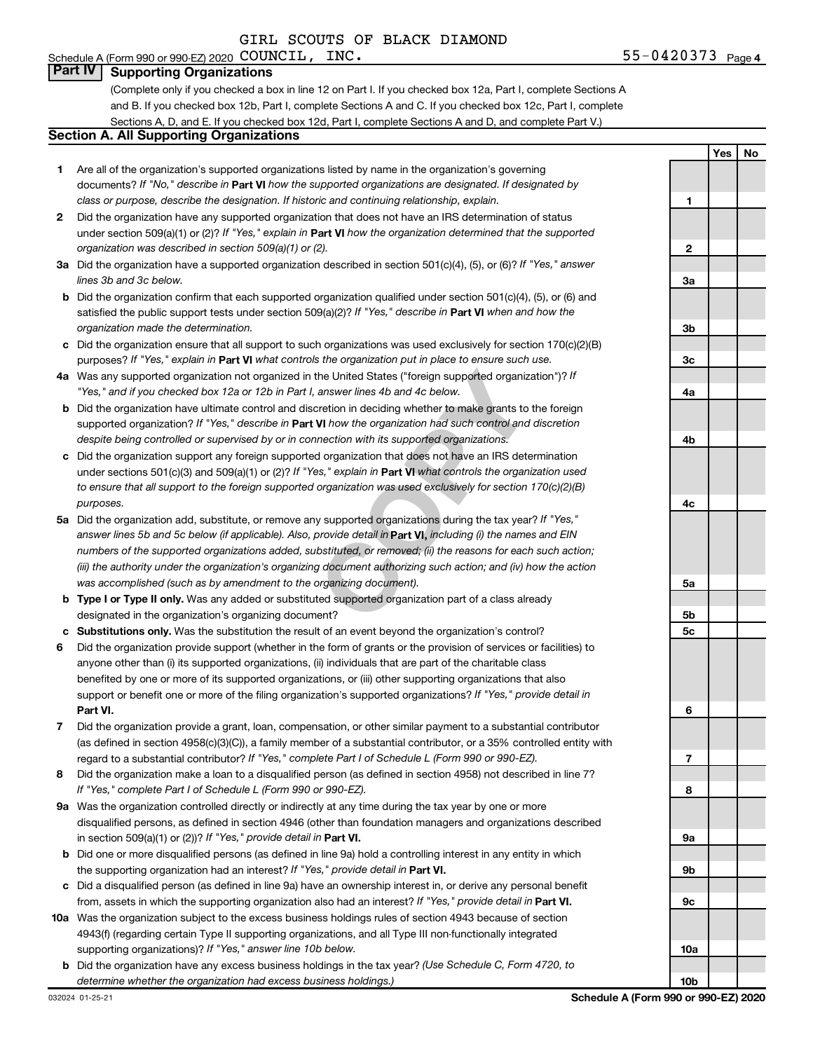GIRL SCOUTS OF BLACK DIAMOND

Schedule A (Form 990 or 990-EZ) 2020 COUNCIL, INC. 55-0420373 Page 4

## Part IV Supporting Organizations

(Complete only if you checked a box in line 12 on Part I. If you checked box 12a, Part I, complete Sections A and B. If you checked box 12b, Part I, complete Sections A and C. If you checked box 12c, Part I, complete Sections A, D, and E. If you checked box 12d, Part I, complete Sections A and D, and complete Part V.)

### Section A. All Supporting Organizations

| | | | Yes | No |
|---|---|---|---|---|
| 1 | Are all of the organization's supported organizations listed by name in the organization's governing documents? *If "No," describe in* **Part VI** *how the supported organizations are designated. If designated by class or purpose, describe the designation. If historic and continuing relationship, explain.* | 1 | | |
| 2 | Did the organization have any supported organization that does not have an IRS determination of status under section 509(a)(1) or (2)? *If "Yes," explain in* **Part VI** *how the organization determined that the supported organization was described in section 509(a)(1) or (2).* | 2 | | |
| 3a | Did the organization have a supported organization described in section 501(c)(4), (5), or (6)? *If "Yes," answer lines 3b and 3c below.* | 3a | | |
| b | Did the organization confirm that each supported organization qualified under section 501(c)(4), (5), or (6) and satisfied the public support tests under section 509(a)(2)? *If "Yes," describe in* **Part VI** *when and how the organization made the determination.* | 3b | | |
| c | Did the organization ensure that all support to such organizations was used exclusively for section 170(c)(2)(B) purposes? *If "Yes," explain in* **Part VI** *what controls the organization put in place to ensure such use.* | 3c | | |
| 4a | Was any supported organization not organized in the United States ("foreign supported organization")? *If "Yes," and if you checked box 12a or 12b in Part I, answer lines 4b and 4c below.* | 4a | | |
| b | Did the organization have ultimate control and discretion in deciding whether to make grants to the foreign supported organization? *If "Yes," describe in* **Part VI** *how the organization had such control and discretion despite being controlled or supervised by or in connection with its supported organizations.* | 4b | | |
| c | Did the organization support any foreign supported organization that does not have an IRS determination under sections 501(c)(3) and 509(a)(1) or (2)? *If "Yes," explain in* **Part VI** *what controls the organization used to ensure that all support to the foreign supported organization was used exclusively for section 170(c)(2)(B) purposes.* | 4c | | |
| 5a | Did the organization add, substitute, or remove any supported organizations during the tax year? *If "Yes," answer lines 5b and 5c below (if applicable). Also, provide detail in* **Part VI,** *including (i) the names and EIN numbers of the supported organizations added, substituted, or removed; (ii) the reasons for each such action; (iii) the authority under the organization's organizing document authorizing such action; and (iv) how the action was accomplished (such as by amendment to the organizing document).* | 5a | | |
| b | **Type I or Type II only.** Was any added or substituted supported organization part of a class already designated in the organization's organizing document? | 5b | | |
| c | **Substitutions only.** Was the substitution the result of an event beyond the organization's control? | 5c | | |
| 6 | Did the organization provide support (whether in the form of grants or the provision of services or facilities) to anyone other than (i) its supported organizations, (ii) individuals that are part of the charitable class benefited by one or more of its supported organizations, or (iii) other supporting organizations that also support or benefit one or more of the filing organization's supported organizations? *If "Yes," provide detail in* **Part VI.** | 6 | | |
| 7 | Did the organization provide a grant, loan, compensation, or other similar payment to a substantial contributor (as defined in section 4958(c)(3)(C)), a family member of a substantial contributor, or a 35% controlled entity with regard to a substantial contributor? *If "Yes," complete Part I of Schedule L (Form 990 or 990-EZ).* | 7 | | |
| 8 | Did the organization make a loan to a disqualified person (as defined in section 4958) not described in line 7? *If "Yes," complete Part I of Schedule L (Form 990 or 990-EZ).* | 8 | | |
| 9a | Was the organization controlled directly or indirectly at any time during the tax year by one or more disqualified persons, as defined in section 4946 (other than foundation managers and organizations described in section 509(a)(1) or (2))? *If "Yes," provide detail in* **Part VI.** | 9a | | |
| b | Did one or more disqualified persons (as defined in line 9a) hold a controlling interest in any entity in which the supporting organization had an interest? *If "Yes," provide detail in* **Part VI.** | 9b | | |
| c | Did a disqualified person (as defined in line 9a) have an ownership interest in, or derive any personal benefit from, assets in which the supporting organization also had an interest? *If "Yes," provide detail in* **Part VI.** | 9c | | |
| 10a | Was the organization subject to the excess business holdings rules of section 4943 because of section 4943(f) (regarding certain Type II supporting organizations, and all Type III non-functionally integrated supporting organizations)? *If "Yes," answer line 10b below.* | 10a | | |
| b | Did the organization have any excess business holdings in the tax year? *(Use Schedule C, Form 4720, to determine whether the organization had excess business holdings.)* | 10b | | |

032024 01-25-21 **Schedule A (Form 990 or 990-EZ) 2020**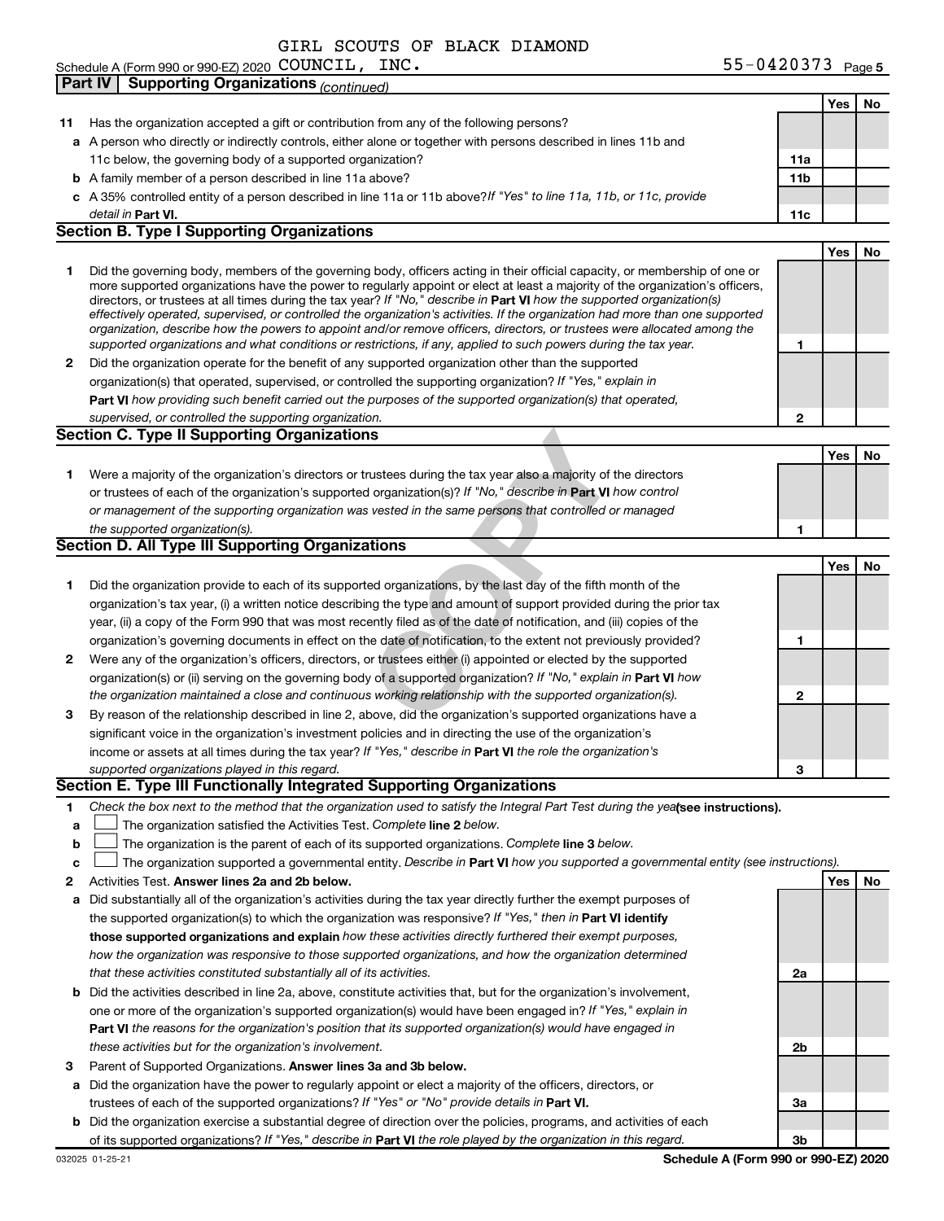GIRL SCOUTS OF BLACK DIAMOND

Schedule A (Form 990 or 990-EZ) 2020 COUNCIL, INC. 55-0420373 Page 5

**Part IV | Supporting Organizations** *(continued)*

| | | | Yes | No |
|---|---|---|---|---|
| **11** | Has the organization accepted a gift or contribution from any of the following persons? | | | |
| **a** | A person who directly or indirectly controls, either alone or together with persons described in lines 11b and 11c below, the governing body of a supported organization? | **11a** | | |
| **b** | A family member of a person described in line 11a above? | **11b** | | |
| **c** | A 35% controlled entity of a person described in line 11a or 11b above? *If "Yes" to line 11a, 11b, or 11c, provide detail in* **Part VI.** | **11c** | | |

## Section B. Type I Supporting Organizations

| | | | Yes | No |
|---|---|---|---|---|
| **1** | Did the governing body, members of the governing body, officers acting in their official capacity, or membership of one or more supported organizations have the power to regularly appoint or elect at least a majority of the organization's officers, directors, or trustees at all times during the tax year? *If "No," describe in* **Part VI** *how the supported organization(s) effectively operated, supervised, or controlled the organization's activities. If the organization had more than one supported organization, describe how the powers to appoint and/or remove officers, directors, or trustees were allocated among the supported organizations and what conditions or restrictions, if any, applied to such powers during the tax year.* | **1** | | |
| **2** | Did the organization operate for the benefit of any supported organization other than the supported organization(s) that operated, supervised, or controlled the supporting organization? *If "Yes," explain in* **Part VI** *how providing such benefit carried out the purposes of the supported organization(s) that operated, supervised, or controlled the supporting organization.* | **2** | | |

## Section C. Type II Supporting Organizations

| | | | Yes | No |
|---|---|---|---|---|
| **1** | Were a majority of the organization's directors or trustees during the tax year also a majority of the directors or trustees of each of the organization's supported organization(s)? *If "No," describe in* **Part VI** *how control or management of the supporting organization was vested in the same persons that controlled or managed the supported organization(s).* | **1** | | |

## Section D. All Type III Supporting Organizations

| | | | Yes | No |
|---|---|---|---|---|
| **1** | Did the organization provide to each of its supported organizations, by the last day of the fifth month of the organization's tax year, (i) a written notice describing the type and amount of support provided during the prior tax year, (ii) a copy of the Form 990 that was most recently filed as of the date of notification, and (iii) copies of the organization's governing documents in effect on the date of notification, to the extent not previously provided? | **1** | | |
| **2** | Were any of the organization's officers, directors, or trustees either (i) appointed or elected by the supported organization(s) or (ii) serving on the governing body of a supported organization? *If "No," explain in* **Part VI** *how the organization maintained a close and continuous working relationship with the supported organization(s).* | **2** | | |
| **3** | By reason of the relationship described in line 2, above, did the organization's supported organizations have a significant voice in the organization's investment policies and in directing the use of the organization's income or assets at all times during the tax year? *If "Yes," describe in* **Part VI** *the role the organization's supported organizations played in this regard.* | **3** | | |

## Section E. Type III Functionally Integrated Supporting Organizations

**1** *Check the box next to the method that the organization used to satisfy the Integral Part Test during the year* **(see instructions).**

- **a** ☐ The organization satisfied the Activities Test. *Complete* **line 2** *below.*
- **b** ☐ The organization is the parent of each of its supported organizations. *Complete* **line 3** *below.*
- **c** ☐ The organization supported a governmental entity. *Describe in* **Part VI** *how you supported a governmental entity (see instructions).*

| | | | Yes | No |
|---|---|---|---|---|
| **2** | Activities Test. **Answer lines 2a and 2b below.** | | | |
| **a** | Did substantially all of the organization's activities during the tax year directly further the exempt purposes of the supported organization(s) to which the organization was responsive? *If "Yes," then in* **Part VI identify those supported organizations and explain** *how these activities directly furthered their exempt purposes, how the organization was responsive to those supported organizations, and how the organization determined that these activities constituted substantially all of its activities.* | **2a** | | |
| **b** | Did the activities described in line 2a, above, constitute activities that, but for the organization's involvement, one or more of the organization's supported organization(s) would have been engaged in? *If "Yes," explain in* **Part VI** *the reasons for the organization's position that its supported organization(s) would have engaged in these activities but for the organization's involvement.* | **2b** | | |
| **3** | Parent of Supported Organizations. **Answer lines 3a and 3b below.** | | | |
| **a** | Did the organization have the power to regularly appoint or elect a majority of the officers, directors, or trustees of each of the supported organizations? *If "Yes" or "No" provide details in* **Part VI.** | **3a** | | |
| **b** | Did the organization exercise a substantial degree of direction over the policies, programs, and activities of each of its supported organizations? *If "Yes," describe in* **Part VI** *the role played by the organization in this regard.* | **3b** | | |

032025 01-25-21 **Schedule A (Form 990 or 990-EZ) 2020**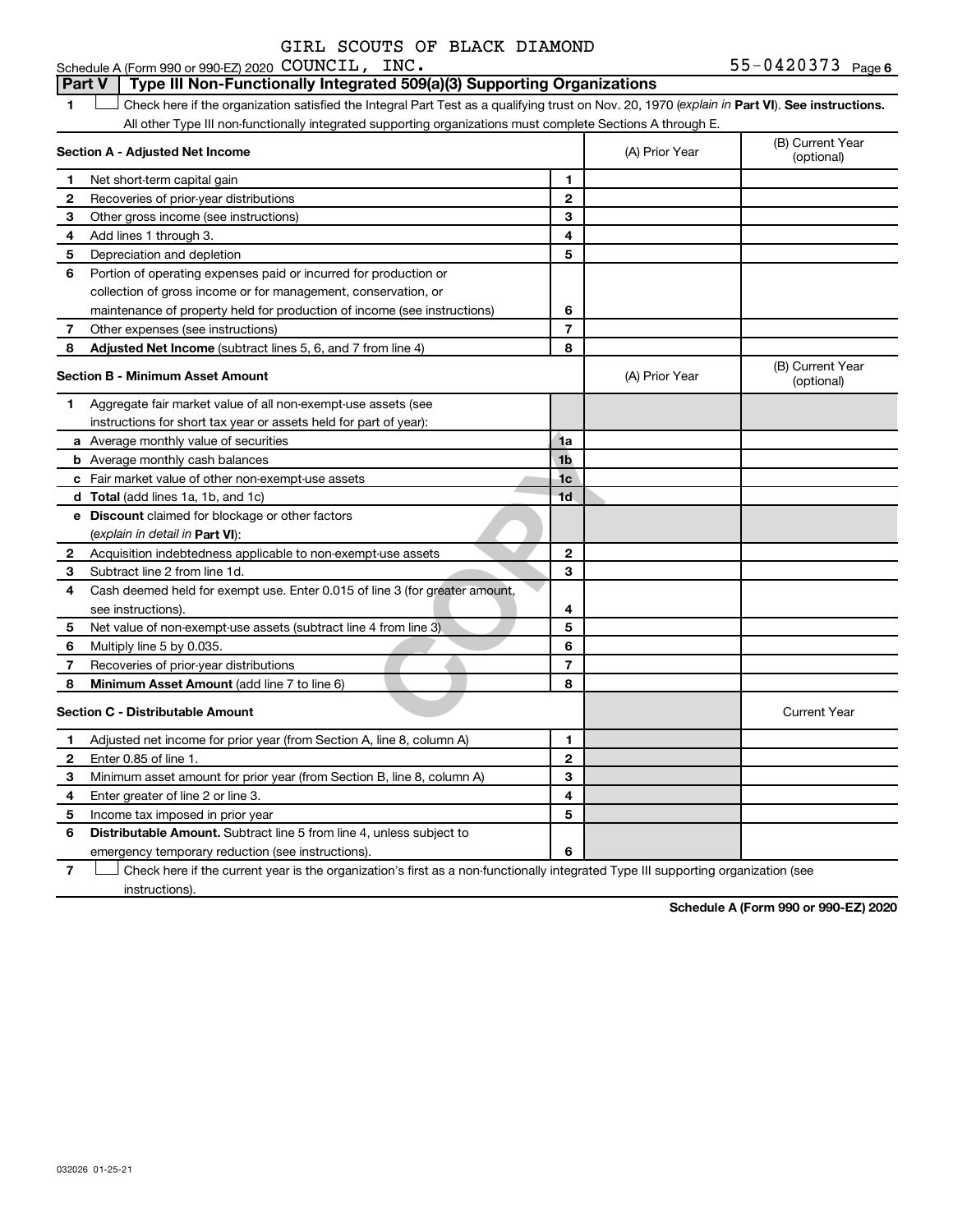GIRL SCOUTS OF BLACK DIAMOND

Schedule A (Form 990 or 990-EZ) 2020 COUNCIL, INC. 55-0420373 Page 6

## Part V Type III Non-Functionally Integrated 509(a)(3) Supporting Organizations

1 ☐ Check here if the organization satisfied the Integral Part Test as a qualifying trust on Nov. 20, 1970 (*explain in* **Part VI**). **See instructions.** All other Type III non-functionally integrated supporting organizations must complete Sections A through E.

| **Section A - Adjusted Net Income** | | | (A) Prior Year | (B) Current Year (optional) |
|---|---|---|---|---|
| 1 | Net short-term capital gain | 1 | | |
| 2 | Recoveries of prior-year distributions | 2 | | |
| 3 | Other gross income (see instructions) | 3 | | |
| 4 | Add lines 1 through 3. | 4 | | |
| 5 | Depreciation and depletion | 5 | | |
| 6 | Portion of operating expenses paid or incurred for production or collection of gross income or for management, conservation, or maintenance of property held for production of income (see instructions) | 6 | | |
| 7 | Other expenses (see instructions) | 7 | | |
| 8 | **Adjusted Net Income** (subtract lines 5, 6, and 7 from line 4) | 8 | | |

| **Section B - Minimum Asset Amount** | | | (A) Prior Year | (B) Current Year (optional) |
|---|---|---|---|---|
| 1 | Aggregate fair market value of all non-exempt-use assets (see instructions for short tax year or assets held for part of year): | | | |
| a | Average monthly value of securities | 1a | | |
| b | Average monthly cash balances | 1b | | |
| c | Fair market value of other non-exempt-use assets | 1c | | |
| d | **Total** (add lines 1a, 1b, and 1c) | 1d | | |
| e | **Discount** claimed for blockage or other factors (*explain in detail in* **Part VI**): | | | |
| 2 | Acquisition indebtedness applicable to non-exempt-use assets | 2 | | |
| 3 | Subtract line 2 from line 1d. | 3 | | |
| 4 | Cash deemed held for exempt use. Enter 0.015 of line 3 (for greater amount, see instructions). | 4 | | |
| 5 | Net value of non-exempt-use assets (subtract line 4 from line 3) | 5 | | |
| 6 | Multiply line 5 by 0.035. | 6 | | |
| 7 | Recoveries of prior-year distributions | 7 | | |
| 8 | **Minimum Asset Amount** (add line 7 to line 6) | 8 | | |

| **Section C - Distributable Amount** | | | | Current Year |
|---|---|---|---|---|
| 1 | Adjusted net income for prior year (from Section A, line 8, column A) | 1 | | |
| 2 | Enter 0.85 of line 1. | 2 | | |
| 3 | Minimum asset amount for prior year (from Section B, line 8, column A) | 3 | | |
| 4 | Enter greater of line 2 or line 3. | 4 | | |
| 5 | Income tax imposed in prior year | 5 | | |
| 6 | **Distributable Amount.** Subtract line 5 from line 4, unless subject to emergency temporary reduction (see instructions). | 6 | | |

7 ☐ Check here if the current year is the organization's first as a non-functionally integrated Type III supporting organization (see instructions).

**Schedule A (Form 990 or 990-EZ) 2020**

032026 01-25-21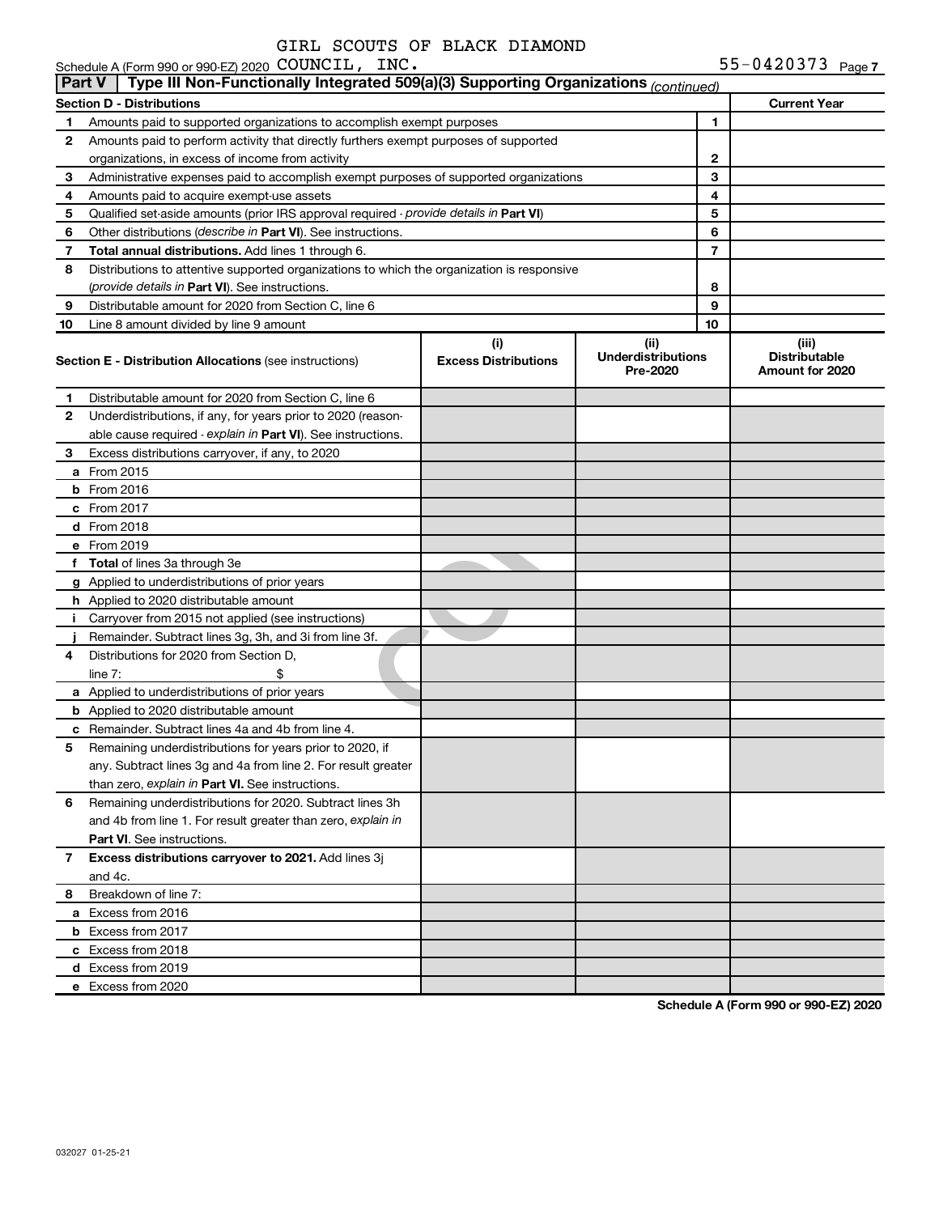Schedule A (Form 990 or 990-EZ) 2020 GIRL SCOUTS OF BLACK DIAMOND COUNCIL, INC. 55-0420373 Page 7

**Part V | Type III Non-Functionally Integrated 509(a)(3) Supporting Organizations** *(continued)*

| Section D - Distributions | | | Current Year |
|---|---|---|---|
| 1 | Amounts paid to supported organizations to accomplish exempt purposes | 1 | |
| 2 | Amounts paid to perform activity that directly furthers exempt purposes of supported organizations, in excess of income from activity | 2 | |
| 3 | Administrative expenses paid to accomplish exempt purposes of supported organizations | 3 | |
| 4 | Amounts paid to acquire exempt-use assets | 4 | |
| 5 | Qualified set-aside amounts (prior IRS approval required - *provide details in* **Part VI**) | 5 | |
| 6 | Other distributions (*describe in* **Part VI**). See instructions. | 6 | |
| 7 | **Total annual distributions.** Add lines 1 through 6. | 7 | |
| 8 | Distributions to attentive supported organizations to which the organization is responsive (*provide details in* **Part VI**). See instructions. | 8 | |
| 9 | Distributable amount for 2020 from Section C, line 6 | 9 | |
| 10 | Line 8 amount divided by line 9 amount | 10 | |

| | **Section E - Distribution Allocations** (see instructions) | (i) Excess Distributions | (ii) Underdistributions Pre-2020 | (iii) Distributable Amount for 2020 |
|---|---|---|---|---|
| 1 | Distributable amount for 2020 from Section C, line 6 | | | |
| 2 | Underdistributions, if any, for years prior to 2020 (reasonable cause required - *explain in* **Part VI**). See instructions. | | | |
| 3 | Excess distributions carryover, if any, to 2020 | | | |
| a | From 2015 | | | |
| b | From 2016 | | | |
| c | From 2017 | | | |
| d | From 2018 | | | |
| e | From 2019 | | | |
| f | **Total** of lines 3a through 3e | | | |
| g | Applied to underdistributions of prior years | | | |
| h | Applied to 2020 distributable amount | | | |
| i | Carryover from 2015 not applied (see instructions) | | | |
| j | Remainder. Subtract lines 3g, 3h, and 3i from line 3f. | | | |
| 4 | Distributions for 2020 from Section D, line 7: $ | | | |
| a | Applied to underdistributions of prior years | | | |
| b | Applied to 2020 distributable amount | | | |
| c | Remainder. Subtract lines 4a and 4b from line 4. | | | |
| 5 | Remaining underdistributions for years prior to 2020, if any. Subtract lines 3g and 4a from line 2. For result greater than zero, *explain in* **Part VI.** See instructions. | | | |
| 6 | Remaining underdistributions for 2020. Subtract lines 3h and 4b from line 1. For result greater than zero, *explain in* **Part VI**. See instructions. | | | |
| 7 | **Excess distributions carryover to 2021.** Add lines 3j and 4c. | | | |
| 8 | Breakdown of line 7: | | | |
| a | Excess from 2016 | | | |
| b | Excess from 2017 | | | |
| c | Excess from 2018 | | | |
| d | Excess from 2019 | | | |
| e | Excess from 2020 | | | |

**Schedule A (Form 990 or 990-EZ) 2020**

032027 01-25-21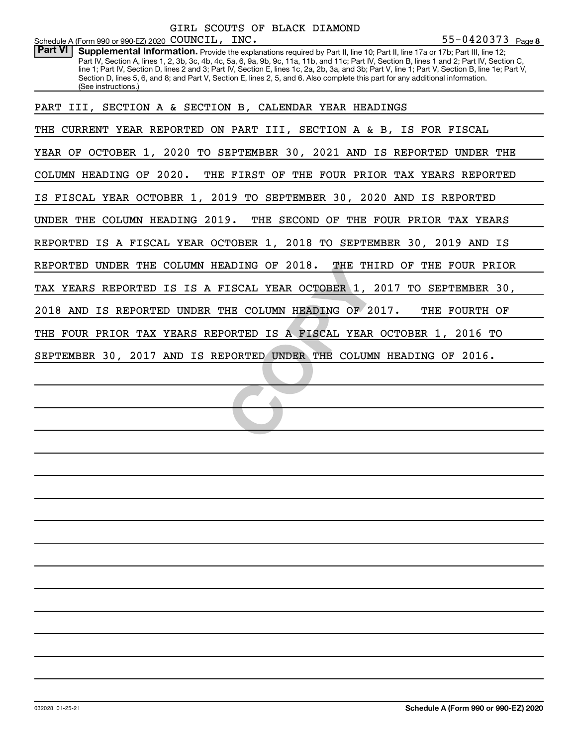GIRL SCOUTS OF BLACK DIAMOND

Schedule A (Form 990 or 990-EZ) 2020 COUNCIL, INC. 55-0420373 Page 8

**Part VI** **Supplemental Information.** Provide the explanations required by Part II, line 10; Part II, line 17a or 17b; Part III, line 12; Part IV, Section A, lines 1, 2, 3b, 3c, 4b, 4c, 5a, 6, 9a, 9b, 9c, 11a, 11b, and 11c; Part IV, Section B, lines 1 and 2; Part IV, Section C, line 1; Part IV, Section D, lines 2 and 3; Part IV, Section E, lines 1c, 2a, 2b, 3a, and 3b; Part V, line 1; Part V, Section B, line 1e; Part V, Section D, lines 5, 6, and 8; and Part V, Section E, lines 2, 5, and 6. Also complete this part for any additional information. (See instructions.)

PART III, SECTION A & SECTION B, CALENDAR YEAR HEADINGS

THE CURRENT YEAR REPORTED ON PART III, SECTION A & B, IS FOR FISCAL YEAR OF OCTOBER 1, 2020 TO SEPTEMBER 30, 2021 AND IS REPORTED UNDER THE COLUMN HEADING OF 2020. THE FIRST OF THE FOUR PRIOR TAX YEARS REPORTED IS FISCAL YEAR OCTOBER 1, 2019 TO SEPTEMBER 30, 2020 AND IS REPORTED UNDER THE COLUMN HEADING 2019. THE SECOND OF THE FOUR PRIOR TAX YEARS REPORTED IS A FISCAL YEAR OCTOBER 1, 2018 TO SEPTEMBER 30, 2019 AND IS REPORTED UNDER THE COLUMN HEADING OF 2018. THE THIRD OF THE FOUR PRIOR TAX YEARS REPORTED IS IS A FISCAL YEAR OCTOBER 1, 2017 TO SEPTEMBER 30, 2018 AND IS REPORTED UNDER THE COLUMN HEADING OF 2017. THE FOURTH OF THE FOUR PRIOR TAX YEARS REPORTED IS A FISCAL YEAR OCTOBER 1, 2016 TO SEPTEMBER 30, 2017 AND IS REPORTED UNDER THE COLUMN HEADING OF 2016.

032028 01-25-21 **Schedule A (Form 990 or 990-EZ) 2020**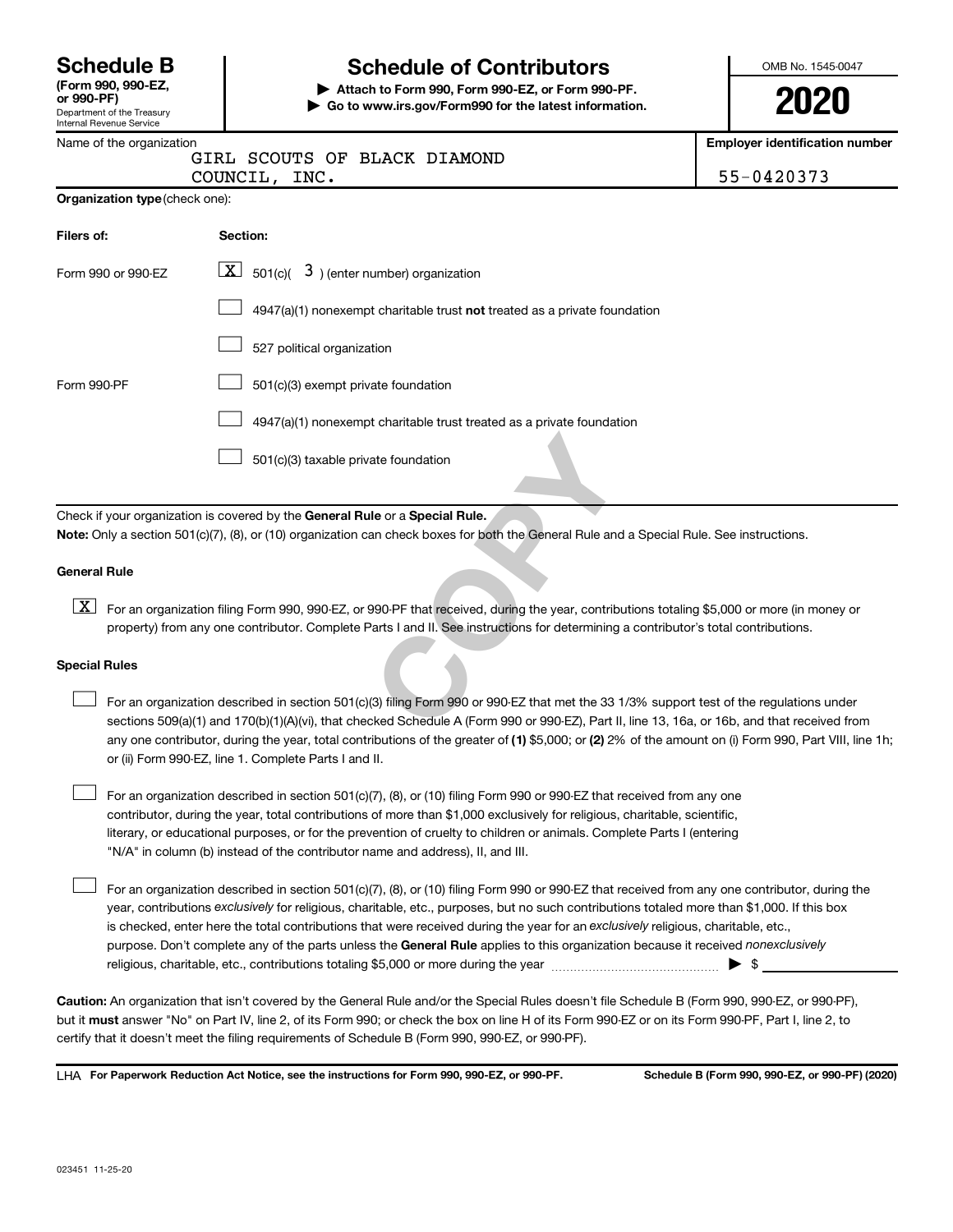# Schedule B

**(Form 990, 990-EZ, or 990-PF)**

Department of the Treasury
Internal Revenue Service

## Schedule of Contributors

**▶ Attach to Form 990, Form 990-EZ, or Form 990-PF.**
**▶ Go to www.irs.gov/Form990 for the latest information.**

OMB No. 1545-0047

**2020**

Name of the organization: GIRL SCOUTS OF BLACK DIAMOND COUNCIL, INC.

**Employer identification number:** 55-0420373

**Organization type** (check one):

| Filers of: | Section: |
|---|---|
| Form 990 or 990-EZ | [X] 501(c)( 3 ) (enter number) organization |
| | [ ] 4947(a)(1) nonexempt charitable trust **not** treated as a private foundation |
| | [ ] 527 political organization |
| Form 990-PF | [ ] 501(c)(3) exempt private foundation |
| | [ ] 4947(a)(1) nonexempt charitable trust treated as a private foundation |
| | [ ] 501(c)(3) taxable private foundation |

Check if your organization is covered by the **General Rule** or a **Special Rule.**

**Note:** Only a section 501(c)(7), (8), or (10) organization can check boxes for both the General Rule and a Special Rule. See instructions.

### General Rule

[X] For an organization filing Form 990, 990-EZ, or 990-PF that received, during the year, contributions totaling $5,000 or more (in money or property) from any one contributor. Complete Parts I and II. See instructions for determining a contributor's total contributions.

### Special Rules

[ ] For an organization described in section 501(c)(3) filing Form 990 or 990-EZ that met the 33 1/3% support test of the regulations under sections 509(a)(1) and 170(b)(1)(A)(vi), that checked Schedule A (Form 990 or 990-EZ), Part II, line 13, 16a, or 16b, and that received from any one contributor, during the year, total contributions of the greater of **(1)** $5,000; or **(2)** 2% of the amount on (i) Form 990, Part VIII, line 1h; or (ii) Form 990-EZ, line 1. Complete Parts I and II.

[ ] For an organization described in section 501(c)(7), (8), or (10) filing Form 990 or 990-EZ that received from any one contributor, during the year, total contributions of more than $1,000 exclusively for religious, charitable, scientific, literary, or educational purposes, or for the prevention of cruelty to children or animals. Complete Parts I (entering "N/A" in column (b) instead of the contributor name and address), II, and III.

[ ] For an organization described in section 501(c)(7), (8), or (10) filing Form 990 or 990-EZ that received from any one contributor, during the year, contributions *exclusively* for religious, charitable, etc., purposes, but no such contributions totaled more than $1,000. If this box is checked, enter here the total contributions that were received during the year for an *exclusively* religious, charitable, etc., purpose. Don't complete any of the parts unless the **General Rule** applies to this organization because it received *nonexclusively* religious, charitable, etc., contributions totaling $5,000 or more during the year ▶ $ ____________

**Caution:** An organization that isn't covered by the General Rule and/or the Special Rules doesn't file Schedule B (Form 990, 990-EZ, or 990-PF), but it **must** answer "No" on Part IV, line 2, of its Form 990; or check the box on line H of its Form 990-EZ or on its Form 990-PF, Part I, line 2, to certify that it doesn't meet the filing requirements of Schedule B (Form 990, 990-EZ, or 990-PF).

LHA **For Paperwork Reduction Act Notice, see the instructions for Form 990, 990-EZ, or 990-PF.** **Schedule B (Form 990, 990-EZ, or 990-PF) (2020)**

023451 11-25-20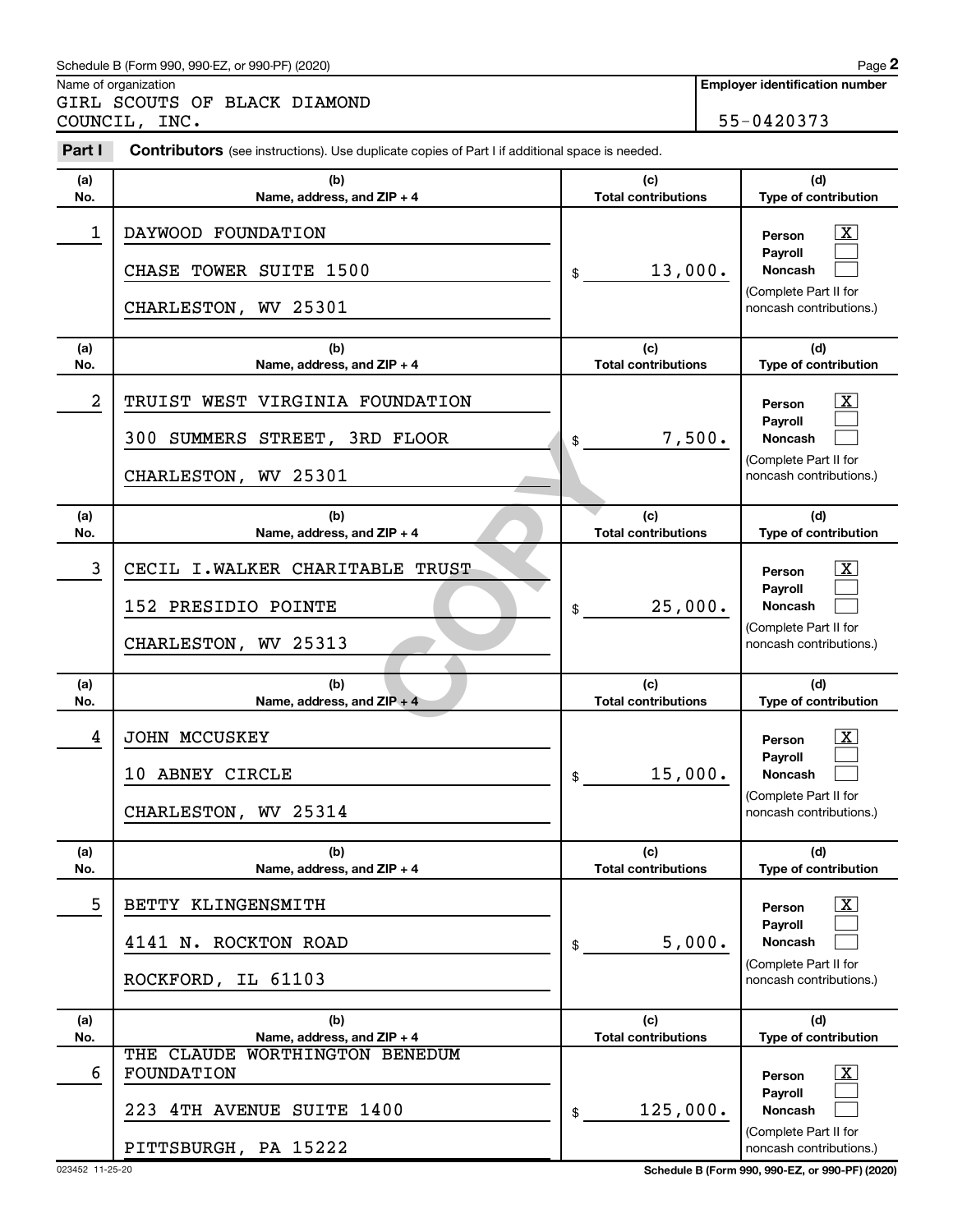Schedule B (Form 990, 990-EZ, or 990-PF) (2020)

Name of organization: GIRL SCOUTS OF BLACK DIAMOND COUNCIL, INC.

Employer identification number: 55-0420373

**Part I** **Contributors** (see instructions). Use duplicate copies of Part I if additional space is needed.

| (a) No. | (b) Name, address, and ZIP + 4 | (c) Total contributions | (d) Type of contribution |
|---|---|---|---|
| 1 | DAYWOOD FOUNDATION<br>CHASE TOWER SUITE 1500<br>CHARLESTON, WV 25301 | $ 13,000. | Person [X]<br>Payroll [ ]<br>Noncash [ ]<br>(Complete Part II for noncash contributions.) |
| 2 | TRUIST WEST VIRGINIA FOUNDATION<br>300 SUMMERS STREET, 3RD FLOOR<br>CHARLESTON, WV 25301 | $ 7,500. | Person [X]<br>Payroll [ ]<br>Noncash [ ]<br>(Complete Part II for noncash contributions.) |
| 3 | CECIL I.WALKER CHARITABLE TRUST<br>152 PRESIDIO POINTE<br>CHARLESTON, WV 25313 | $ 25,000. | Person [X]<br>Payroll [ ]<br>Noncash [ ]<br>(Complete Part II for noncash contributions.) |
| 4 | JOHN MCCUSKEY<br>10 ABNEY CIRCLE<br>CHARLESTON, WV 25314 | $ 15,000. | Person [X]<br>Payroll [ ]<br>Noncash [ ]<br>(Complete Part II for noncash contributions.) |
| 5 | BETTY KLINGENSMITH<br>4141 N. ROCKTON ROAD<br>ROCKFORD, IL 61103 | $ 5,000. | Person [X]<br>Payroll [ ]<br>Noncash [ ]<br>(Complete Part II for noncash contributions.) |
| 6 | THE CLAUDE WORTHINGTON BENEDUM FOUNDATION<br>223 4TH AVENUE SUITE 1400<br>PITTSBURGH, PA 15222 | $ 125,000. | Person [X]<br>Payroll [ ]<br>Noncash [ ]<br>(Complete Part II for noncash contributions.) |

023452 11-25-20 Schedule B (Form 990, 990-EZ, or 990-PF) (2020)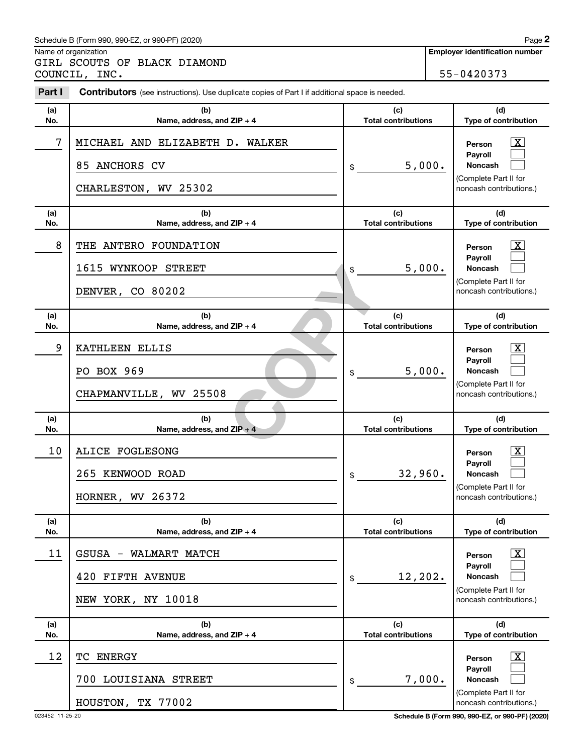Schedule B (Form 990, 990-EZ, or 990-PF) (2020)

Name of organization: GIRL SCOUTS OF BLACK DIAMOND COUNCIL, INC.

Employer identification number: 55-0420373

**Part I** **Contributors** (see instructions). Use duplicate copies of Part I if additional space is needed.

| (a) No. | (b) Name, address, and ZIP + 4 | (c) Total contributions | (d) Type of contribution |
|---|---|---|---|
| 7 | MICHAEL AND ELIZABETH D. WALKER<br>85 ANCHORS CV<br>CHARLESTON, WV 25302 | $ 5,000. | Person [X]<br>Payroll [ ]<br>Noncash [ ]<br>(Complete Part II for noncash contributions.) |
| 8 | THE ANTERO FOUNDATION<br>1615 WYNKOOP STREET<br>DENVER, CO 80202 | $ 5,000. | Person [X]<br>Payroll [ ]<br>Noncash [ ]<br>(Complete Part II for noncash contributions.) |
| 9 | KATHLEEN ELLIS<br>PO BOX 969<br>CHAPMANVILLE, WV 25508 | $ 5,000. | Person [X]<br>Payroll [ ]<br>Noncash [ ]<br>(Complete Part II for noncash contributions.) |
| 10 | ALICE FOGLESONG<br>265 KENWOOD ROAD<br>HORNER, WV 26372 | $ 32,960. | Person [X]<br>Payroll [ ]<br>Noncash [ ]<br>(Complete Part II for noncash contributions.) |
| 11 | GSUSA - WALMART MATCH<br>420 FIFTH AVENUE<br>NEW YORK, NY 10018 | $ 12,202. | Person [X]<br>Payroll [ ]<br>Noncash [ ]<br>(Complete Part II for noncash contributions.) |
| 12 | TC ENERGY<br>700 LOUISIANA STREET<br>HOUSTON, TX 77002 | $ 7,000. | Person [X]<br>Payroll [ ]<br>Noncash [ ]<br>(Complete Part II for noncash contributions.) |

023452 11-25-20

Schedule B (Form 990, 990-EZ, or 990-PF) (2020)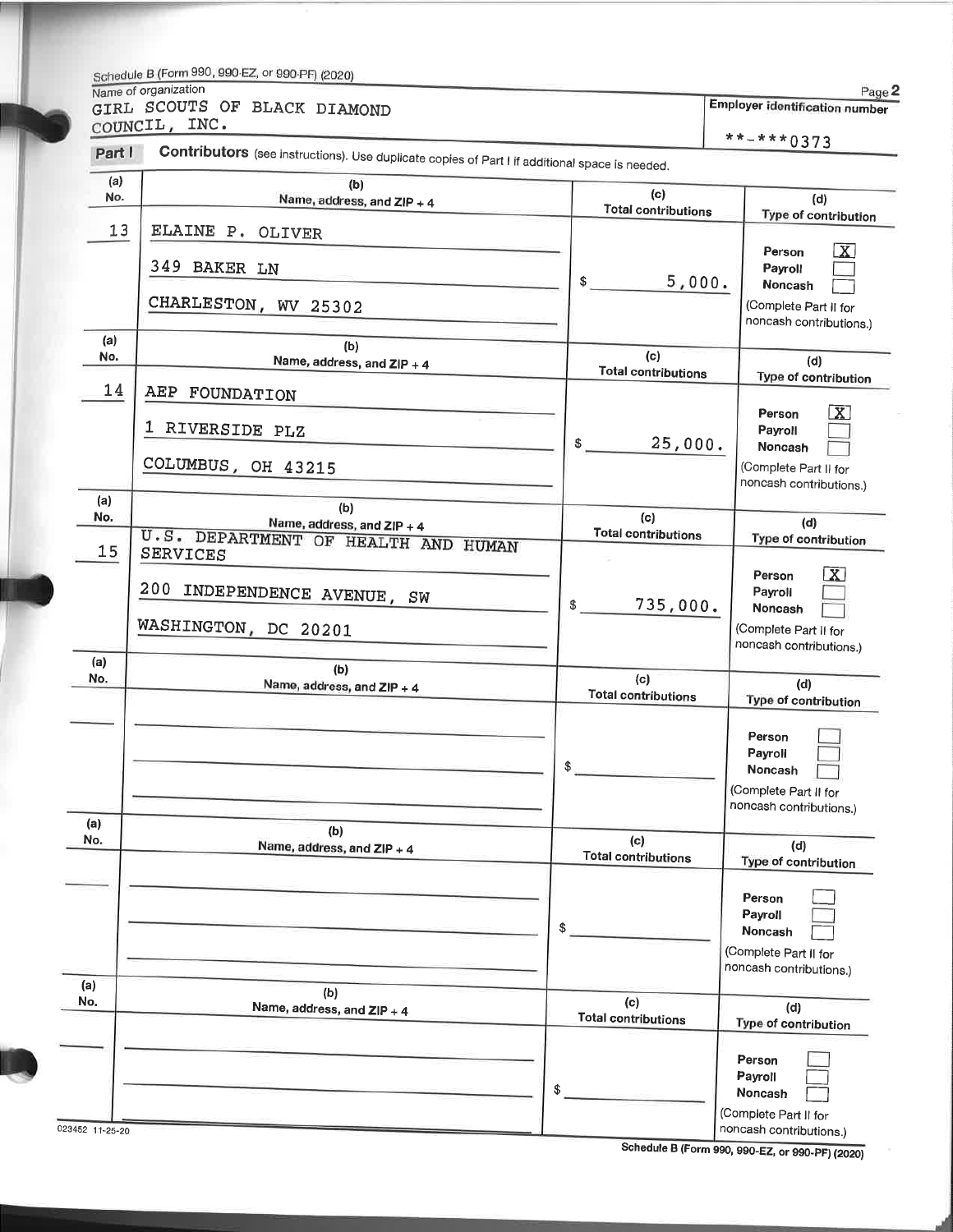Schedule B (Form 990, 990-EZ, or 990-PF) (2020)

Name of organization
GIRL SCOUTS OF BLACK DIAMOND COUNCIL, INC.

Employer identification number
**-***0373

**Part I** **Contributors** (see instructions). Use duplicate copies of Part I if additional space is needed.

| (a) No. | (b) Name, address, and ZIP + 4 | (c) Total contributions | (d) Type of contribution |
|---|---|---|---|
| 13 | ELAINE P. OLIVER<br>349 BAKER LN<br>CHARLESTON, WV 25302 | $ 5,000. | Person [X]<br>Payroll [ ]<br>Noncash [ ]<br>(Complete Part II for noncash contributions.) |
| 14 | AEP FOUNDATION<br>1 RIVERSIDE PLZ<br>COLUMBUS, OH 43215 | $ 25,000. | Person [X]<br>Payroll [ ]<br>Noncash [ ]<br>(Complete Part II for noncash contributions.) |
| 15 | U.S. DEPARTMENT OF HEALTH AND HUMAN SERVICES<br>200 INDEPENDENCE AVENUE, SW<br>WASHINGTON, DC 20201 | $ 735,000. | Person [X]<br>Payroll [ ]<br>Noncash [ ]<br>(Complete Part II for noncash contributions.) |
| | | $ | Person [ ]<br>Payroll [ ]<br>Noncash [ ]<br>(Complete Part II for noncash contributions.) |
| | | $ | Person [ ]<br>Payroll [ ]<br>Noncash [ ]<br>(Complete Part II for noncash contributions.) |
| | | $ | Person [ ]<br>Payroll [ ]<br>Noncash [ ]<br>(Complete Part II for noncash contributions.) |

023452 11-25-20

Schedule B (Form 990, 990-EZ, or 990-PF) (2020)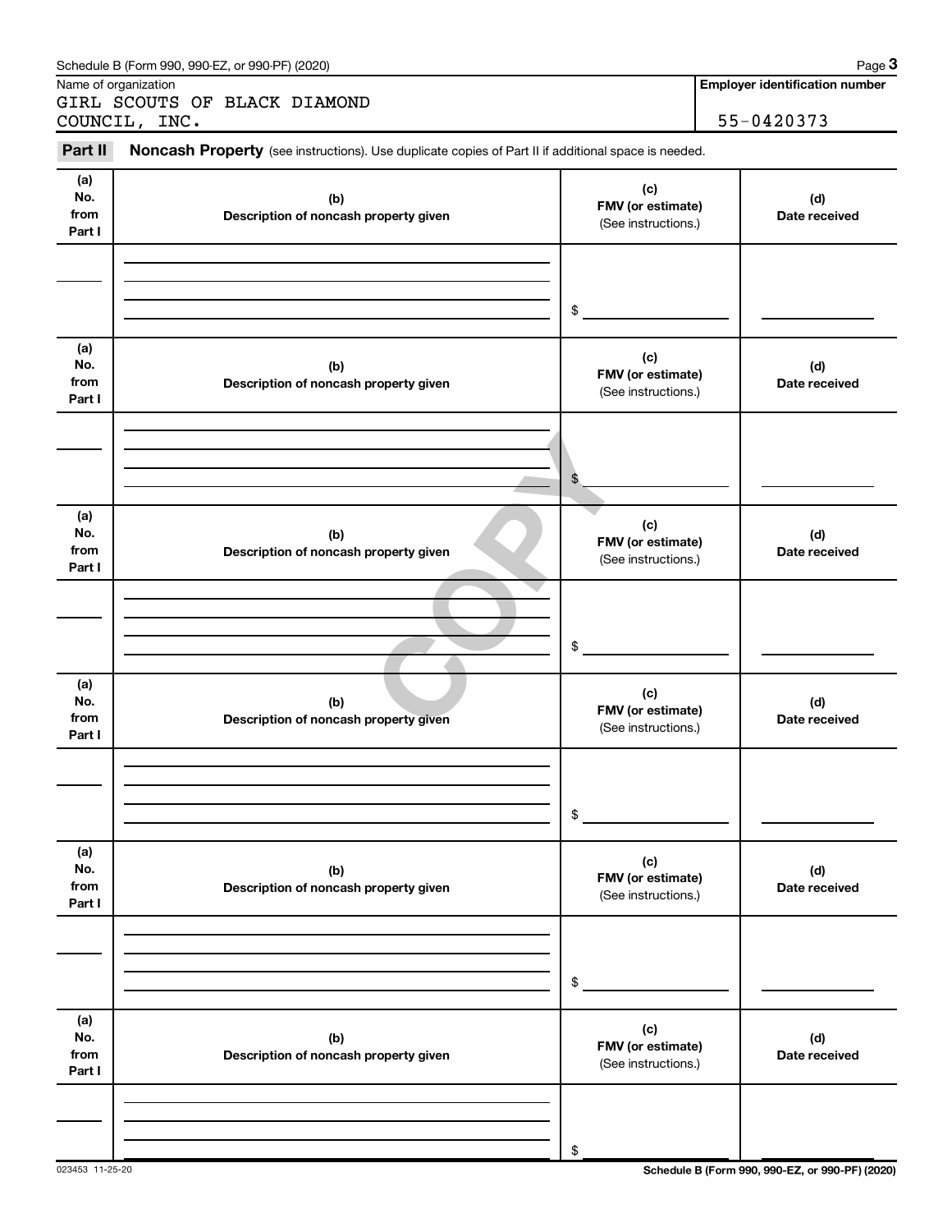Name of organization

GIRL SCOUTS OF BLACK DIAMOND COUNCIL, INC.

**Employer identification number**

55-0420373

**Part II** **Noncash Property** (see instructions). Use duplicate copies of Part II if additional space is needed.

| (a) No. from Part I | (b) Description of noncash property given | (c) FMV (or estimate) (See instructions.) | (d) Date received |
|---|---|---|---|
| | | $ | |

| (a) No. from Part I | (b) Description of noncash property given | (c) FMV (or estimate) (See instructions.) | (d) Date received |
|---|---|---|---|
| | | $ | |

| (a) No. from Part I | (b) Description of noncash property given | (c) FMV (or estimate) (See instructions.) | (d) Date received |
|---|---|---|---|
| | | $ | |

| (a) No. from Part I | (b) Description of noncash property given | (c) FMV (or estimate) (See instructions.) | (d) Date received |
|---|---|---|---|
| | | $ | |

| (a) No. from Part I | (b) Description of noncash property given | (c) FMV (or estimate) (See instructions.) | (d) Date received |
|---|---|---|---|
| | | $ | |

| (a) No. from Part I | (b) Description of noncash property given | (c) FMV (or estimate) (See instructions.) | (d) Date received |
|---|---|---|---|
| | | $ | |

COPY

023453 11-25-20

**Schedule B (Form 990, 990-EZ, or 990-PF) (2020)**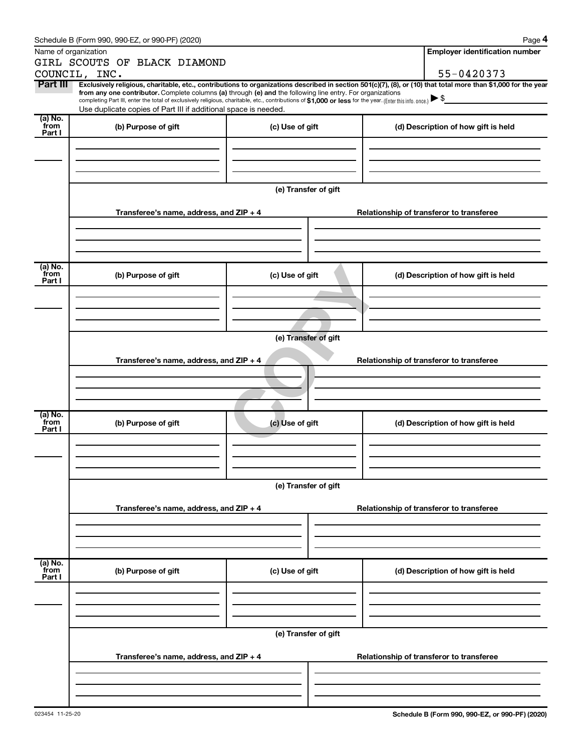Schedule B (Form 990, 990-EZ, or 990-PF) (2020) Page **4**

Name of organization: GIRL SCOUTS OF BLACK DIAMOND COUNCIL, INC.

**Employer identification number:** 55-0420373

**Part III** **Exclusively religious, charitable, etc., contributions to organizations described in section 501(c)(7), (8), or (10) that total more than $1,000 for the year from any one contributor.** Complete columns **(a)** through **(e)** and the following line entry. For organizations completing Part III, enter the total of exclusively religious, charitable, etc., contributions of **$1,000 or less** for the year. (Enter this info. once.) ▶ $

Use duplicate copies of Part III if additional space is needed.

| (a) No. from Part I | (b) Purpose of gift | (c) Use of gift | (d) Description of how gift is held |
|---|---|---|---|
| | | | |

**(e) Transfer of gift**

| Transferee's name, address, and ZIP + 4 | Relationship of transferor to transferee |
|---|---|
| | |

| (a) No. from Part I | (b) Purpose of gift | (c) Use of gift | (d) Description of how gift is held |
|---|---|---|---|
| | | | |

**(e) Transfer of gift**

| Transferee's name, address, and ZIP + 4 | Relationship of transferor to transferee |
|---|---|
| | |

| (a) No. from Part I | (b) Purpose of gift | (c) Use of gift | (d) Description of how gift is held |
|---|---|---|---|
| | | | |

**(e) Transfer of gift**

| Transferee's name, address, and ZIP + 4 | Relationship of transferor to transferee |
|---|---|
| | |

| (a) No. from Part I | (b) Purpose of gift | (c) Use of gift | (d) Description of how gift is held |
|---|---|---|---|
| | | | |

**(e) Transfer of gift**

| Transferee's name, address, and ZIP + 4 | Relationship of transferor to transferee |
|---|---|
| | |

023454 11-25-20

**Schedule B (Form 990, 990-EZ, or 990-PF) (2020)**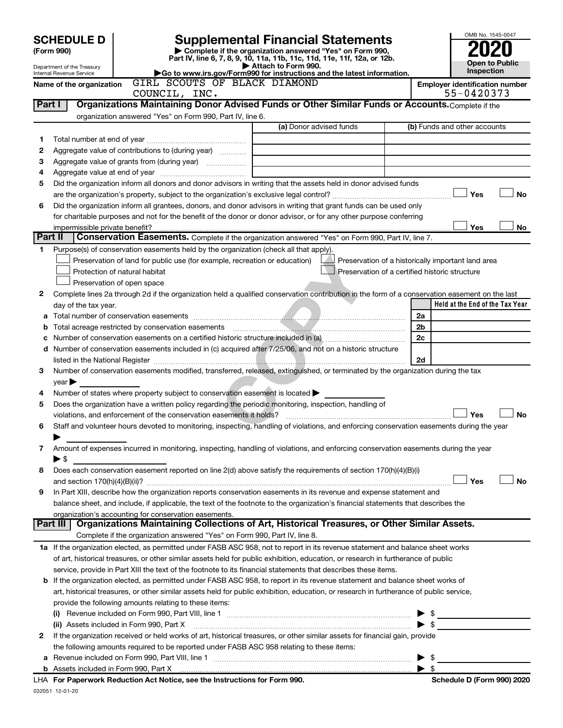# SCHEDULE D (Form 990)

Department of the Treasury
Internal Revenue Service

## Supplemental Financial Statements

▶ Complete if the organization answered "Yes" on Form 990, Part IV, line 6, 7, 8, 9, 10, 11a, 11b, 11c, 11d, 11e, 11f, 12a, or 12b.
▶ Attach to Form 990.
▶Go to www.irs.gov/Form990 for instructions and the latest information.

OMB No. 1545-0047
**2020**
**Open to Public Inspection**

Name of the organization: GIRL SCOUTS OF BLACK DIAMOND COUNCIL, INC.

Employer identification number: 55-0420373

**Part I — Organizations Maintaining Donor Advised Funds or Other Similar Funds or Accounts.** Complete if the organization answered "Yes" on Form 990, Part IV, line 6.

| | | (a) Donor advised funds | (b) Funds and other accounts |
|---|---|---|---|
| 1 | Total number at end of year | | |
| 2 | Aggregate value of contributions to (during year) | | |
| 3 | Aggregate value of grants from (during year) | | |
| 4 | Aggregate value at end of year | | |

5 Did the organization inform all donors and donor advisors in writing that the assets held in donor advised funds are the organization's property, subject to the organization's exclusive legal control? ☐ Yes ☐ No

6 Did the organization inform all grantees, donors, and donor advisors in writing that grant funds can be used only for charitable purposes and not for the benefit of the donor or donor advisor, or for any other purpose conferring impermissible private benefit? ☐ Yes ☐ No

**Part II — Conservation Easements.** Complete if the organization answered "Yes" on Form 990, Part IV, line 7.

1 Purpose(s) of conservation easements held by the organization (check all that apply).

- ☐ Preservation of land for public use (for example, recreation or education)
- ☐ Preservation of a historically important land area
- ☐ Protection of natural habitat
- ☐ Preservation of a certified historic structure
- ☐ Preservation of open space

2 Complete lines 2a through 2d if the organization held a qualified conservation contribution in the form of a conservation easement on the last day of the tax year.

| | | | Held at the End of the Tax Year |
|---|---|---|---|
| a | Total number of conservation easements | 2a | |
| b | Total acreage restricted by conservation easements | 2b | |
| c | Number of conservation easements on a certified historic structure included in (a) | 2c | |
| d | Number of conservation easements included in (c) acquired after 7/25/06, and not on a historic structure listed in the National Register | 2d | |

3 Number of conservation easements modified, transferred, released, extinguished, or terminated by the organization during the tax year ▶

4 Number of states where property subject to conservation easement is located ▶

5 Does the organization have a written policy regarding the periodic monitoring, inspection, handling of violations, and enforcement of the conservation easements it holds? ☐ Yes ☐ No

6 Staff and volunteer hours devoted to monitoring, inspecting, handling of violations, and enforcing conservation easements during the year ▶

7 Amount of expenses incurred in monitoring, inspecting, handling of violations, and enforcing conservation easements during the year ▶ $

8 Does each conservation easement reported on line 2(d) above satisfy the requirements of section 170(h)(4)(B)(i) and section 170(h)(4)(B)(ii)? ☐ Yes ☐ No

9 In Part XIII, describe how the organization reports conservation easements in its revenue and expense statement and balance sheet, and include, if applicable, the text of the footnote to the organization's financial statements that describes the organization's accounting for conservation easements.

**Part III — Organizations Maintaining Collections of Art, Historical Treasures, or Other Similar Assets.** Complete if the organization answered "Yes" on Form 990, Part IV, line 8.

1a If the organization elected, as permitted under FASB ASC 958, not to report in its revenue statement and balance sheet works of art, historical treasures, or other similar assets held for public exhibition, education, or research in furtherance of public service, provide in Part XIII the text of the footnote to its financial statements that describes these items.

b If the organization elected, as permitted under FASB ASC 958, to report in its revenue statement and balance sheet works of art, historical treasures, or other similar assets held for public exhibition, education, or research in furtherance of public service, provide the following amounts relating to these items:

(i) Revenue included on Form 990, Part VIII, line 1 ▶ $

(ii) Assets included in Form 990, Part X ▶ $

2 If the organization received or held works of art, historical treasures, or other similar assets for financial gain, provide the following amounts required to be reported under FASB ASC 958 relating to these items:

a Revenue included on Form 990, Part VIII, line 1 ▶ $

b Assets included in Form 990, Part X ▶ $

LHA **For Paperwork Reduction Act Notice, see the Instructions for Form 990.** **Schedule D (Form 990) 2020**

032051 12-01-20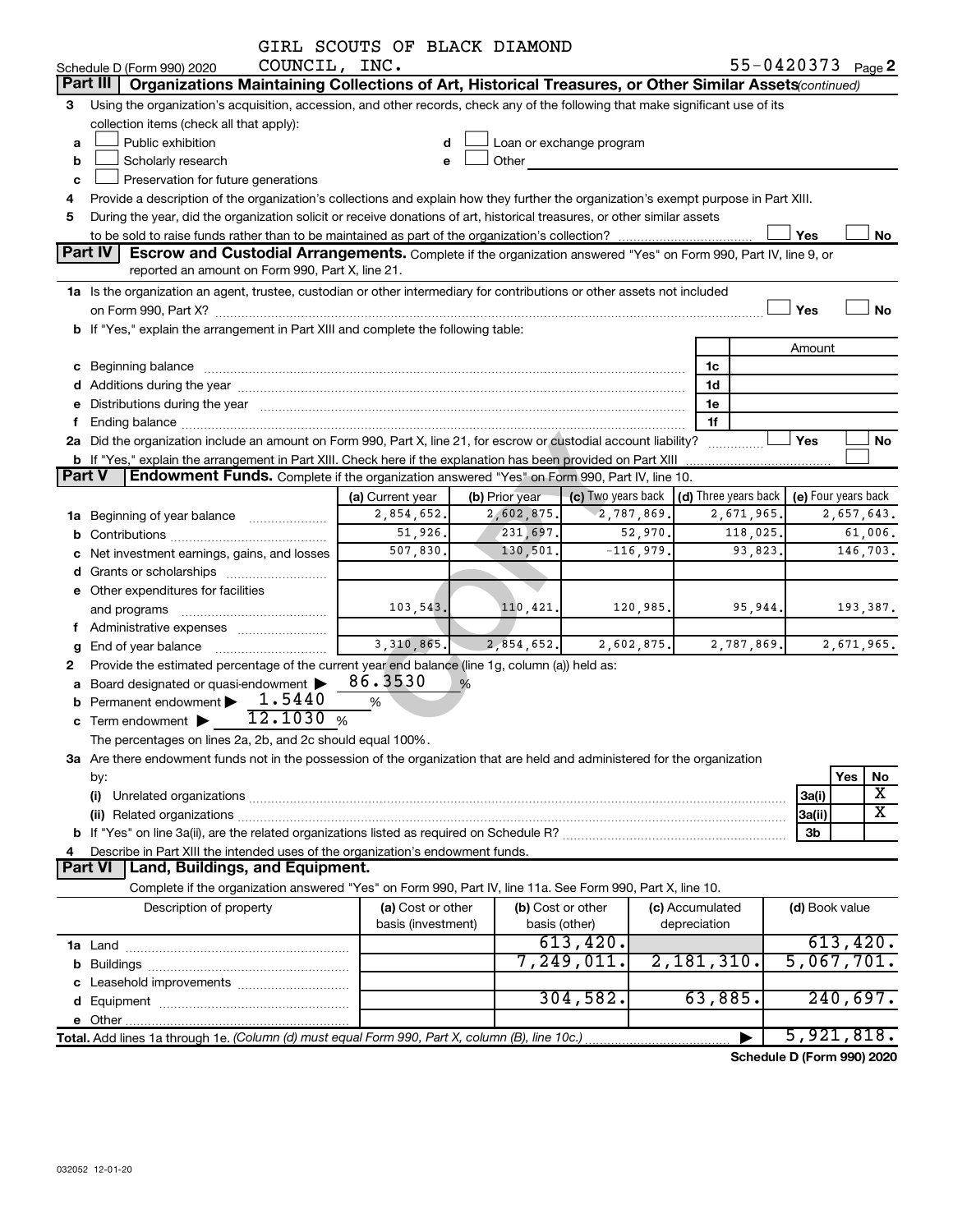GIRL SCOUTS OF BLACK DIAMOND COUNCIL, INC.

Schedule D (Form 990) 2020 — 55-0420373 Page **2**

## Part III Organizations Maintaining Collections of Art, Historical Treasures, or Other Similar Assets *(continued)*

**3** Using the organization's acquisition, accession, and other records, check any of the following that make significant use of its collection items (check all that apply):

- **a** ☐ Public exhibition
- **b** ☐ Scholarly research
- **c** ☐ Preservation for future generations
- **d** ☐ Loan or exchange program
- **e** ☐ Other

**4** Provide a description of the organization's collections and explain how they further the organization's exempt purpose in Part XIII.

**5** During the year, did the organization solicit or receive donations of art, historical treasures, or other similar assets to be sold to raise funds rather than to be maintained as part of the organization's collection? ☐ Yes ☐ No

## Part IV Escrow and Custodial Arrangements.

Complete if the organization answered "Yes" on Form 990, Part IV, line 9, or reported an amount on Form 990, Part X, line 21.

**1a** Is the organization an agent, trustee, custodian or other intermediary for contributions or other assets not included on Form 990, Part X? ☐ Yes ☐ No

**b** If "Yes," explain the arrangement in Part XIII and complete the following table:

| | | Amount |
|---|---|---|
| **c** Beginning balance | 1c | |
| **d** Additions during the year | 1d | |
| **e** Distributions during the year | 1e | |
| **f** Ending balance | 1f | |

**2a** Did the organization include an amount on Form 990, Part X, line 21, for escrow or custodial account liability? ☐ Yes ☐ No

**b** If "Yes," explain the arrangement in Part XIII. Check here if the explanation has been provided on Part XIII ☐

## Part V Endowment Funds.

Complete if the organization answered "Yes" on Form 990, Part IV, line 10.

| | (a) Current year | (b) Prior year | (c) Two years back | (d) Three years back | (e) Four years back |
|---|---|---|---|---|---|
| **1a** Beginning of year balance | 2,854,652. | 2,602,875. | 2,787,869. | 2,671,965. | 2,657,643. |
| **b** Contributions | 51,926. | 231,697. | 52,970. | 118,025. | 61,006. |
| **c** Net investment earnings, gains, and losses | 507,830. | 130,501. | -116,979. | 93,823. | 146,703. |
| **d** Grants or scholarships | | | | | |
| **e** Other expenditures for facilities and programs | 103,543. | 110,421. | 120,985. | 95,944. | 193,387. |
| **f** Administrative expenses | | | | | |
| **g** End of year balance | 3,310,865. | 2,854,652. | 2,602,875. | 2,787,869. | 2,671,965. |

**2** Provide the estimated percentage of the current year end balance (line 1g, column (a)) held as:

- **a** Board designated or quasi-endowment ▶ 86.3530 %
- **b** Permanent endowment ▶ 1.5440 %
- **c** Term endowment ▶ 12.1030 %

The percentages on lines 2a, 2b, and 2c should equal 100%.

**3a** Are there endowment funds not in the possession of the organization that are held and administered for the organization by:

| | | Yes | No |
|---|---|---|---|
| **(i)** Unrelated organizations | 3a(i) | | X |
| **(ii)** Related organizations | 3a(ii) | | X |
| **b** If "Yes" on line 3a(ii), are the related organizations listed as required on Schedule R? | 3b | | |

**4** Describe in Part XIII the intended uses of the organization's endowment funds.

## Part VI Land, Buildings, and Equipment.

Complete if the organization answered "Yes" on Form 990, Part IV, line 11a. See Form 990, Part X, line 10.

| Description of property | (a) Cost or other basis (investment) | (b) Cost or other basis (other) | (c) Accumulated depreciation | (d) Book value |
|---|---|---|---|---|
| **1a** Land | | 613,420. | | 613,420. |
| **b** Buildings | | 7,249,011. | 2,181,310. | 5,067,701. |
| **c** Leasehold improvements | | | | |
| **d** Equipment | | 304,582. | 63,885. | 240,697. |
| **e** Other | | | | |
| **Total.** Add lines 1a through 1e. *(Column (d) must equal Form 990, Part X, column (B), line 10c.)* | | | ▶ | 5,921,818. |

**Schedule D (Form 990) 2020**

032052 12-01-20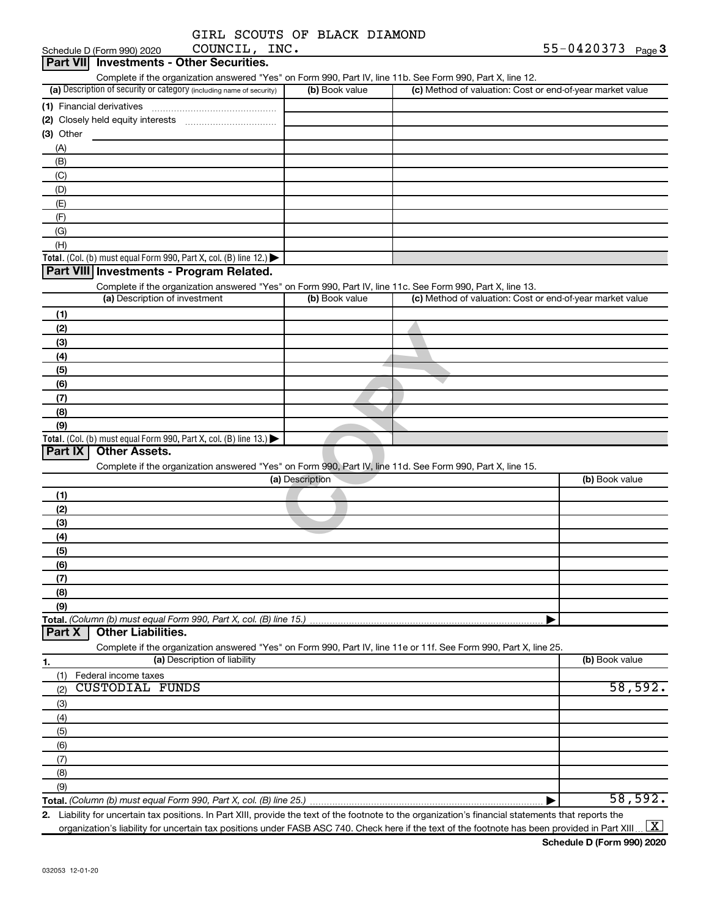GIRL SCOUTS OF BLACK DIAMOND COUNCIL, INC. 55-0420373

## Part VII Investments - Other Securities.

Complete if the organization answered "Yes" on Form 990, Part IV, line 11b. See Form 990, Part X, line 12.

| (a) Description of security or category (including name of security) | (b) Book value | (c) Method of valuation: Cost or end-of-year market value |
|---|---|---|
| (1) Financial derivatives | | |
| (2) Closely held equity interests | | |
| (3) Other | | |
| (A) | | |
| (B) | | |
| (C) | | |
| (D) | | |
| (E) | | |
| (F) | | |
| (G) | | |
| (H) | | |
| **Total.** (Col. (b) must equal Form 990, Part X, col. (B) line 12.) ▶ | | |

## Part VIII Investments - Program Related.

Complete if the organization answered "Yes" on Form 990, Part IV, line 11c. See Form 990, Part X, line 13.

| (a) Description of investment | (b) Book value | (c) Method of valuation: Cost or end-of-year market value |
|---|---|---|
| (1) | | |
| (2) | | |
| (3) | | |
| (4) | | |
| (5) | | |
| (6) | | |
| (7) | | |
| (8) | | |
| (9) | | |
| **Total.** (Col. (b) must equal Form 990, Part X, col. (B) line 13.) ▶ | | |

## Part IX Other Assets.

Complete if the organization answered "Yes" on Form 990, Part IV, line 11d. See Form 990, Part X, line 15.

| (a) Description | (b) Book value |
|---|---|
| (1) | |
| (2) | |
| (3) | |
| (4) | |
| (5) | |
| (6) | |
| (7) | |
| (8) | |
| (9) | |
| **Total.** *(Column (b) must equal Form 990, Part X, col. (B) line 15.)* ▶ | |

## Part X Other Liabilities.

Complete if the organization answered "Yes" on Form 990, Part IV, line 11e or 11f. See Form 990, Part X, line 25.

| 1. (a) Description of liability | (b) Book value |
|---|---|
| (1) Federal income taxes | |
| (2) CUSTODIAL FUNDS | 58,592. |
| (3) | |
| (4) | |
| (5) | |
| (6) | |
| (7) | |
| (8) | |
| (9) | |
| **Total.** *(Column (b) must equal Form 990, Part X, col. (B) line 25.)* ▶ | 58,592. |

2. Liability for uncertain tax positions. In Part XIII, provide the text of the footnote to the organization's financial statements that reports the organization's liability for uncertain tax positions under FASB ASC 740. Check here if the text of the footnote has been provided in Part XIII ... [X]

Schedule D (Form 990) 2020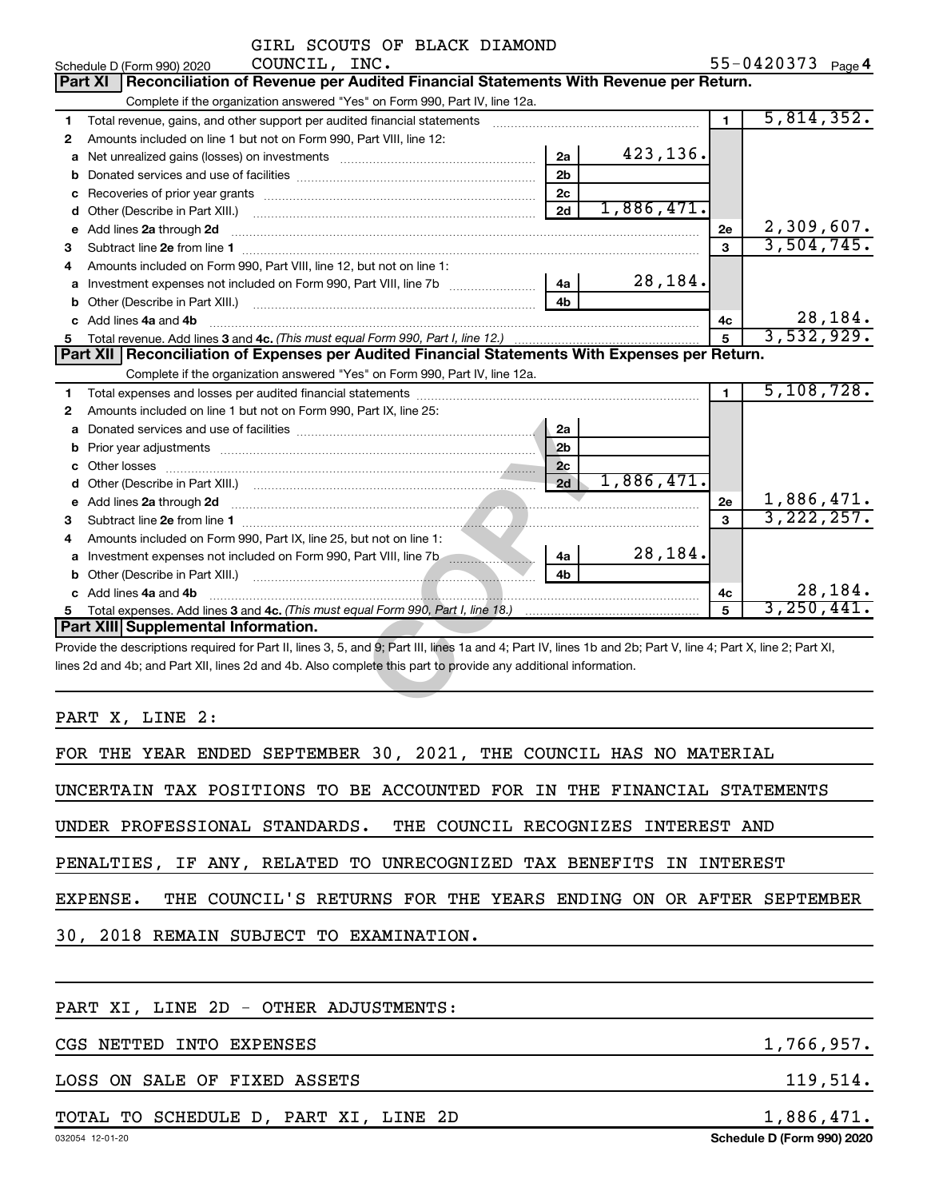GIRL SCOUTS OF BLACK DIAMOND COUNCIL, INC.

Schedule D (Form 990) 2020 55-0420373 Page 4

## Part XI Reconciliation of Revenue per Audited Financial Statements With Revenue per Return.

Complete if the organization answered "Yes" on Form 990, Part IV, line 12a.

| | | | | | |
|---|---|---|---|---|---|
| 1 | Total revenue, gains, and other support per audited financial statements | | | 1 | 5,814,352. |
| 2 | Amounts included on line 1 but not on Form 990, Part VIII, line 12: | | | | |
| a | Net unrealized gains (losses) on investments | 2a | 423,136. | | |
| b | Donated services and use of facilities | 2b | | | |
| c | Recoveries of prior year grants | 2c | | | |
| d | Other (Describe in Part XIII.) | 2d | 1,886,471. | | |
| e | Add lines 2a through 2d | | | 2e | 2,309,607. |
| 3 | Subtract line 2e from line 1 | | | 3 | 3,504,745. |
| 4 | Amounts included on Form 990, Part VIII, line 12, but not on line 1: | | | | |
| a | Investment expenses not included on Form 990, Part VIII, line 7b | 4a | 28,184. | | |
| b | Other (Describe in Part XIII.) | 4b | | | |
| c | Add lines 4a and 4b | | | 4c | 28,184. |
| 5 | Total revenue. Add lines 3 and 4c. *(This must equal Form 990, Part I, line 12.)* | | | 5 | 3,532,929. |

## Part XII Reconciliation of Expenses per Audited Financial Statements With Expenses per Return.

Complete if the organization answered "Yes" on Form 990, Part IV, line 12a.

| | | | | | |
|---|---|---|---|---|---|
| 1 | Total expenses and losses per audited financial statements | | | 1 | 5,108,728. |
| 2 | Amounts included on line 1 but not on Form 990, Part IX, line 25: | | | | |
| a | Donated services and use of facilities | 2a | | | |
| b | Prior year adjustments | 2b | | | |
| c | Other losses | 2c | | | |
| d | Other (Describe in Part XIII.) | 2d | 1,886,471. | | |
| e | Add lines 2a through 2d | | | 2e | 1,886,471. |
| 3 | Subtract line 2e from line 1 | | | 3 | 3,222,257. |
| 4 | Amounts included on Form 990, Part IX, line 25, but not on line 1: | | | | |
| a | Investment expenses not included on Form 990, Part VIII, line 7b | 4a | 28,184. | | |
| b | Other (Describe in Part XIII.) | 4b | | | |
| c | Add lines 4a and 4b | | | 4c | 28,184. |
| 5 | Total expenses. Add lines 3 and 4c. *(This must equal Form 990, Part I, line 18.)* | | | 5 | 3,250,441. |

## Part XIII Supplemental Information.

Provide the descriptions required for Part II, lines 3, 5, and 9; Part III, lines 1a and 4; Part IV, lines 1b and 2b; Part V, line 4; Part X, line 2; Part XI, lines 2d and 4b; and Part XII, lines 2d and 4b. Also complete this part to provide any additional information.

PART X, LINE 2:

FOR THE YEAR ENDED SEPTEMBER 30, 2021, THE COUNCIL HAS NO MATERIAL UNCERTAIN TAX POSITIONS TO BE ACCOUNTED FOR IN THE FINANCIAL STATEMENTS UNDER PROFESSIONAL STANDARDS. THE COUNCIL RECOGNIZES INTEREST AND PENALTIES, IF ANY, RELATED TO UNRECOGNIZED TAX BENEFITS IN INTEREST EXPENSE. THE COUNCIL'S RETURNS FOR THE YEARS ENDING ON OR AFTER SEPTEMBER 30, 2018 REMAIN SUBJECT TO EXAMINATION.

PART XI, LINE 2D - OTHER ADJUSTMENTS:

| | |
|---|---|
| CGS NETTED INTO EXPENSES | 1,766,957. |
| LOSS ON SALE OF FIXED ASSETS | 119,514. |
| TOTAL TO SCHEDULE D, PART XI, LINE 2D | 1,886,471. |

032054 12-01-20 Schedule D (Form 990) 2020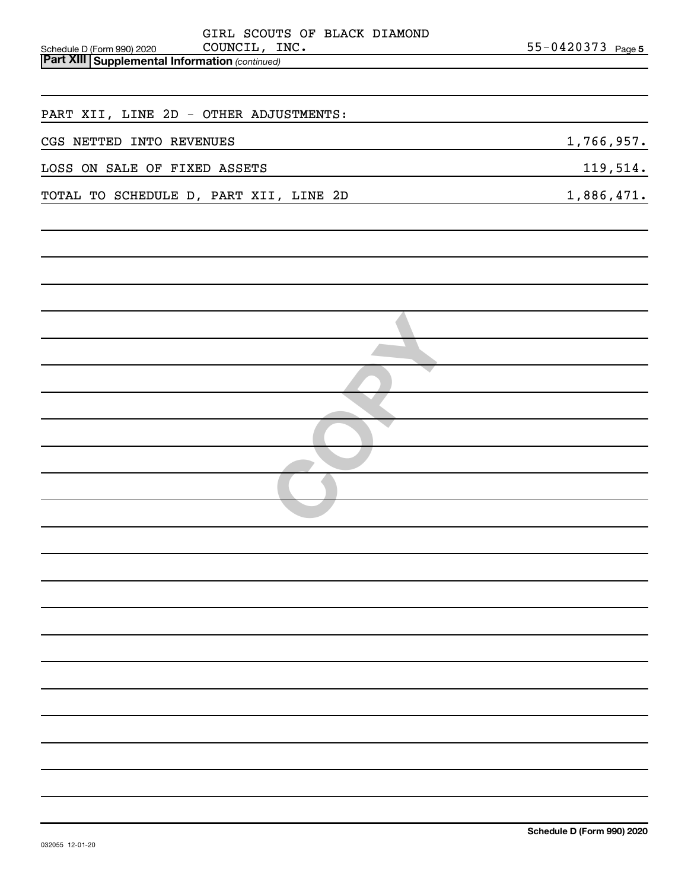GIRL SCOUTS OF BLACK DIAMOND COUNCIL, INC. — 55-0420373

Schedule D (Form 990) 2020

**Part XIII Supplemental Information** *(continued)*

PART XII, LINE 2D - OTHER ADJUSTMENTS:

| | |
|---|---|
| CGS NETTED INTO REVENUES | 1,766,957. |
| LOSS ON SALE OF FIXED ASSETS | 119,514. |
| TOTAL TO SCHEDULE D, PART XII, LINE 2D | 1,886,471. |

COPY

**Schedule D (Form 990) 2020**

032055 12-01-20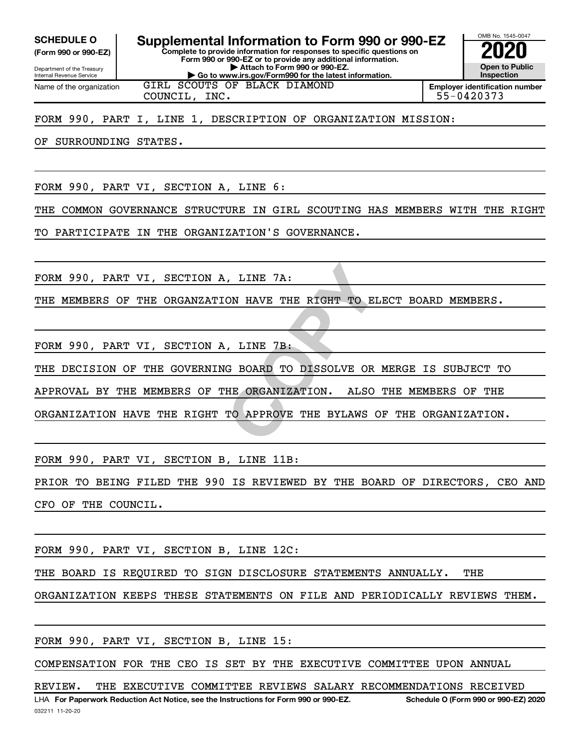**SCHEDULE O**
**(Form 990 or 990-EZ)**

Department of the Treasury
Internal Revenue Service

# Supplemental Information to Form 990 or 990-EZ

**Complete to provide information for responses to specific questions on Form 990 or 990-EZ or to provide any additional information.**
**▶ Attach to Form 990 or 990-EZ.**
**▶ Go to www.irs.gov/Form990 for the latest information.**

OMB No. 1545-0047

**2020**

**Open to Public Inspection**

Name of the organization: GIRL SCOUTS OF BLACK DIAMOND COUNCIL, INC.

**Employer identification number:** 55-0420373

FORM 990, PART I, LINE 1, DESCRIPTION OF ORGANIZATION MISSION:

OF SURROUNDING STATES.

FORM 990, PART VI, SECTION A, LINE 6:

THE COMMON GOVERNANCE STRUCTURE IN GIRL SCOUTING HAS MEMBERS WITH THE RIGHT TO PARTICIPATE IN THE ORGANIZATION'S GOVERNANCE.

FORM 990, PART VI, SECTION A, LINE 7A:

THE MEMBERS OF THE ORGANZATION HAVE THE RIGHT TO ELECT BOARD MEMBERS.

FORM 990, PART VI, SECTION A, LINE 7B:

THE DECISION OF THE GOVERNING BOARD TO DISSOLVE OR MERGE IS SUBJECT TO APPROVAL BY THE MEMBERS OF THE ORGANIZATION. ALSO THE MEMBERS OF THE ORGANIZATION HAVE THE RIGHT TO APPROVE THE BYLAWS OF THE ORGANIZATION.

FORM 990, PART VI, SECTION B, LINE 11B:

PRIOR TO BEING FILED THE 990 IS REVIEWED BY THE BOARD OF DIRECTORS, CEO AND CFO OF THE COUNCIL.

FORM 990, PART VI, SECTION B, LINE 12C:

THE BOARD IS REQUIRED TO SIGN DISCLOSURE STATEMENTS ANNUALLY. THE ORGANIZATION KEEPS THESE STATEMENTS ON FILE AND PERIODICALLY REVIEWS THEM.

FORM 990, PART VI, SECTION B, LINE 15:

COMPENSATION FOR THE CEO IS SET BY THE EXECUTIVE COMMITTEE UPON ANNUAL REVIEW. THE EXECUTIVE COMMITTEE REVIEWS SALARY RECOMMENDATIONS RECEIVED

LHA **For Paperwork Reduction Act Notice, see the Instructions for Form 990 or 990-EZ.** **Schedule O (Form 990 or 990-EZ) 2020**

032211 11-20-20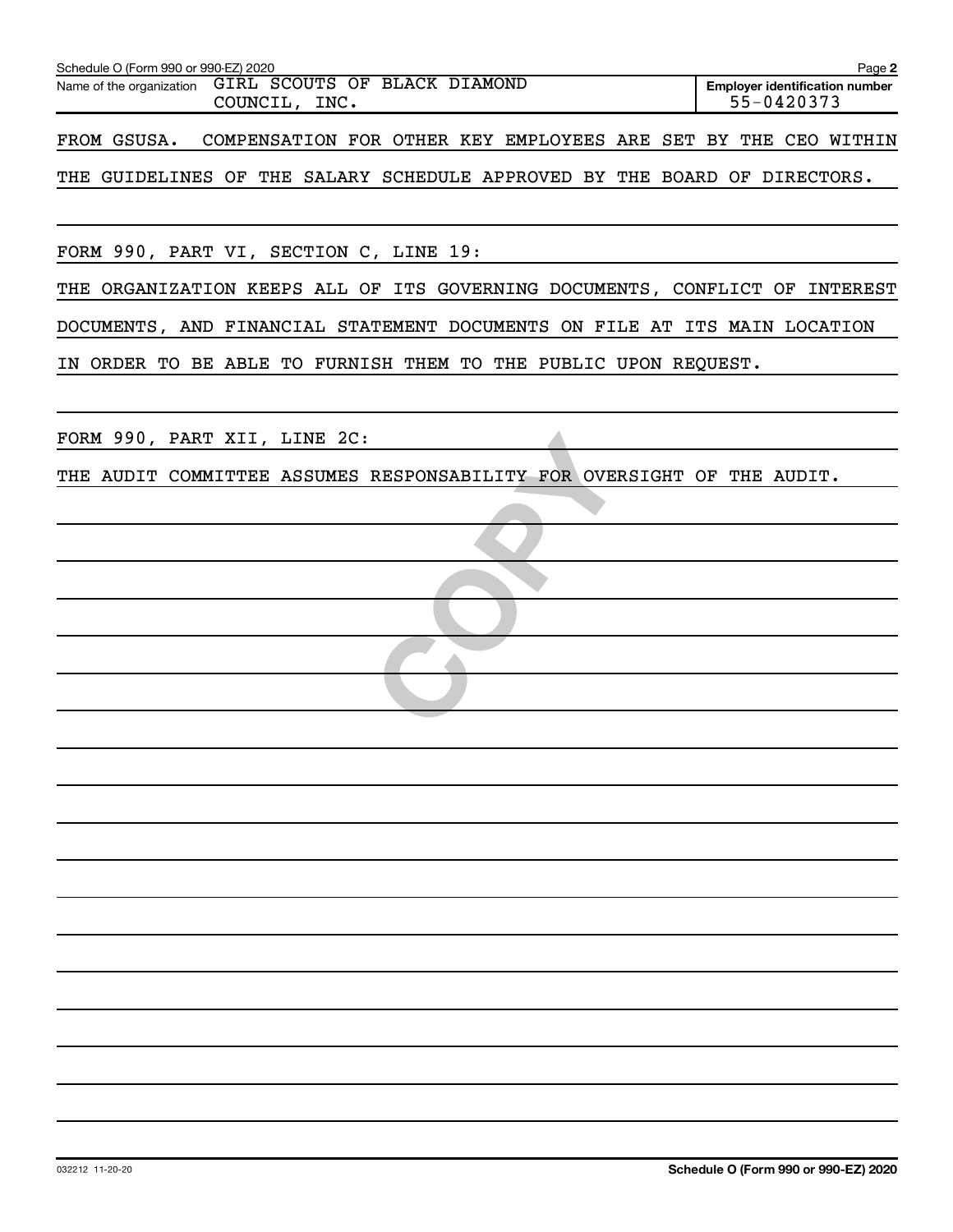Name of the organization: GIRL SCOUTS OF BLACK DIAMOND COUNCIL, INC.

Employer identification number: 55-0420373

FROM GSUSA. COMPENSATION FOR OTHER KEY EMPLOYEES ARE SET BY THE CEO WITHIN THE GUIDELINES OF THE SALARY SCHEDULE APPROVED BY THE BOARD OF DIRECTORS.

FORM 990, PART VI, SECTION C, LINE 19:

THE ORGANIZATION KEEPS ALL OF ITS GOVERNING DOCUMENTS, CONFLICT OF INTEREST DOCUMENTS, AND FINANCIAL STATEMENT DOCUMENTS ON FILE AT ITS MAIN LOCATION IN ORDER TO BE ABLE TO FURNISH THEM TO THE PUBLIC UPON REQUEST.

FORM 990, PART XII, LINE 2C:

THE AUDIT COMMITTEE ASSUMES RESPONSABILITY FOR OVERSIGHT OF THE AUDIT.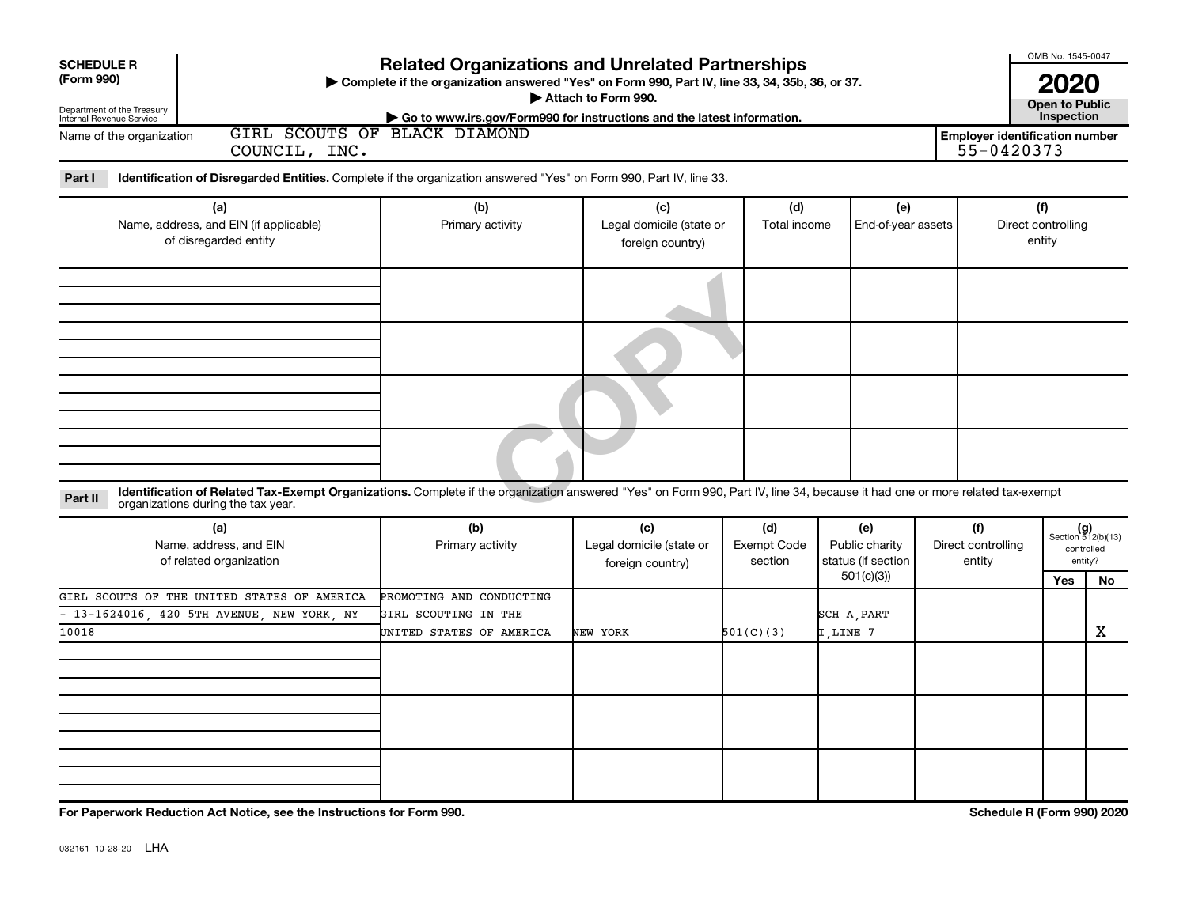**SCHEDULE R (Form 990)**

Department of the Treasury
Internal Revenue Service

# Related Organizations and Unrelated Partnerships

▶ Complete if the organization answered "Yes" on Form 990, Part IV, line 33, 34, 35b, 36, or 37.
▶ Attach to Form 990.
▶ Go to www.irs.gov/Form990 for instructions and the latest information.

OMB No. 1545-0047

**2020**

**Open to Public Inspection**

Name of the organization: GIRL SCOUTS OF BLACK DIAMOND COUNCIL, INC.

Employer identification number: 55-0420373

**Part I** **Identification of Disregarded Entities.** Complete if the organization answered "Yes" on Form 990, Part IV, line 33.

| (a) Name, address, and EIN (if applicable) of disregarded entity | (b) Primary activity | (c) Legal domicile (state or foreign country) | (d) Total income | (e) End-of-year assets | (f) Direct controlling entity |
|---|---|---|---|---|---|
| | | | | | |
| | | | | | |
| | | | | | |
| | | | | | |

**Part II** **Identification of Related Tax-Exempt Organizations.** Complete if the organization answered "Yes" on Form 990, Part IV, line 34, because it had one or more related tax-exempt organizations during the tax year.

| (a) Name, address, and EIN of related organization | (b) Primary activity | (c) Legal domicile (state or foreign country) | (d) Exempt Code section | (e) Public charity status (if section 501(c)(3)) | (f) Direct controlling entity | (g) Section 512(b)(13) controlled entity? Yes | No |
|---|---|---|---|---|---|---|---|
| GIRL SCOUTS OF THE UNITED STATES OF AMERICA - 13-1624016, 420 5TH AVENUE, NEW YORK, NY 10018 | PROMOTING AND CONDUCTING GIRL SCOUTING IN THE UNITED STATES OF AMERICA | NEW YORK | 501(C)(3) | SCH A,PART I,LINE 7 | | | X |
| | | | | | | | |
| | | | | | | | |
| | | | | | | | |

**For Paperwork Reduction Act Notice, see the Instructions for Form 990.**

**Schedule R (Form 990) 2020**

032161 10-28-20 LHA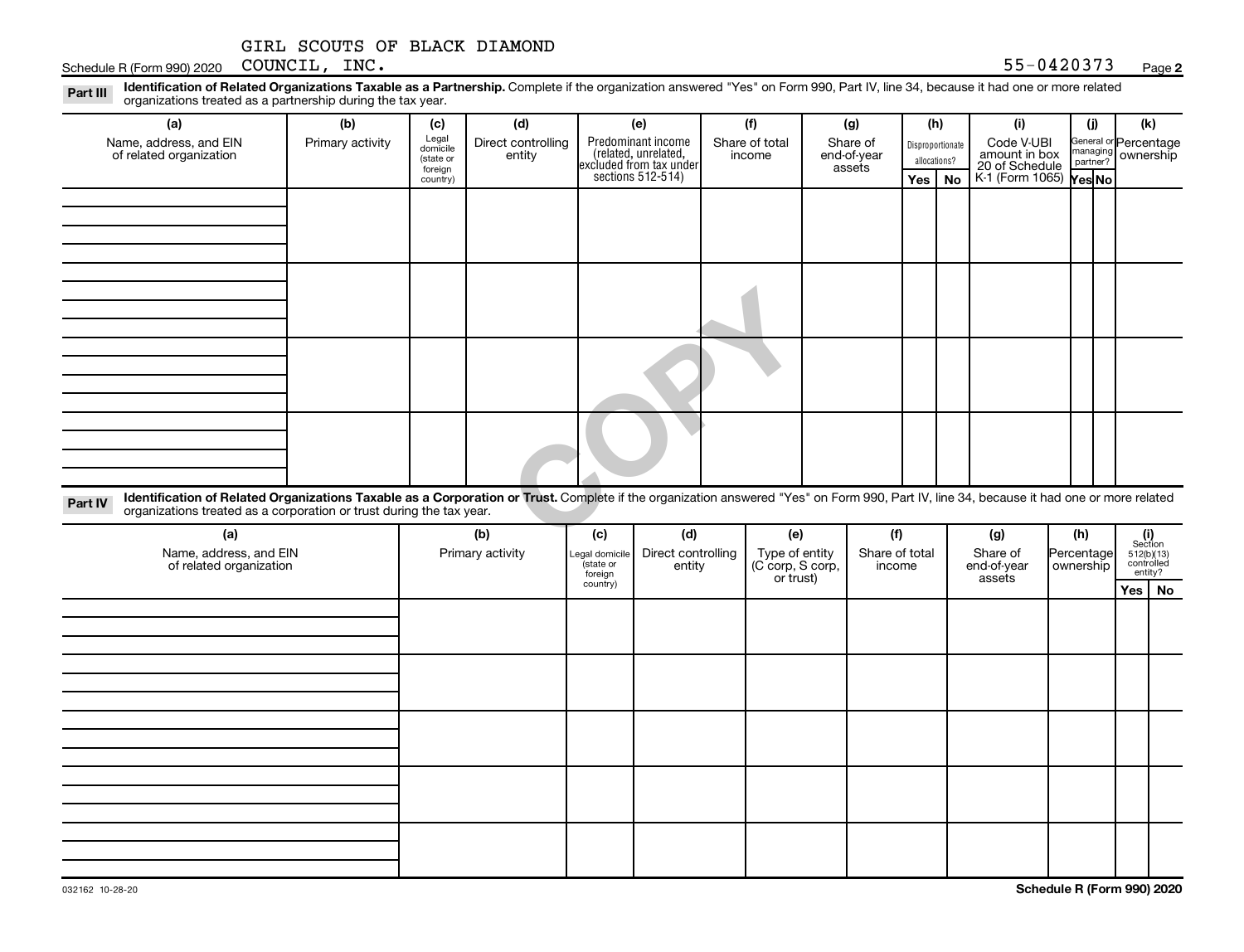GIRL SCOUTS OF BLACK DIAMOND COUNCIL, INC. 55-0420373

Schedule R (Form 990) 2020 Page **2**

**Part III** **Identification of Related Organizations Taxable as a Partnership.** Complete if the organization answered "Yes" on Form 990, Part IV, line 34, because it had one or more related organizations treated as a partnership during the tax year.

| (a) Name, address, and EIN of related organization | (b) Primary activity | (c) Legal domicile (state or foreign country) | (d) Direct controlling entity | (e) Predominant income (related, unrelated, excluded from tax under sections 512-514) | (f) Share of total income | (g) Share of end-of-year assets | (h) Disproportionate allocations? | | (i) Code V-UBI amount in box 20 of Schedule K-1 (Form 1065) | (j) General or managing partner? | | (k) Percentage ownership |
|---|---|---|---|---|---|---|---|---|---|---|---|---|
| | | | | | | | Yes | No | | Yes | No | |
| | | | | | | | | | | | | |
| | | | | | | | | | | | | |
| | | | | | | | | | | | | |
| | | | | | | | | | | | | |

**Part IV** **Identification of Related Organizations Taxable as a Corporation or Trust.** Complete if the organization answered "Yes" on Form 990, Part IV, line 34, because it had one or more related organizations treated as a corporation or trust during the tax year.

| (a) Name, address, and EIN of related organization | (b) Primary activity | (c) Legal domicile (state or foreign country) | (d) Direct controlling entity | (e) Type of entity (C corp, S corp, or trust) | (f) Share of total income | (g) Share of end-of-year assets | (h) Percentage ownership | (i) Section 512(b)(13) controlled entity? | |
|---|---|---|---|---|---|---|---|---|---|
| | | | | | | | | Yes | No |
| | | | | | | | | | |
| | | | | | | | | | |
| | | | | | | | | | |
| | | | | | | | | | |
| | | | | | | | | | |

032162 10-28-20 **Schedule R (Form 990) 2020**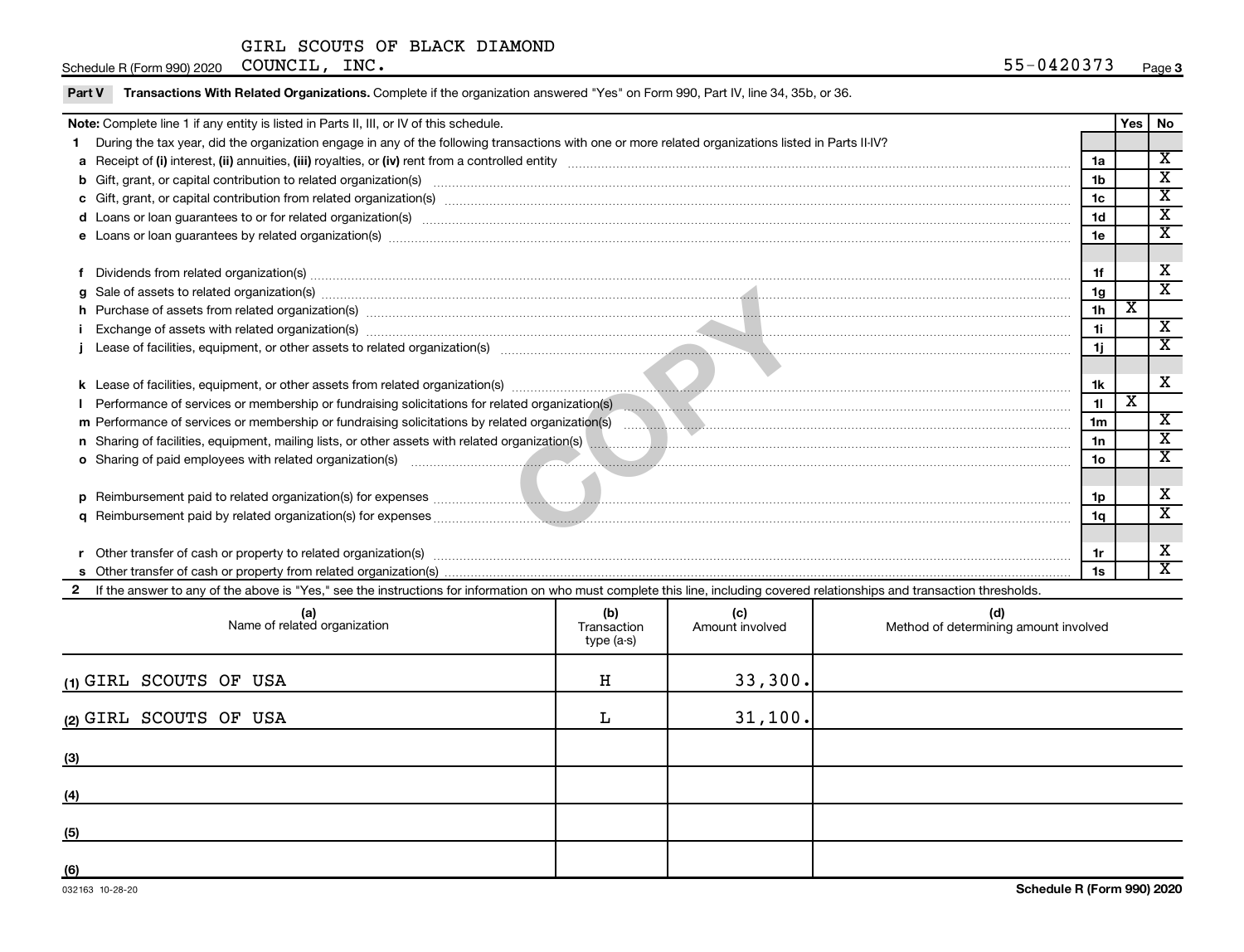GIRL SCOUTS OF BLACK DIAMOND COUNCIL, INC. 55-0420373

Schedule R (Form 990) 2020

**Part V Transactions With Related Organizations.** Complete if the organization answered "Yes" on Form 990, Part IV, line 34, 35b, or 36.

| **Note:** Complete line 1 if any entity is listed in Parts II, III, or IV of this schedule. | | Yes | No |
|---|---|---|---|
| **1** During the tax year, did the organization engage in any of the following transactions with one or more related organizations listed in Parts II-IV? | | | |
| **a** Receipt of **(i)** interest, **(ii)** annuities, **(iii)** royalties, or **(iv)** rent from a controlled entity | 1a | | X |
| **b** Gift, grant, or capital contribution to related organization(s) | 1b | | X |
| **c** Gift, grant, or capital contribution from related organization(s) | 1c | | X |
| **d** Loans or loan guarantees to or for related organization(s) | 1d | | X |
| **e** Loans or loan guarantees by related organization(s) | 1e | | X |
| **f** Dividends from related organization(s) | 1f | | X |
| **g** Sale of assets to related organization(s) | 1g | | X |
| **h** Purchase of assets from related organization(s) | 1h | X | |
| **i** Exchange of assets with related organization(s) | 1i | | X |
| **j** Lease of facilities, equipment, or other assets to related organization(s) | 1j | | X |
| **k** Lease of facilities, equipment, or other assets from related organization(s) | 1k | | X |
| **l** Performance of services or membership or fundraising solicitations for related organization(s) | 1l | X | |
| **m** Performance of services or membership or fundraising solicitations by related organization(s) | 1m | | X |
| **n** Sharing of facilities, equipment, mailing lists, or other assets with related organization(s) | 1n | | X |
| **o** Sharing of paid employees with related organization(s) | 1o | | X |
| **p** Reimbursement paid to related organization(s) for expenses | 1p | | X |
| **q** Reimbursement paid by related organization(s) for expenses | 1q | | X |
| **r** Other transfer of cash or property to related organization(s) | 1r | | X |
| **s** Other transfer of cash or property from related organization(s) | 1s | | X |

**2** If the answer to any of the above is "Yes," see the instructions for information on who must complete this line, including covered relationships and transaction thresholds.

| (a) Name of related organization | (b) Transaction type (a-s) | (c) Amount involved | (d) Method of determining amount involved |
|---|---|---|---|
| (1) GIRL SCOUTS OF USA | H | 33,300. | |
| (2) GIRL SCOUTS OF USA | L | 31,100. | |
| (3) | | | |
| (4) | | | |
| (5) | | | |
| (6) | | | |

032163 10-28-20

Schedule R (Form 990) 2020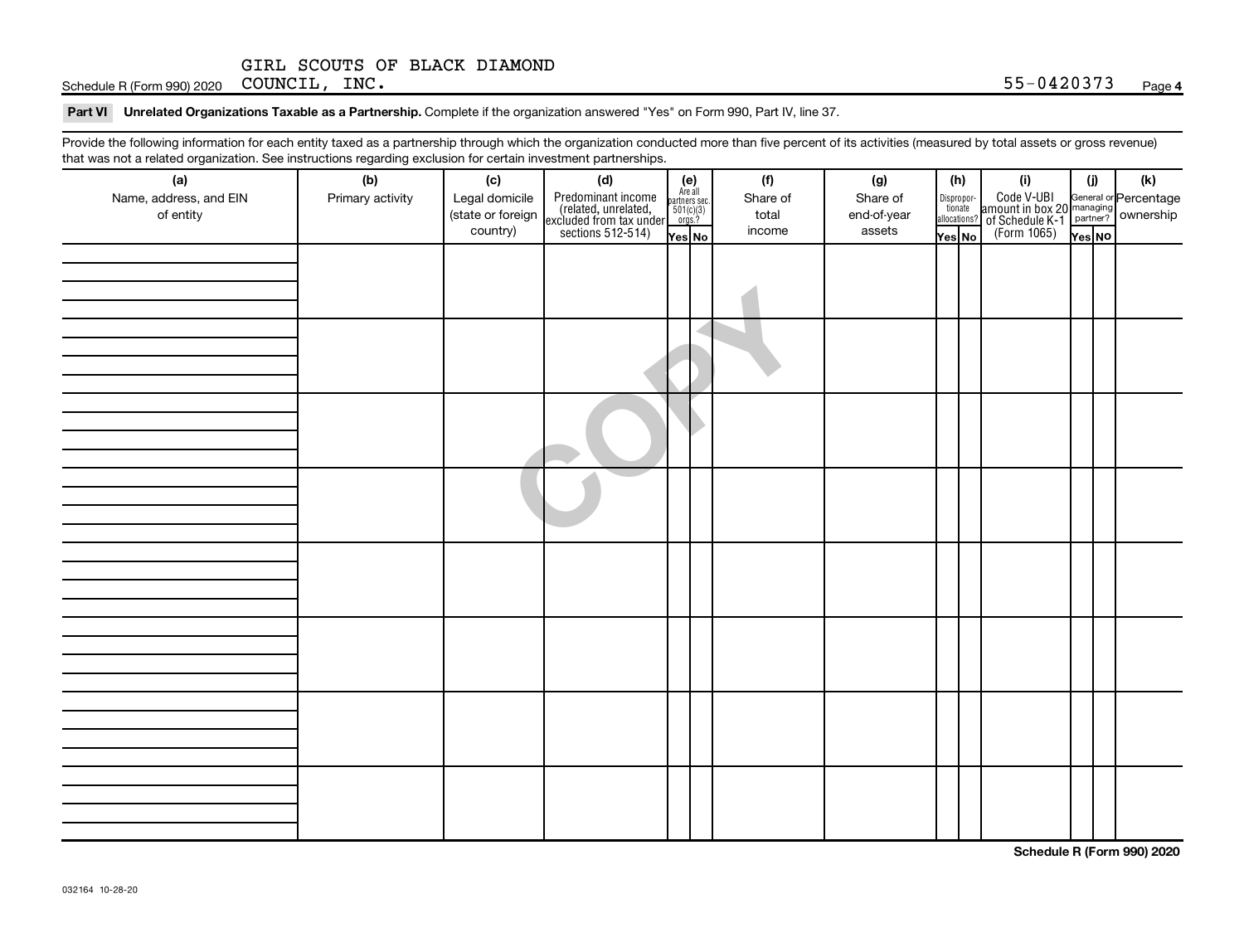GIRL SCOUTS OF BLACK DIAMOND COUNCIL, INC. 55-0420373

**Part VI** **Unrelated Organizations Taxable as a Partnership.** Complete if the organization answered "Yes" on Form 990, Part IV, line 37.

Provide the following information for each entity taxed as a partnership through which the organization conducted more than five percent of its activities (measured by total assets or gross revenue) that was not a related organization. See instructions regarding exclusion for certain investment partnerships.

| (a) Name, address, and EIN of entity | (b) Primary activity | (c) Legal domicile (state or foreign country) | (d) Predominant income (related, unrelated, excluded from tax under sections 512-514) | (e) Are all partners sec. 501(c)(3) orgs.? | | (f) Share of total income | (g) Share of end-of-year assets | (h) Disproportionate allocations? | | (i) Code V-UBI amount in box 20 of Schedule K-1 (Form 1065) | (j) General or managing partner? | | (k) Percentage ownership |
|---|---|---|---|---|---|---|---|---|---|---|---|---|---|
| | | | | Yes | No | | | Yes | No | | Yes | No | |
| | | | | | | | | | | | | | |
| | | | | | | | | | | | | | |
| | | | | | | | | | | | | | |
| | | | | | | | | | | | | | |
| | | | | | | | | | | | | | |
| | | | | | | | | | | | | | |
| | | | | | | | | | | | | | |
| | | | | | | | | | | | | | |

COPY

032164 10-28-20

**Schedule R (Form 990) 2020**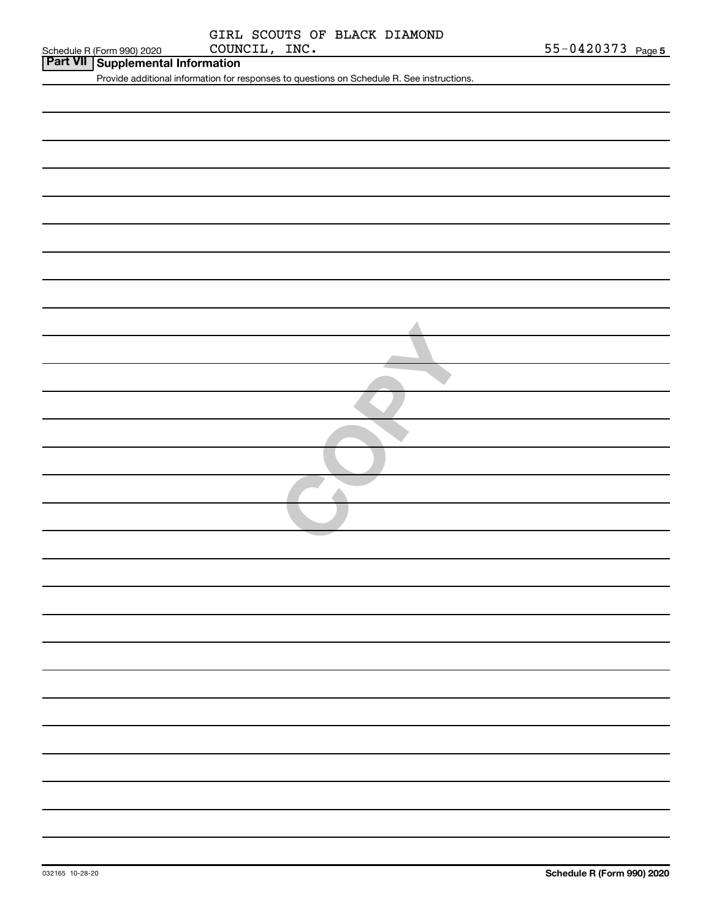Schedule R (Form 990) 2020 GIRL SCOUTS OF BLACK DIAMOND COUNCIL, INC. 55-0420373 Page 5

## Part VII Supplemental Information

Provide additional information for responses to questions on Schedule R. See instructions.

032165 10-28-20 **Schedule R (Form 990) 2020**